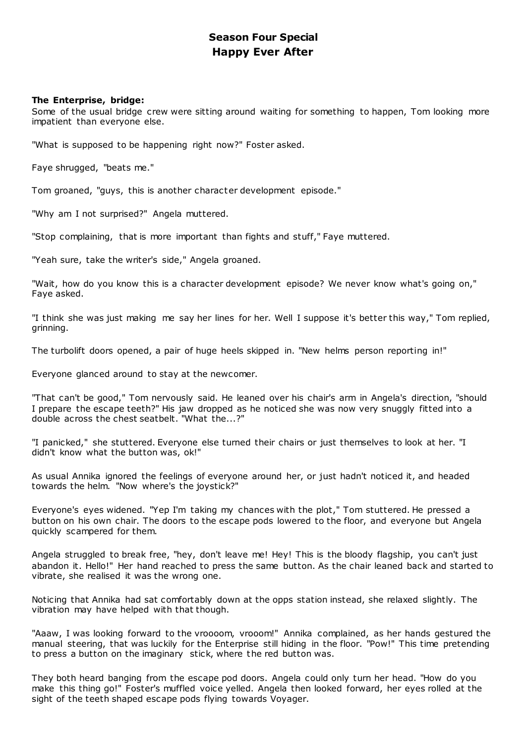# Season Four Special
# Happy Ever After

**The Enterprise, bridge:**

Some of the usual bridge crew were sitting around waiting for something to happen, Tom looking more impatient than everyone else.

"What is supposed to be happening right now?" Foster asked.

Faye shrugged, "beats me."

Tom groaned, "guys, this is another character development episode."

"Why am I not surprised?" Angela muttered.

"Stop complaining, that is more important than fights and stuff," Faye muttered.

"Yeah sure, take the writer's side," Angela groaned.

"Wait, how do you know this is a character development episode? We never know what's going on," Faye asked.

"I think she was just making me say her lines for her. Well I suppose it's better this way," Tom replied, grinning.

The turbolift doors opened, a pair of huge heels skipped in. "New helms person reporting in!"

Everyone glanced around to stay at the newcomer.

"That can't be good," Tom nervously said. He leaned over his chair's arm in Angela's direction, "should I prepare the escape teeth?" His jaw dropped as he noticed she was now very snuggly fitted into a double across the chest seatbelt. "What the...?"

"I panicked," she stuttered. Everyone else turned their chairs or just themselves to look at her. "I didn't know what the button was, ok!"

As usual Annika ignored the feelings of everyone around her, or just hadn't noticed it, and headed towards the helm. "Now where's the joystick?"

Everyone's eyes widened. "Yep I'm taking my chances with the plot," Tom stuttered. He pressed a button on his own chair. The doors to the escape pods lowered to the floor, and everyone but Angela quickly scampered for them.

Angela struggled to break free, "hey, don't leave me! Hey! This is the bloody flagship, you can't just abandon it. Hello!" Her hand reached to press the same button. As the chair leaned back and started to vibrate, she realised it was the wrong one.

Noticing that Annika had sat comfortably down at the opps station instead, she relaxed slightly. The vibration may have helped with that though.

"Aaaw, I was looking forward to the vroooom, vrooom!" Annika complained, as her hands gestured the manual steering, that was luckily for the Enterprise still hiding in the floor. "Pow!" This time pretending to press a button on the imaginary stick, where the red button was.

They both heard banging from the escape pod doors. Angela could only turn her head. "How do you make this thing go!" Foster's muffled voice yelled. Angela then looked forward, her eyes rolled at the sight of the teeth shaped escape pods flying towards Voyager.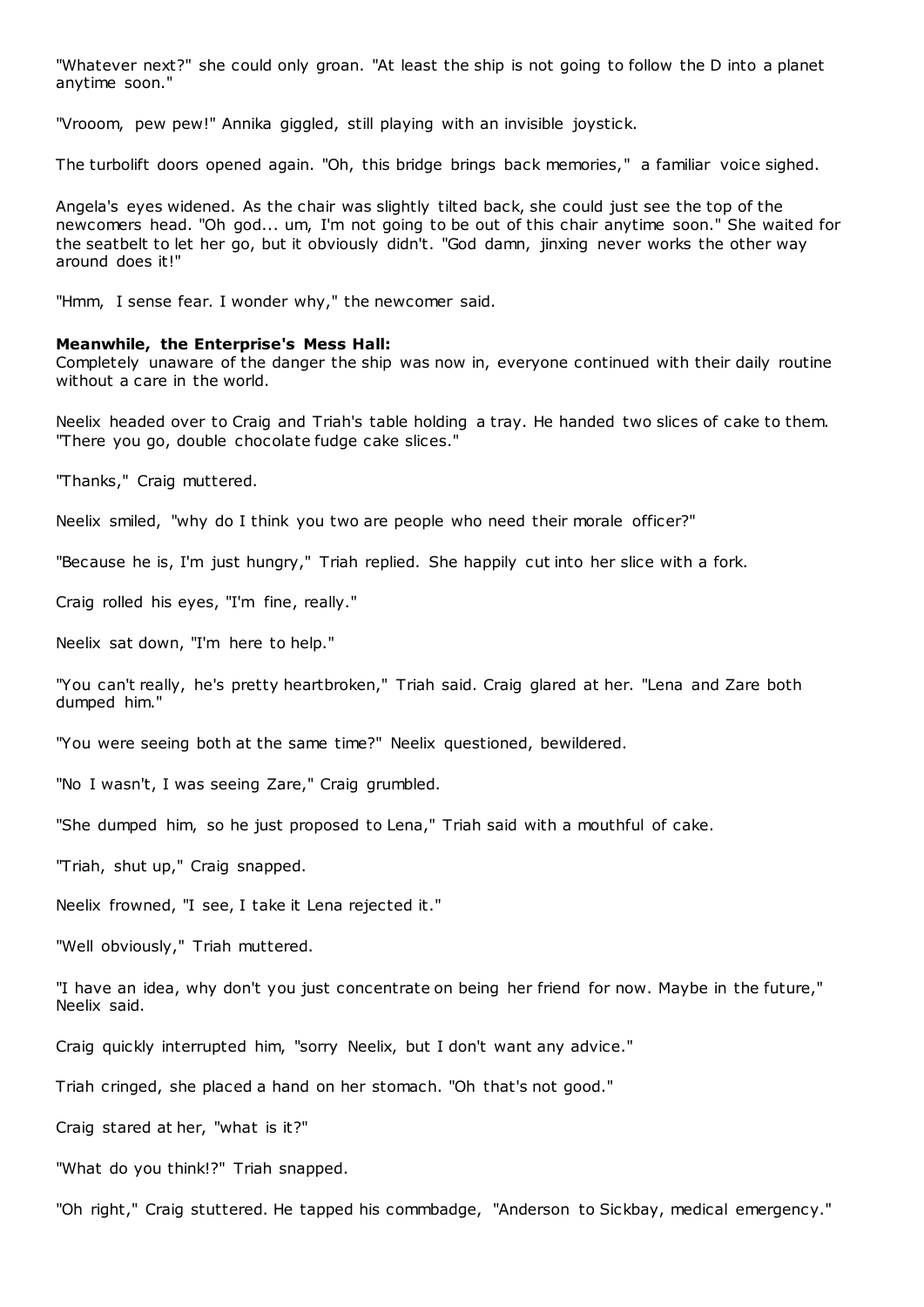"Whatever next?" she could only groan. "At least the ship is not going to follow the D into a planet anytime soon."

"Vrooom, pew pew!" Annika giggled, still playing with an invisible joystick.

The turbolift doors opened again. "Oh, this bridge brings back memories," a familiar voice sighed.

Angela's eyes widened. As the chair was slightly tilted back, she could just see the top of the newcomers head. "Oh god... um, I'm not going to be out of this chair anytime soon." She waited for the seatbelt to let her go, but it obviously didn't. "God damn, jinxing never works the other way around does it!"

"Hmm, I sense fear. I wonder why," the newcomer said.

**Meanwhile, the Enterprise's Mess Hall:**
Completely unaware of the danger the ship was now in, everyone continued with their daily routine without a care in the world.

Neelix headed over to Craig and Triah's table holding a tray. He handed two slices of cake to them. "There you go, double chocolate fudge cake slices."

"Thanks," Craig muttered.

Neelix smiled, "why do I think you two are people who need their morale officer?"

"Because he is, I'm just hungry," Triah replied. She happily cut into her slice with a fork.

Craig rolled his eyes, "I'm fine, really."

Neelix sat down, "I'm here to help."

"You can't really, he's pretty heartbroken," Triah said. Craig glared at her. "Lena and Zare both dumped him."

"You were seeing both at the same time?" Neelix questioned, bewildered.

"No I wasn't, I was seeing Zare," Craig grumbled.

"She dumped him, so he just proposed to Lena," Triah said with a mouthful of cake.

"Triah, shut up," Craig snapped.

Neelix frowned, "I see, I take it Lena rejected it."

"Well obviously," Triah muttered.

"I have an idea, why don't you just concentrate on being her friend for now. Maybe in the future," Neelix said.

Craig quickly interrupted him, "sorry Neelix, but I don't want any advice."

Triah cringed, she placed a hand on her stomach. "Oh that's not good."

Craig stared at her, "what is it?"

"What do you think!?" Triah snapped.

"Oh right," Craig stuttered. He tapped his commbadge, "Anderson to Sickbay, medical emergency."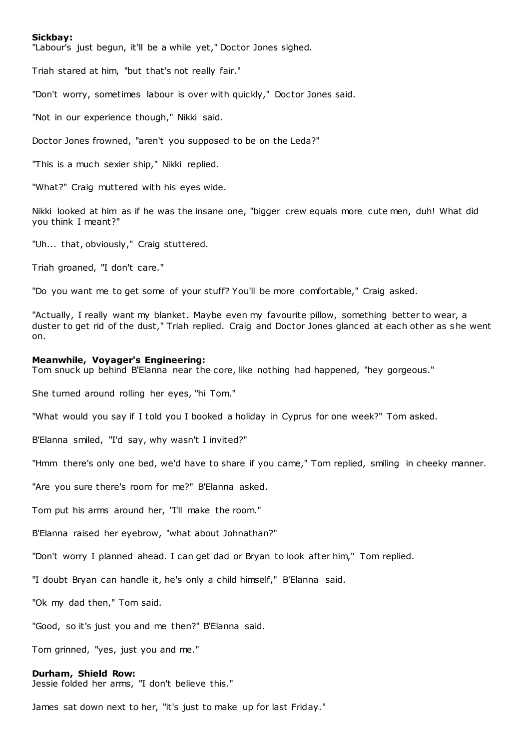**Sickbay:**
"Labour's just begun, it'll be a while yet," Doctor Jones sighed.

Triah stared at him, "but that's not really fair."

"Don't worry, sometimes labour is over with quickly," Doctor Jones said.

"Not in our experience though," Nikki said.

Doctor Jones frowned, "aren't you supposed to be on the Leda?"

"This is a much sexier ship," Nikki replied.

"What?" Craig muttered with his eyes wide.

Nikki looked at him as if he was the insane one, "bigger crew equals more cute men, duh! What did you think I meant?"

"Uh... that, obviously," Craig stuttered.

Triah groaned, "I don't care."

"Do you want me to get some of your stuff? You'll be more comfortable," Craig asked.

"Actually, I really want my blanket. Maybe even my favourite pillow, something better to wear, a duster to get rid of the dust," Triah replied. Craig and Doctor Jones glanced at each other as she went on.

**Meanwhile, Voyager's Engineering:**
Tom snuck up behind B'Elanna near the core, like nothing had happened, "hey gorgeous."

She turned around rolling her eyes, "hi Tom."

"What would you say if I told you I booked a holiday in Cyprus for one week?" Tom asked.

B'Elanna smiled, "I'd say, why wasn't I invited?"

"Hmm there's only one bed, we'd have to share if you came," Tom replied, smiling in cheeky manner.

"Are you sure there's room for me?" B'Elanna asked.

Tom put his arms around her, "I'll make the room."

B'Elanna raised her eyebrow, "what about Johnathan?"

"Don't worry I planned ahead. I can get dad or Bryan to look after him," Tom replied.

"I doubt Bryan can handle it, he's only a child himself," B'Elanna said.

"Ok my dad then," Tom said.

"Good, so it's just you and me then?" B'Elanna said.

Tom grinned, "yes, just you and me."

**Durham, Shield Row:**
Jessie folded her arms, "I don't believe this."

James sat down next to her, "it's just to make up for last Friday."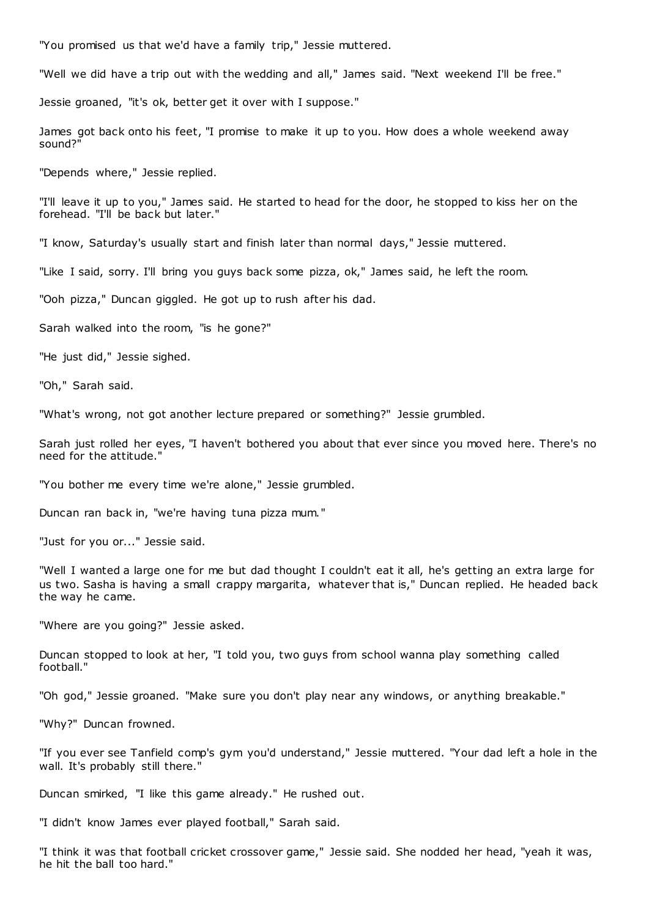"You promised us that we'd have a family trip," Jessie muttered.

"Well we did have a trip out with the wedding and all," James said. "Next weekend I'll be free."

Jessie groaned, "it's ok, better get it over with I suppose."

James got back onto his feet, "I promise to make it up to you. How does a whole weekend away sound?"

"Depends where," Jessie replied.

"I'll leave it up to you," James said. He started to head for the door, he stopped to kiss her on the forehead. "I'll be back but later."

"I know, Saturday's usually start and finish later than normal days," Jessie muttered.

"Like I said, sorry. I'll bring you guys back some pizza, ok," James said, he left the room.

"Ooh pizza," Duncan giggled. He got up to rush after his dad.

Sarah walked into the room, "is he gone?"

"He just did," Jessie sighed.

"Oh," Sarah said.

"What's wrong, not got another lecture prepared or something?" Jessie grumbled.

Sarah just rolled her eyes, "I haven't bothered you about that ever since you moved here. There's no need for the attitude."

"You bother me every time we're alone," Jessie grumbled.

Duncan ran back in, "we're having tuna pizza mum."

"Just for you or..." Jessie said.

"Well I wanted a large one for me but dad thought I couldn't eat it all, he's getting an extra large for us two. Sasha is having a small crappy margarita, whatever that is," Duncan replied. He headed back the way he came.

"Where are you going?" Jessie asked.

Duncan stopped to look at her, "I told you, two guys from school wanna play something called football."

"Oh god," Jessie groaned. "Make sure you don't play near any windows, or anything breakable."

"Why?" Duncan frowned.

"If you ever see Tanfield comp's gym you'd understand," Jessie muttered. "Your dad left a hole in the wall. It's probably still there."

Duncan smirked, "I like this game already." He rushed out.

"I didn't know James ever played football," Sarah said.

"I think it was that football cricket crossover game," Jessie said. She nodded her head, "yeah it was, he hit the ball too hard."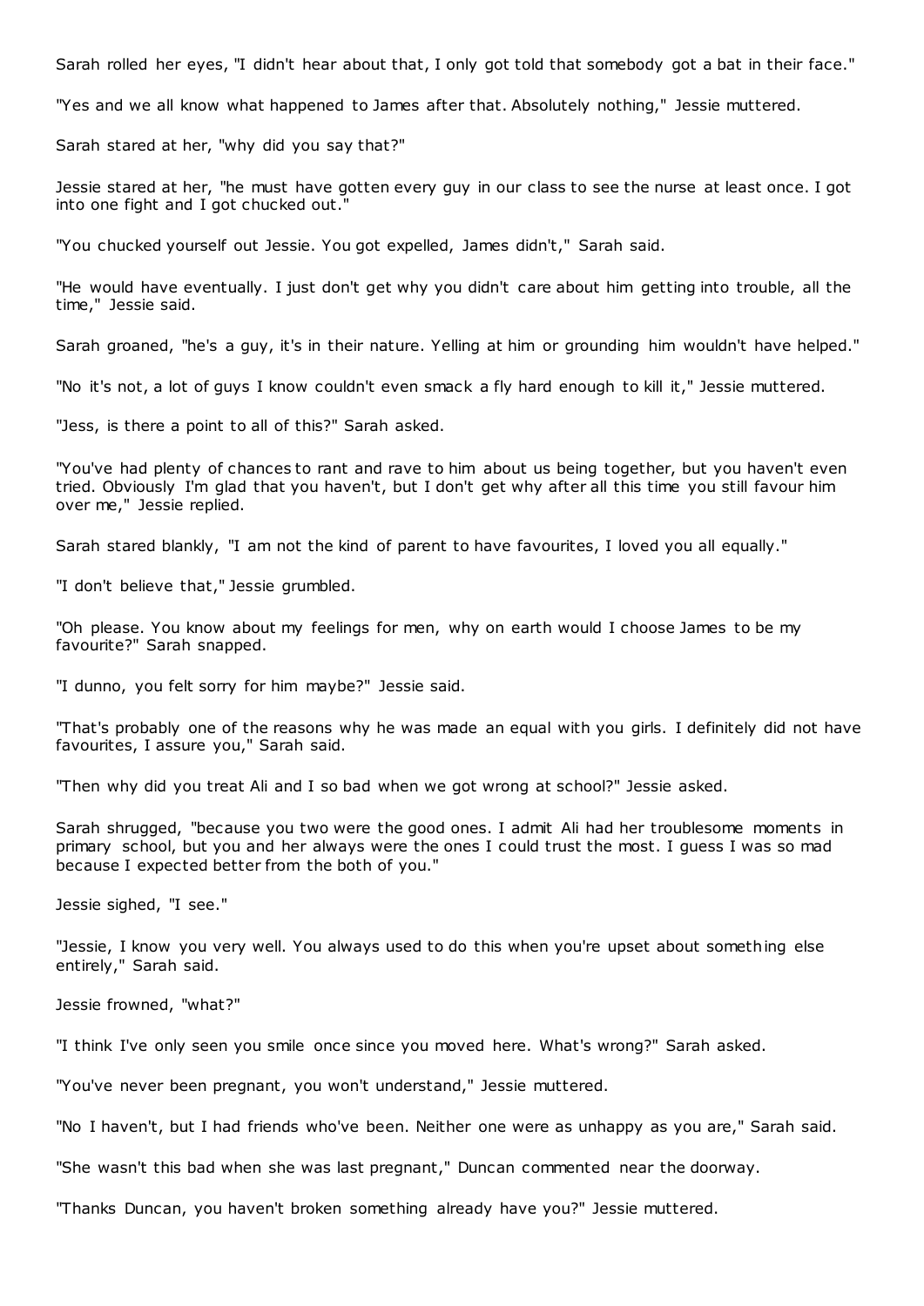Sarah rolled her eyes, "I didn't hear about that, I only got told that somebody got a bat in their face."

"Yes and we all know what happened to James after that. Absolutely nothing," Jessie muttered.

Sarah stared at her, "why did you say that?"

Jessie stared at her, "he must have gotten every guy in our class to see the nurse at least once. I got into one fight and I got chucked out."

"You chucked yourself out Jessie. You got expelled, James didn't," Sarah said.

"He would have eventually. I just don't get why you didn't care about him getting into trouble, all the time," Jessie said.

Sarah groaned, "he's a guy, it's in their nature. Yelling at him or grounding him wouldn't have helped."

"No it's not, a lot of guys I know couldn't even smack a fly hard enough to kill it," Jessie muttered.

"Jess, is there a point to all of this?" Sarah asked.

"You've had plenty of chances to rant and rave to him about us being together, but you haven't even tried. Obviously I'm glad that you haven't, but I don't get why after all this time you still favour him over me," Jessie replied.

Sarah stared blankly, "I am not the kind of parent to have favourites, I loved you all equally."

"I don't believe that," Jessie grumbled.

"Oh please. You know about my feelings for men, why on earth would I choose James to be my favourite?" Sarah snapped.

"I dunno, you felt sorry for him maybe?" Jessie said.

"That's probably one of the reasons why he was made an equal with you girls. I definitely did not have favourites, I assure you," Sarah said.

"Then why did you treat Ali and I so bad when we got wrong at school?" Jessie asked.

Sarah shrugged, "because you two were the good ones. I admit Ali had her troublesome moments in primary school, but you and her always were the ones I could trust the most. I guess I was so mad because I expected better from the both of you."

Jessie sighed, "I see."

"Jessie, I know you very well. You always used to do this when you're upset about something else entirely," Sarah said.

Jessie frowned, "what?"

"I think I've only seen you smile once since you moved here. What's wrong?" Sarah asked.

"You've never been pregnant, you won't understand," Jessie muttered.

"No I haven't, but I had friends who've been. Neither one were as unhappy as you are," Sarah said.

"She wasn't this bad when she was last pregnant," Duncan commented near the doorway.

"Thanks Duncan, you haven't broken something already have you?" Jessie muttered.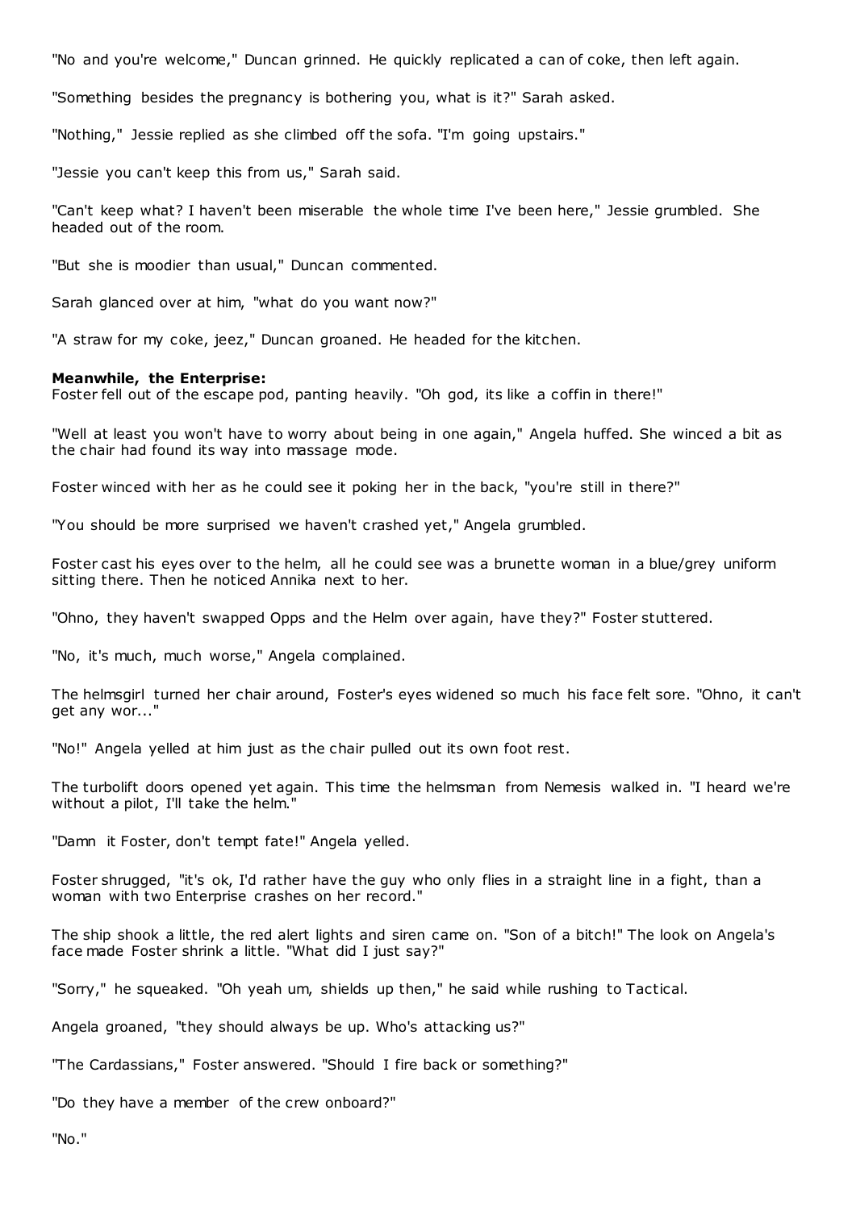"No and you're welcome," Duncan grinned. He quickly replicated a can of coke, then left again.

"Something besides the pregnancy is bothering you, what is it?" Sarah asked.

"Nothing," Jessie replied as she climbed off the sofa. "I'm going upstairs."

"Jessie you can't keep this from us," Sarah said.

"Can't keep what? I haven't been miserable the whole time I've been here," Jessie grumbled. She headed out of the room.

"But she is moodier than usual," Duncan commented.

Sarah glanced over at him, "what do you want now?"

"A straw for my coke, jeez," Duncan groaned. He headed for the kitchen.

**Meanwhile, the Enterprise:**
Foster fell out of the escape pod, panting heavily. "Oh god, its like a coffin in there!"

"Well at least you won't have to worry about being in one again," Angela huffed. She winced a bit as the chair had found its way into massage mode.

Foster winced with her as he could see it poking her in the back, "you're still in there?"

"You should be more surprised we haven't crashed yet," Angela grumbled.

Foster cast his eyes over to the helm, all he could see was a brunette woman in a blue/grey uniform sitting there. Then he noticed Annika next to her.

"Ohno, they haven't swapped Opps and the Helm over again, have they?" Foster stuttered.

"No, it's much, much worse," Angela complained.

The helmsgirl turned her chair around, Foster's eyes widened so much his face felt sore. "Ohno, it can't get any wor..."

"No!" Angela yelled at him just as the chair pulled out its own foot rest.

The turbolift doors opened yet again. This time the helmsman from Nemesis walked in. "I heard we're without a pilot, I'll take the helm."

"Damn it Foster, don't tempt fate!" Angela yelled.

Foster shrugged, "it's ok, I'd rather have the guy who only flies in a straight line in a fight, than a woman with two Enterprise crashes on her record."

The ship shook a little, the red alert lights and siren came on. "Son of a bitch!" The look on Angela's face made Foster shrink a little. "What did I just say?"

"Sorry," he squeaked. "Oh yeah um, shields up then," he said while rushing to Tactical.

Angela groaned, "they should always be up. Who's attacking us?"

"The Cardassians," Foster answered. "Should I fire back or something?"

"Do they have a member of the crew onboard?"

"No."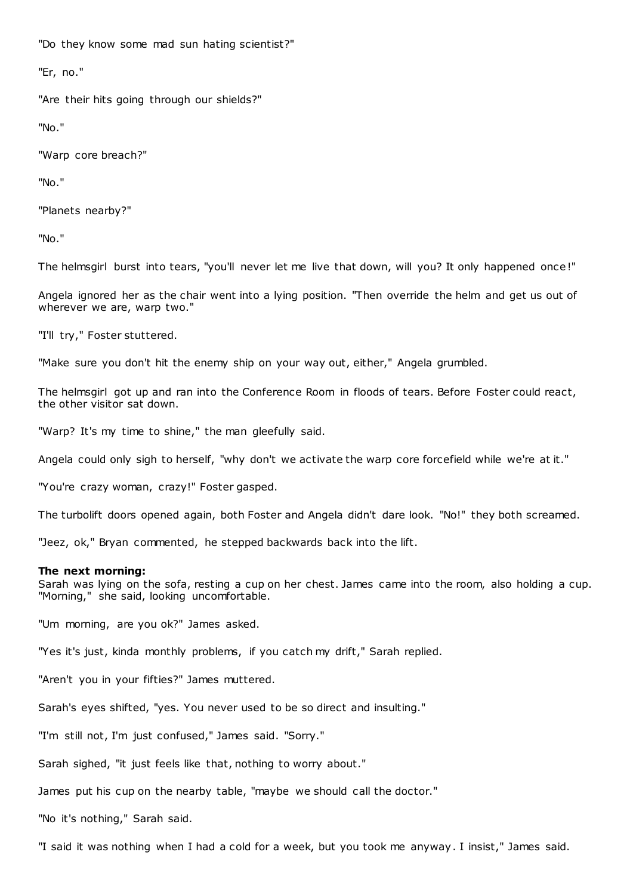"Do they know some mad sun hating scientist?"

"Er, no."

"Are their hits going through our shields?"

"No."

"Warp core breach?"

"No."

"Planets nearby?"

"No."

The helmsgirl burst into tears, "you'll never let me live that down, will you? It only happened once!"

Angela ignored her as the chair went into a lying position. "Then override the helm and get us out of wherever we are, warp two."

"I'll try," Foster stuttered.

"Make sure you don't hit the enemy ship on your way out, either," Angela grumbled.

The helmsgirl got up and ran into the Conference Room in floods of tears. Before Foster could react, the other visitor sat down.

"Warp? It's my time to shine," the man gleefully said.

Angela could only sigh to herself, "why don't we activate the warp core forcefield while we're at it."

"You're crazy woman, crazy!" Foster gasped.

The turbolift doors opened again, both Foster and Angela didn't dare look. "No!" they both screamed.

"Jeez, ok," Bryan commented, he stepped backwards back into the lift.

**The next morning:**
Sarah was lying on the sofa, resting a cup on her chest. James came into the room, also holding a cup. "Morning," she said, looking uncomfortable.

"Um morning, are you ok?" James asked.

"Yes it's just, kinda monthly problems, if you catch my drift," Sarah replied.

"Aren't you in your fifties?" James muttered.

Sarah's eyes shifted, "yes. You never used to be so direct and insulting."

"I'm still not, I'm just confused," James said. "Sorry."

Sarah sighed, "it just feels like that, nothing to worry about."

James put his cup on the nearby table, "maybe we should call the doctor."

"No it's nothing," Sarah said.

"I said it was nothing when I had a cold for a week, but you took me anyway. I insist," James said.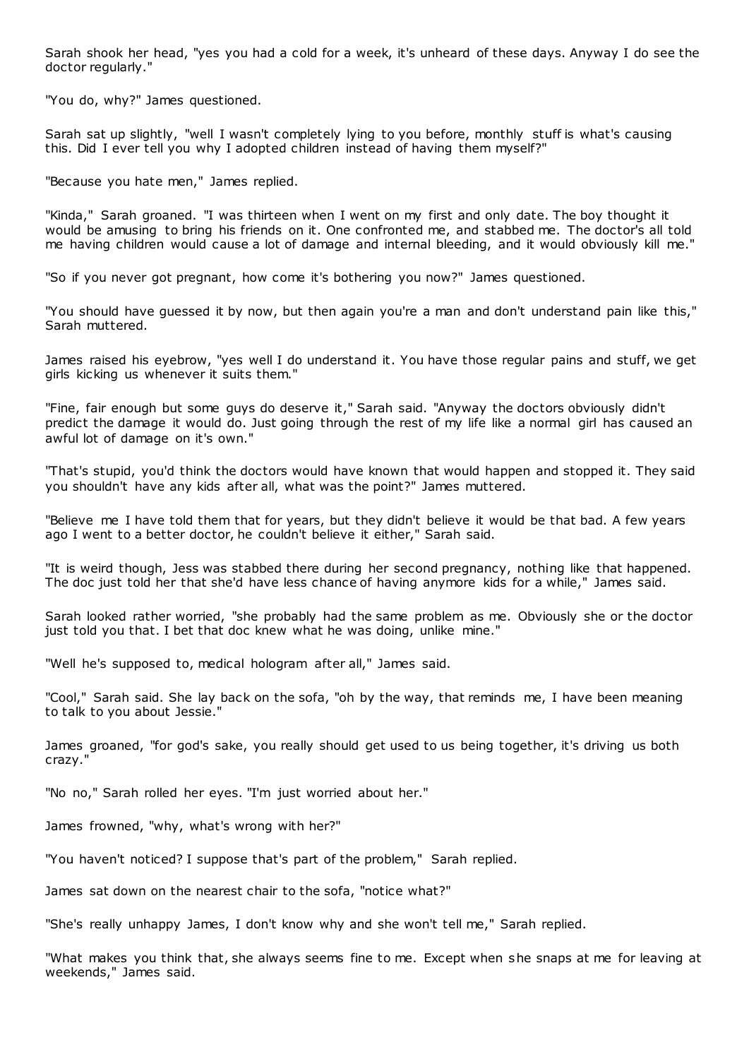Sarah shook her head, "yes you had a cold for a week, it's unheard of these days. Anyway I do see the doctor regularly."

"You do, why?" James questioned.

Sarah sat up slightly, "well I wasn't completely lying to you before, monthly stuff is what's causing this. Did I ever tell you why I adopted children instead of having them myself?"

"Because you hate men," James replied.

"Kinda," Sarah groaned. "I was thirteen when I went on my first and only date. The boy thought it would be amusing to bring his friends on it. One confronted me, and stabbed me. The doctor's all told me having children would cause a lot of damage and internal bleeding, and it would obviously kill me."

"So if you never got pregnant, how come it's bothering you now?" James questioned.

"You should have guessed it by now, but then again you're a man and don't understand pain like this," Sarah muttered.

James raised his eyebrow, "yes well I do understand it. You have those regular pains and stuff, we get girls kicking us whenever it suits them."

"Fine, fair enough but some guys do deserve it," Sarah said. "Anyway the doctors obviously didn't predict the damage it would do. Just going through the rest of my life like a normal girl has caused an awful lot of damage on it's own."

"That's stupid, you'd think the doctors would have known that would happen and stopped it. They said you shouldn't have any kids after all, what was the point?" James muttered.

"Believe me I have told them that for years, but they didn't believe it would be that bad. A few years ago I went to a better doctor, he couldn't believe it either," Sarah said.

"It is weird though, Jess was stabbed there during her second pregnancy, nothing like that happened. The doc just told her that she'd have less chance of having anymore kids for a while," James said.

Sarah looked rather worried, "she probably had the same problem as me. Obviously she or the doctor just told you that. I bet that doc knew what he was doing, unlike mine."

"Well he's supposed to, medical hologram after all," James said.

"Cool," Sarah said. She lay back on the sofa, "oh by the way, that reminds me, I have been meaning to talk to you about Jessie."

James groaned, "for god's sake, you really should get used to us being together, it's driving us both crazy."

"No no," Sarah rolled her eyes. "I'm just worried about her."

James frowned, "why, what's wrong with her?"

"You haven't noticed? I suppose that's part of the problem," Sarah replied.

James sat down on the nearest chair to the sofa, "notice what?"

"She's really unhappy James, I don't know why and she won't tell me," Sarah replied.

"What makes you think that, she always seems fine to me. Except when she snaps at me for leaving at weekends," James said.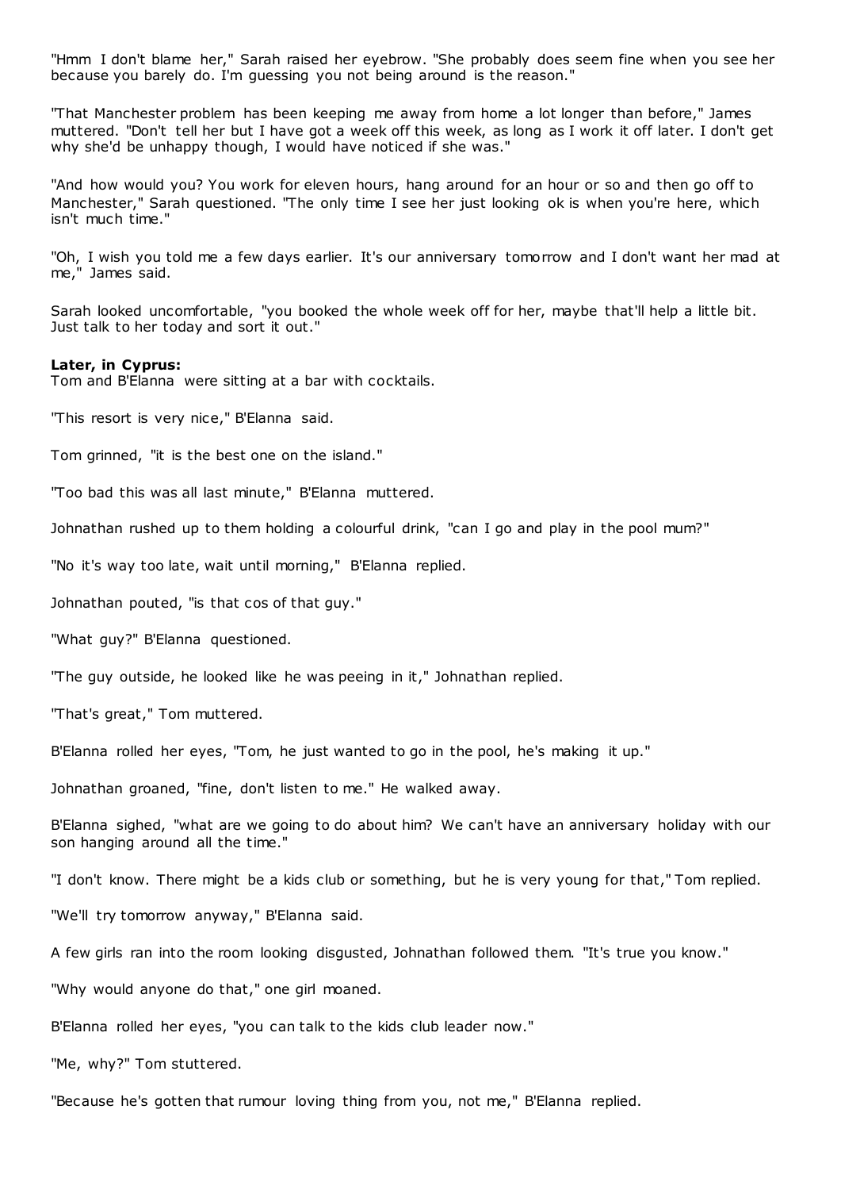"Hmm I don't blame her," Sarah raised her eyebrow. "She probably does seem fine when you see her because you barely do. I'm guessing you not being around is the reason."

"That Manchester problem has been keeping me away from home a lot longer than before," James muttered. "Don't tell her but I have got a week off this week, as long as I work it off later. I don't get why she'd be unhappy though, I would have noticed if she was."

"And how would you? You work for eleven hours, hang around for an hour or so and then go off to Manchester," Sarah questioned. "The only time I see her just looking ok is when you're here, which isn't much time."

"Oh, I wish you told me a few days earlier. It's our anniversary tomorrow and I don't want her mad at me," James said.

Sarah looked uncomfortable, "you booked the whole week off for her, maybe that'll help a little bit. Just talk to her today and sort it out."

**Later, in Cyprus:**
Tom and B'Elanna were sitting at a bar with cocktails.

"This resort is very nice," B'Elanna said.

Tom grinned, "it is the best one on the island."

"Too bad this was all last minute," B'Elanna muttered.

Johnathan rushed up to them holding a colourful drink, "can I go and play in the pool mum?"

"No it's way too late, wait until morning," B'Elanna replied.

Johnathan pouted, "is that cos of that guy."

"What guy?" B'Elanna questioned.

"The guy outside, he looked like he was peeing in it," Johnathan replied.

"That's great," Tom muttered.

B'Elanna rolled her eyes, "Tom, he just wanted to go in the pool, he's making it up."

Johnathan groaned, "fine, don't listen to me." He walked away.

B'Elanna sighed, "what are we going to do about him? We can't have an anniversary holiday with our son hanging around all the time."

"I don't know. There might be a kids club or something, but he is very young for that," Tom replied.

"We'll try tomorrow anyway," B'Elanna said.

A few girls ran into the room looking disgusted, Johnathan followed them. "It's true you know."

"Why would anyone do that," one girl moaned.

B'Elanna rolled her eyes, "you can talk to the kids club leader now."

"Me, why?" Tom stuttered.

"Because he's gotten that rumour loving thing from you, not me," B'Elanna replied.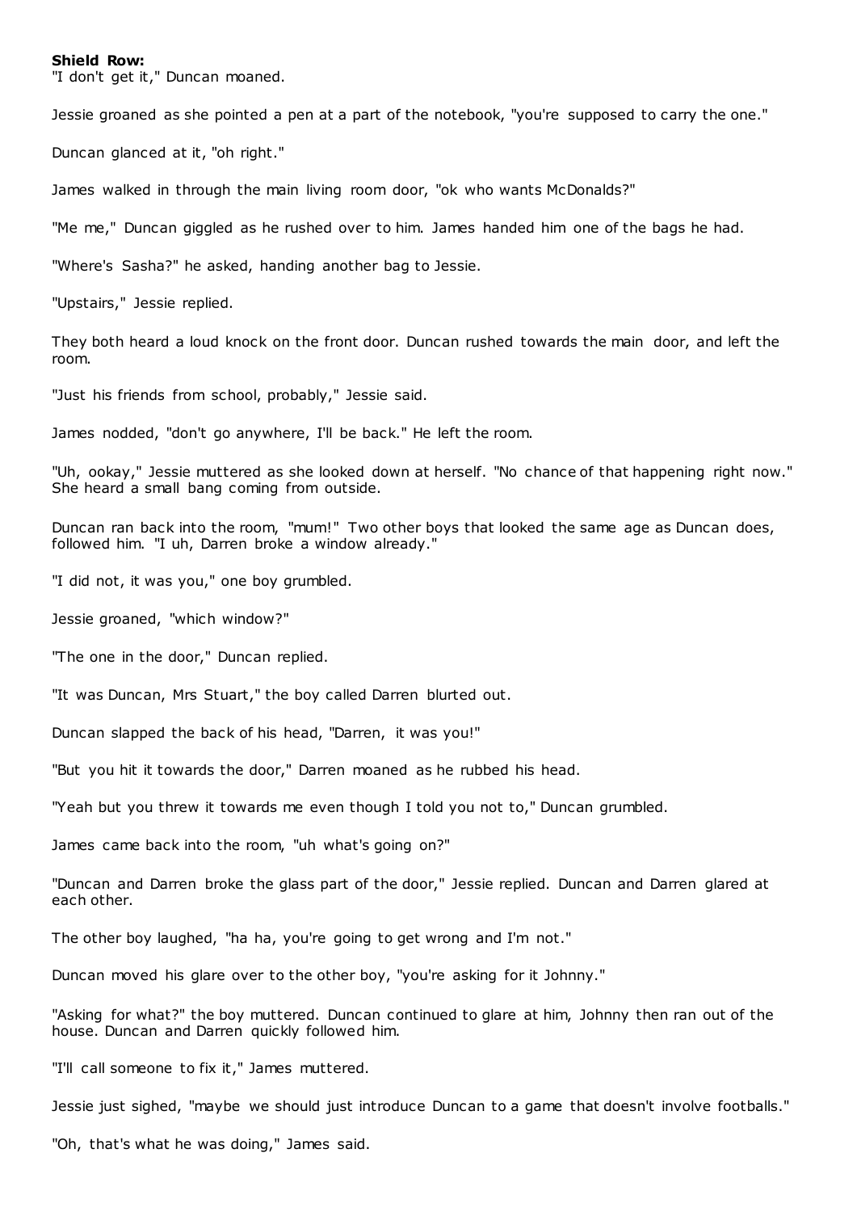**Shield Row:**

"I don't get it," Duncan moaned.

Jessie groaned as she pointed a pen at a part of the notebook, "you're supposed to carry the one."

Duncan glanced at it, "oh right."

James walked in through the main living room door, "ok who wants McDonalds?"

"Me me," Duncan giggled as he rushed over to him. James handed him one of the bags he had.

"Where's Sasha?" he asked, handing another bag to Jessie.

"Upstairs," Jessie replied.

They both heard a loud knock on the front door. Duncan rushed towards the main door, and left the room.

"Just his friends from school, probably," Jessie said.

James nodded, "don't go anywhere, I'll be back." He left the room.

"Uh, ookay," Jessie muttered as she looked down at herself. "No chance of that happening right now." She heard a small bang coming from outside.

Duncan ran back into the room, "mum!" Two other boys that looked the same age as Duncan does, followed him. "I uh, Darren broke a window already."

"I did not, it was you," one boy grumbled.

Jessie groaned, "which window?"

"The one in the door," Duncan replied.

"It was Duncan, Mrs Stuart," the boy called Darren blurted out.

Duncan slapped the back of his head, "Darren, it was you!"

"But you hit it towards the door," Darren moaned as he rubbed his head.

"Yeah but you threw it towards me even though I told you not to," Duncan grumbled.

James came back into the room, "uh what's going on?"

"Duncan and Darren broke the glass part of the door," Jessie replied. Duncan and Darren glared at each other.

The other boy laughed, "ha ha, you're going to get wrong and I'm not."

Duncan moved his glare over to the other boy, "you're asking for it Johnny."

"Asking for what?" the boy muttered. Duncan continued to glare at him, Johnny then ran out of the house. Duncan and Darren quickly followed him.

"I'll call someone to fix it," James muttered.

Jessie just sighed, "maybe we should just introduce Duncan to a game that doesn't involve footballs."

"Oh, that's what he was doing," James said.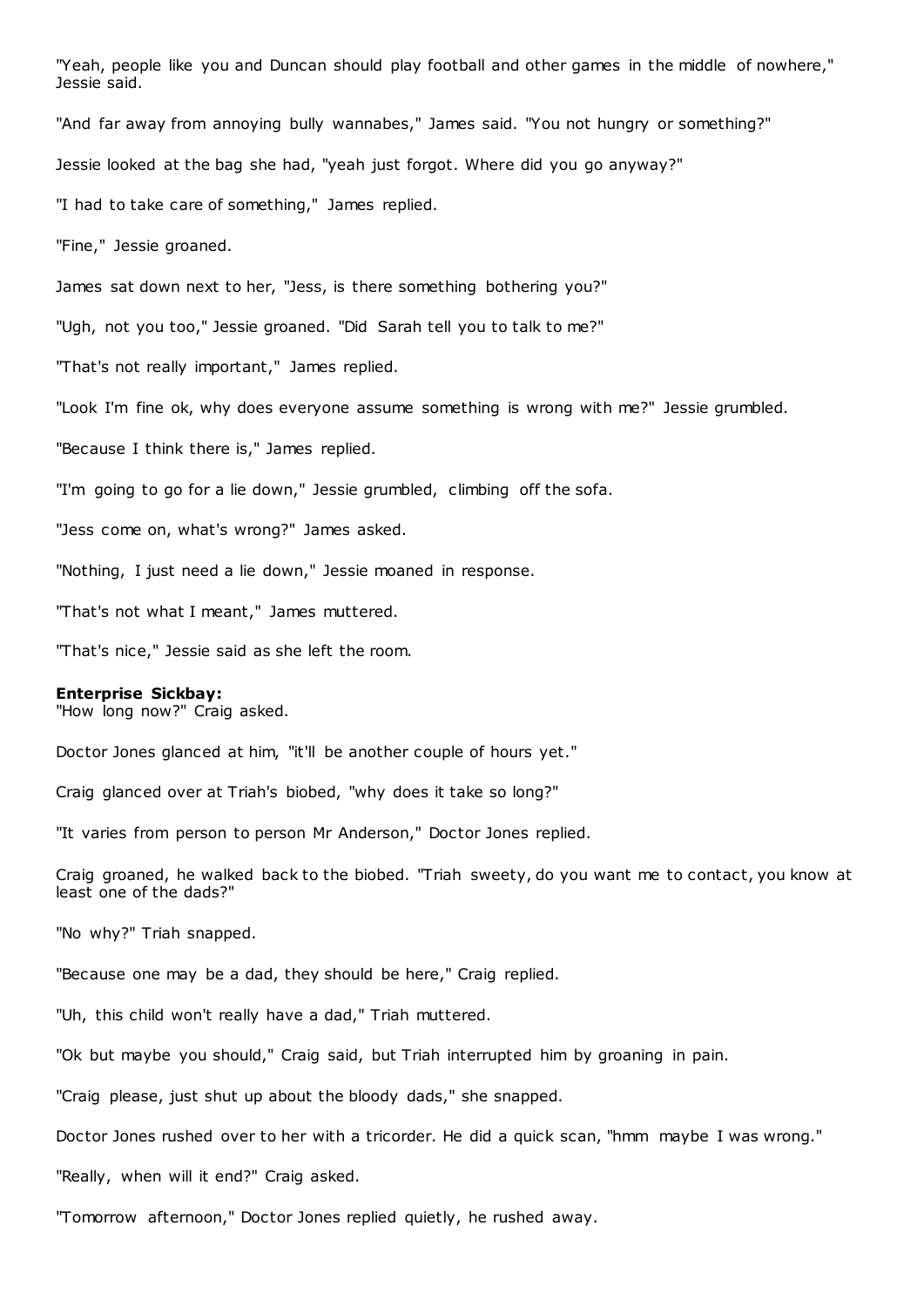"Yeah, people like you and Duncan should play football and other games in the middle of nowhere," Jessie said.

"And far away from annoying bully wannabes," James said. "You not hungry or something?"

Jessie looked at the bag she had, "yeah just forgot. Where did you go anyway?"

"I had to take care of something," James replied.

"Fine," Jessie groaned.

James sat down next to her, "Jess, is there something bothering you?"

"Ugh, not you too," Jessie groaned. "Did Sarah tell you to talk to me?"

"That's not really important," James replied.

"Look I'm fine ok, why does everyone assume something is wrong with me?" Jessie grumbled.

"Because I think there is," James replied.

"I'm going to go for a lie down," Jessie grumbled, climbing off the sofa.

"Jess come on, what's wrong?" James asked.

"Nothing, I just need a lie down," Jessie moaned in response.

"That's not what I meant," James muttered.

"That's nice," Jessie said as she left the room.

**Enterprise Sickbay:**
"How long now?" Craig asked.

Doctor Jones glanced at him, "it'll be another couple of hours yet."

Craig glanced over at Triah's biobed, "why does it take so long?"

"It varies from person to person Mr Anderson," Doctor Jones replied.

Craig groaned, he walked back to the biobed. "Triah sweety, do you want me to contact, you know at least one of the dads?"

"No why?" Triah snapped.

"Because one may be a dad, they should be here," Craig replied.

"Uh, this child won't really have a dad," Triah muttered.

"Ok but maybe you should," Craig said, but Triah interrupted him by groaning in pain.

"Craig please, just shut up about the bloody dads," she snapped.

Doctor Jones rushed over to her with a tricorder. He did a quick scan, "hmm maybe I was wrong."

"Really, when will it end?" Craig asked.

"Tomorrow afternoon," Doctor Jones replied quietly, he rushed away.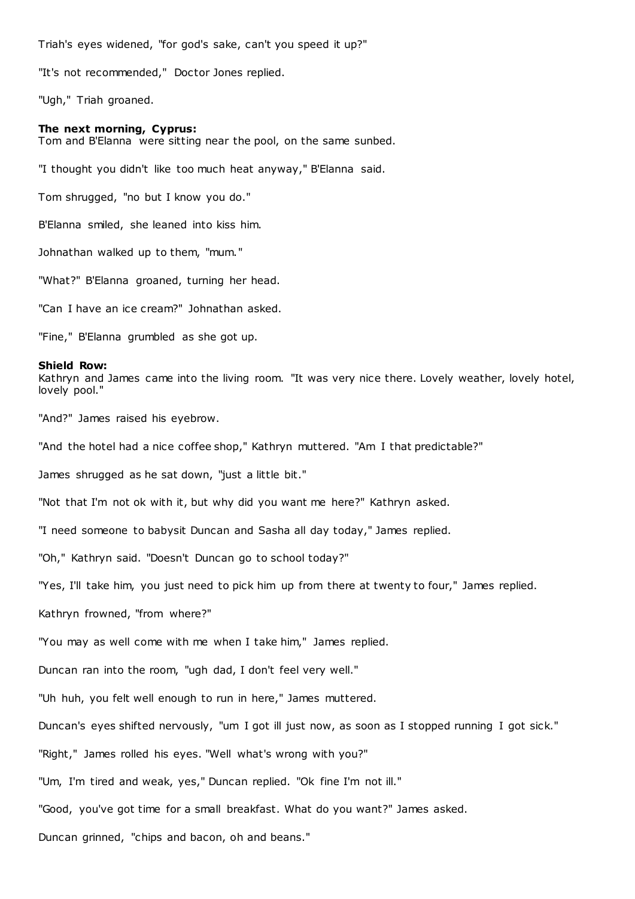Triah's eyes widened, "for god's sake, can't you speed it up?"

"It's not recommended," Doctor Jones replied.

"Ugh," Triah groaned.

**The next morning, Cyprus:**
Tom and B'Elanna were sitting near the pool, on the same sunbed.

"I thought you didn't like too much heat anyway," B'Elanna said.

Tom shrugged, "no but I know you do."

B'Elanna smiled, she leaned into kiss him.

Johnathan walked up to them, "mum."

"What?" B'Elanna groaned, turning her head.

"Can I have an ice cream?" Johnathan asked.

"Fine," B'Elanna grumbled as she got up.

**Shield Row:**
Kathryn and James came into the living room. "It was very nice there. Lovely weather, lovely hotel, lovely pool."

"And?" James raised his eyebrow.

"And the hotel had a nice coffee shop," Kathryn muttered. "Am I that predictable?"

James shrugged as he sat down, "just a little bit."

"Not that I'm not ok with it, but why did you want me here?" Kathryn asked.

"I need someone to babysit Duncan and Sasha all day today," James replied.

"Oh," Kathryn said. "Doesn't Duncan go to school today?"

"Yes, I'll take him, you just need to pick him up from there at twenty to four," James replied.

Kathryn frowned, "from where?"

"You may as well come with me when I take him," James replied.

Duncan ran into the room, "ugh dad, I don't feel very well."

"Uh huh, you felt well enough to run in here," James muttered.

Duncan's eyes shifted nervously, "um I got ill just now, as soon as I stopped running I got sick."

"Right," James rolled his eyes. "Well what's wrong with you?"

"Um, I'm tired and weak, yes," Duncan replied. "Ok fine I'm not ill."

"Good, you've got time for a small breakfast. What do you want?" James asked.

Duncan grinned, "chips and bacon, oh and beans."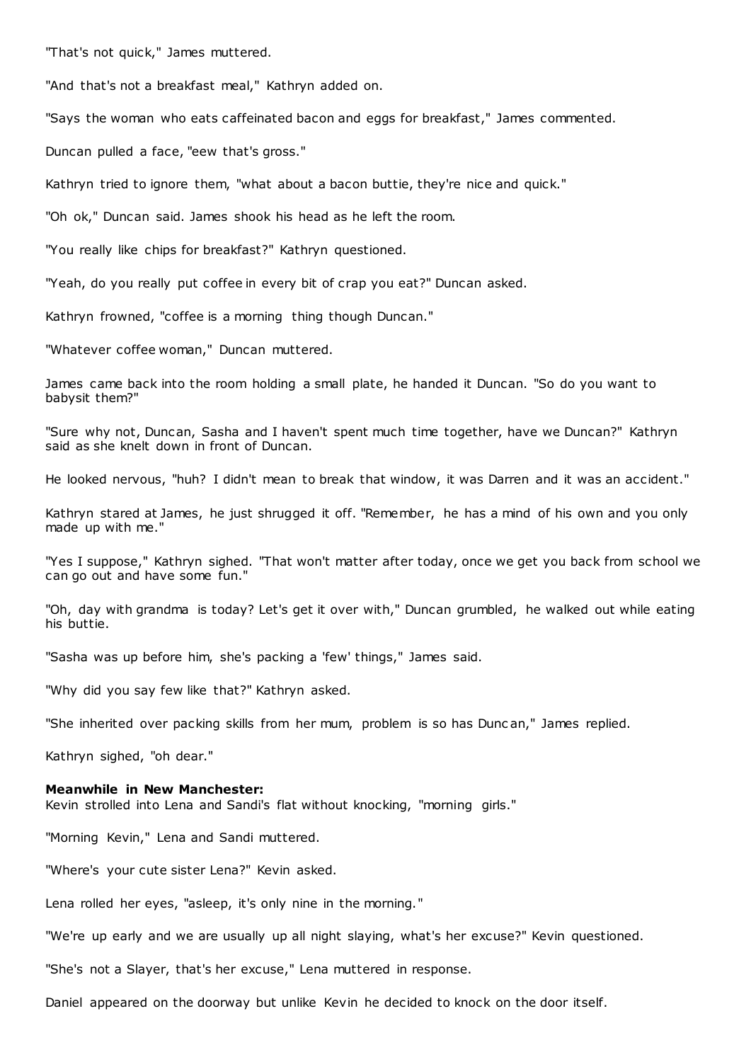"That's not quick," James muttered.

"And that's not a breakfast meal," Kathryn added on.

"Says the woman who eats caffeinated bacon and eggs for breakfast," James commented.

Duncan pulled a face, "eew that's gross."

Kathryn tried to ignore them, "what about a bacon buttie, they're nice and quick."

"Oh ok," Duncan said. James shook his head as he left the room.

"You really like chips for breakfast?" Kathryn questioned.

"Yeah, do you really put coffee in every bit of crap you eat?" Duncan asked.

Kathryn frowned, "coffee is a morning thing though Duncan."

"Whatever coffee woman," Duncan muttered.

James came back into the room holding a small plate, he handed it Duncan. "So do you want to babysit them?"

"Sure why not, Duncan, Sasha and I haven't spent much time together, have we Duncan?" Kathryn said as she knelt down in front of Duncan.

He looked nervous, "huh? I didn't mean to break that window, it was Darren and it was an accident."

Kathryn stared at James, he just shrugged it off. "Remember, he has a mind of his own and you only made up with me."

"Yes I suppose," Kathryn sighed. "That won't matter after today, once we get you back from school we can go out and have some fun."

"Oh, day with grandma is today? Let's get it over with," Duncan grumbled, he walked out while eating his buttie.

"Sasha was up before him, she's packing a 'few' things," James said.

"Why did you say few like that?" Kathryn asked.

"She inherited over packing skills from her mum, problem is so has Duncan," James replied.

Kathryn sighed, "oh dear."

**Meanwhile in New Manchester:**
Kevin strolled into Lena and Sandi's flat without knocking, "morning girls."

"Morning Kevin," Lena and Sandi muttered.

"Where's your cute sister Lena?" Kevin asked.

Lena rolled her eyes, "asleep, it's only nine in the morning."

"We're up early and we are usually up all night slaying, what's her excuse?" Kevin questioned.

"She's not a Slayer, that's her excuse," Lena muttered in response.

Daniel appeared on the doorway but unlike Kevin he decided to knock on the door itself.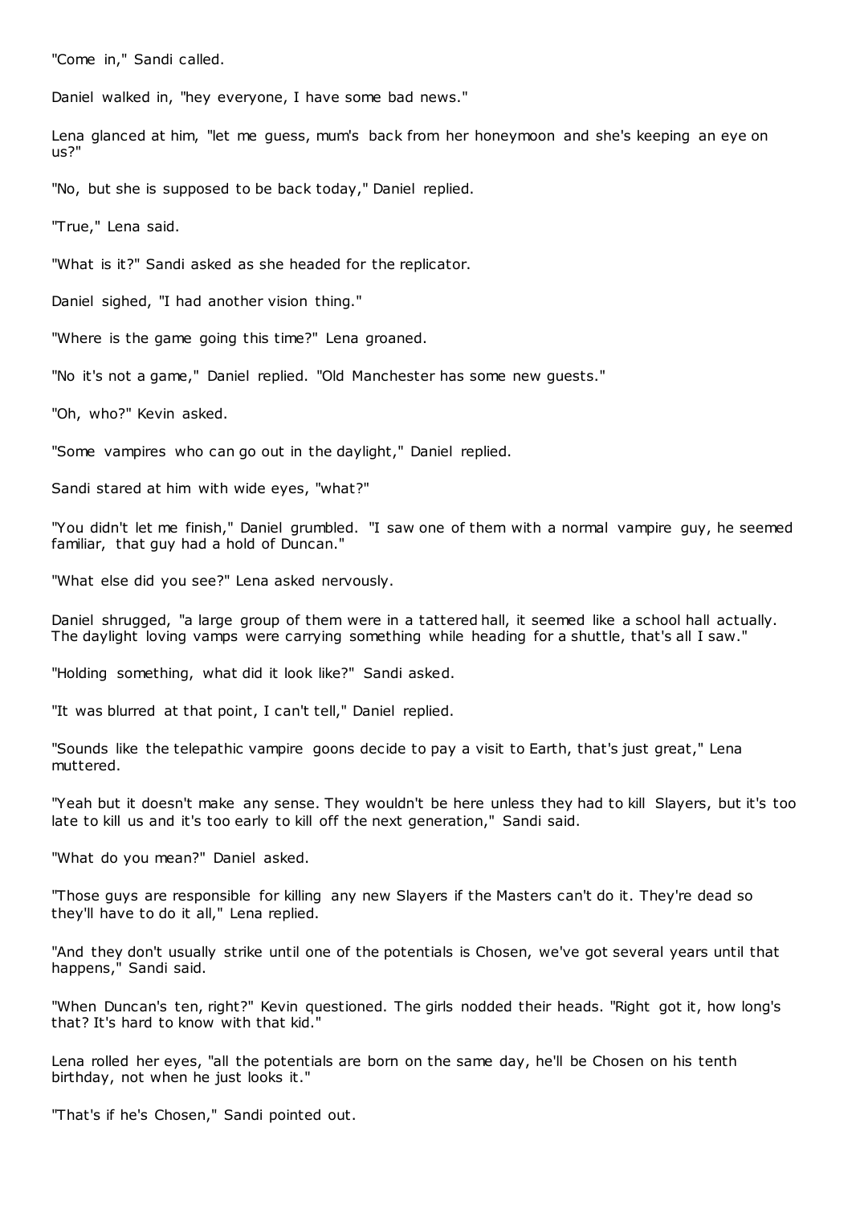"Come in," Sandi called.

Daniel walked in, "hey everyone, I have some bad news."

Lena glanced at him, "let me guess, mum's back from her honeymoon and she's keeping an eye on us?"

"No, but she is supposed to be back today," Daniel replied.

"True," Lena said.

"What is it?" Sandi asked as she headed for the replicator.

Daniel sighed, "I had another vision thing."

"Where is the game going this time?" Lena groaned.

"No it's not a game," Daniel replied. "Old Manchester has some new guests."

"Oh, who?" Kevin asked.

"Some vampires who can go out in the daylight," Daniel replied.

Sandi stared at him with wide eyes, "what?"

"You didn't let me finish," Daniel grumbled. "I saw one of them with a normal vampire guy, he seemed familiar, that guy had a hold of Duncan."

"What else did you see?" Lena asked nervously.

Daniel shrugged, "a large group of them were in a tattered hall, it seemed like a school hall actually. The daylight loving vamps were carrying something while heading for a shuttle, that's all I saw."

"Holding something, what did it look like?" Sandi asked.

"It was blurred at that point, I can't tell," Daniel replied.

"Sounds like the telepathic vampire goons decide to pay a visit to Earth, that's just great," Lena muttered.

"Yeah but it doesn't make any sense. They wouldn't be here unless they had to kill Slayers, but it's too late to kill us and it's too early to kill off the next generation," Sandi said.

"What do you mean?" Daniel asked.

"Those guys are responsible for killing any new Slayers if the Masters can't do it. They're dead so they'll have to do it all," Lena replied.

"And they don't usually strike until one of the potentials is Chosen, we've got several years until that happens," Sandi said.

"When Duncan's ten, right?" Kevin questioned. The girls nodded their heads. "Right got it, how long's that? It's hard to know with that kid."

Lena rolled her eyes, "all the potentials are born on the same day, he'll be Chosen on his tenth birthday, not when he just looks it."

"That's if he's Chosen," Sandi pointed out.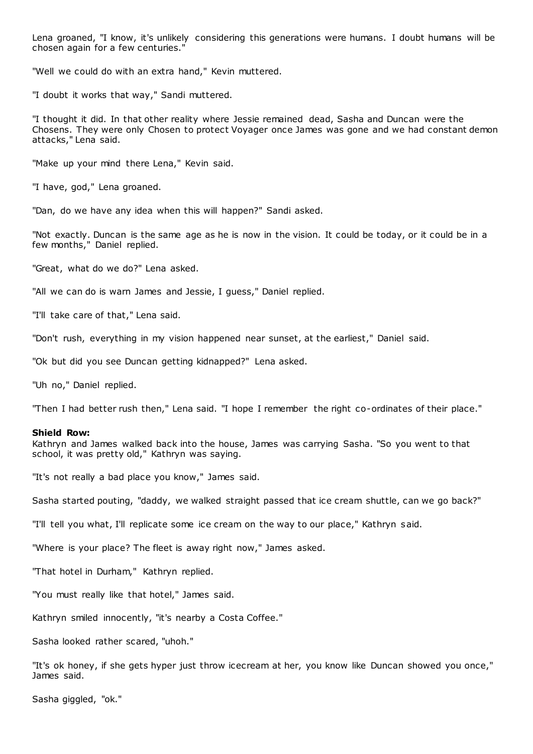Lena groaned, "I know, it's unlikely considering this generations were humans. I doubt humans will be chosen again for a few centuries."

"Well we could do with an extra hand," Kevin muttered.

"I doubt it works that way," Sandi muttered.

"I thought it did. In that other reality where Jessie remained dead, Sasha and Duncan were the Chosens. They were only Chosen to protect Voyager once James was gone and we had constant demon attacks," Lena said.

"Make up your mind there Lena," Kevin said.

"I have, god," Lena groaned.

"Dan, do we have any idea when this will happen?" Sandi asked.

"Not exactly. Duncan is the same age as he is now in the vision. It could be today, or it could be in a few months," Daniel replied.

"Great, what do we do?" Lena asked.

"All we can do is warn James and Jessie, I guess," Daniel replied.

"I'll take care of that," Lena said.

"Don't rush, everything in my vision happened near sunset, at the earliest," Daniel said.

"Ok but did you see Duncan getting kidnapped?" Lena asked.

"Uh no," Daniel replied.

"Then I had better rush then," Lena said. "I hope I remember the right co-ordinates of their place."

**Shield Row:**
Kathryn and James walked back into the house, James was carrying Sasha. "So you went to that school, it was pretty old," Kathryn was saying.

"It's not really a bad place you know," James said.

Sasha started pouting, "daddy, we walked straight passed that ice cream shuttle, can we go back?"

"I'll tell you what, I'll replicate some ice cream on the way to our place," Kathryn said.

"Where is your place? The fleet is away right now," James asked.

"That hotel in Durham," Kathryn replied.

"You must really like that hotel," James said.

Kathryn smiled innocently, "it's nearby a Costa Coffee."

Sasha looked rather scared, "uhoh."

"It's ok honey, if she gets hyper just throw icecream at her, you know like Duncan showed you once," James said.

Sasha giggled, "ok."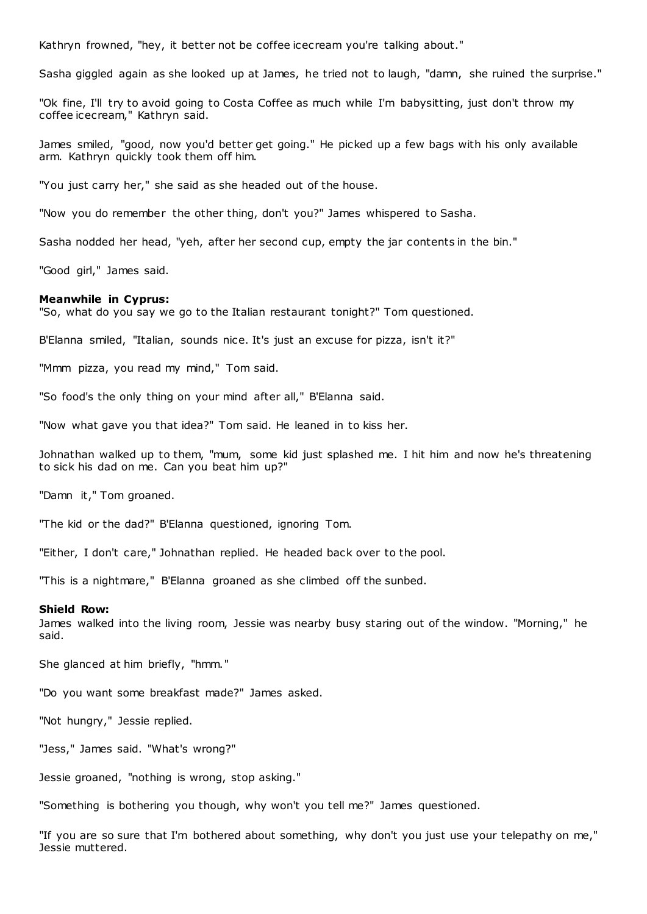Kathryn frowned, "hey, it better not be coffee icecream you're talking about."

Sasha giggled again as she looked up at James, he tried not to laugh, "damn, she ruined the surprise."

"Ok fine, I'll try to avoid going to Costa Coffee as much while I'm babysitting, just don't throw my coffee icecream," Kathryn said.

James smiled, "good, now you'd better get going." He picked up a few bags with his only available arm. Kathryn quickly took them off him.

"You just carry her," she said as she headed out of the house.

"Now you do remember the other thing, don't you?" James whispered to Sasha.

Sasha nodded her head, "yeh, after her second cup, empty the jar contents in the bin."

"Good girl," James said.

**Meanwhile in Cyprus:**
"So, what do you say we go to the Italian restaurant tonight?" Tom questioned.

B'Elanna smiled, "Italian, sounds nice. It's just an excuse for pizza, isn't it?"

"Mmm pizza, you read my mind," Tom said.

"So food's the only thing on your mind after all," B'Elanna said.

"Now what gave you that idea?" Tom said. He leaned in to kiss her.

Johnathan walked up to them, "mum, some kid just splashed me. I hit him and now he's threatening to sick his dad on me. Can you beat him up?"

"Damn it," Tom groaned.

"The kid or the dad?" B'Elanna questioned, ignoring Tom.

"Either, I don't care," Johnathan replied. He headed back over to the pool.

"This is a nightmare," B'Elanna groaned as she climbed off the sunbed.

**Shield Row:**
James walked into the living room, Jessie was nearby busy staring out of the window. "Morning," he said.

She glanced at him briefly, "hmm."

"Do you want some breakfast made?" James asked.

"Not hungry," Jessie replied.

"Jess," James said. "What's wrong?"

Jessie groaned, "nothing is wrong, stop asking."

"Something is bothering you though, why won't you tell me?" James questioned.

"If you are so sure that I'm bothered about something, why don't you just use your telepathy on me," Jessie muttered.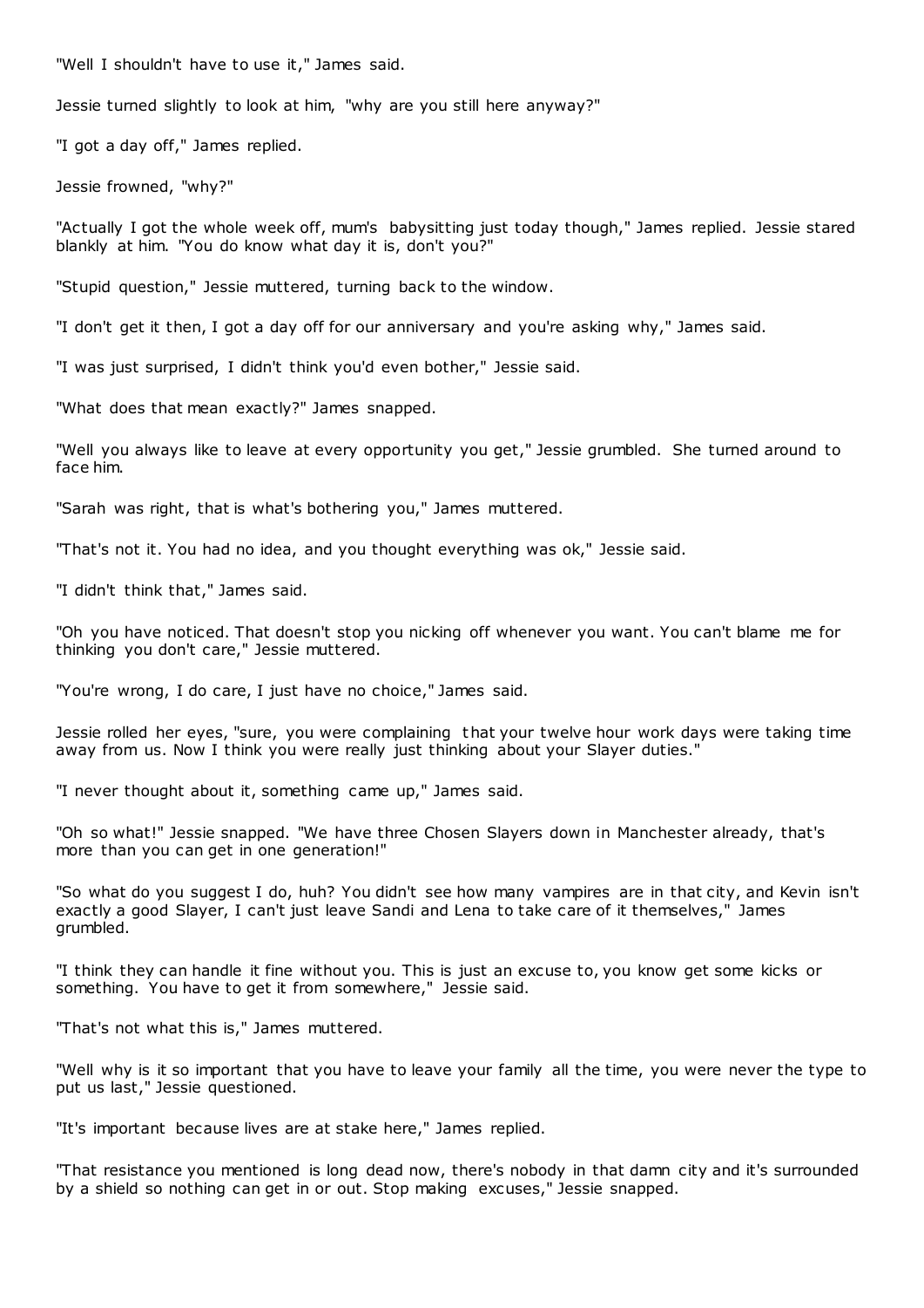"Well I shouldn't have to use it," James said.

Jessie turned slightly to look at him, "why are you still here anyway?"

"I got a day off," James replied.

Jessie frowned, "why?"

"Actually I got the whole week off, mum's babysitting just today though," James replied. Jessie stared blankly at him. "You do know what day it is, don't you?"

"Stupid question," Jessie muttered, turning back to the window.

"I don't get it then, I got a day off for our anniversary and you're asking why," James said.

"I was just surprised, I didn't think you'd even bother," Jessie said.

"What does that mean exactly?" James snapped.

"Well you always like to leave at every opportunity you get," Jessie grumbled. She turned around to face him.

"Sarah was right, that is what's bothering you," James muttered.

"That's not it. You had no idea, and you thought everything was ok," Jessie said.

"I didn't think that," James said.

"Oh you have noticed. That doesn't stop you nicking off whenever you want. You can't blame me for thinking you don't care," Jessie muttered.

"You're wrong, I do care, I just have no choice," James said.

Jessie rolled her eyes, "sure, you were complaining that your twelve hour work days were taking time away from us. Now I think you were really just thinking about your Slayer duties."

"I never thought about it, something came up," James said.

"Oh so what!" Jessie snapped. "We have three Chosen Slayers down in Manchester already, that's more than you can get in one generation!"

"So what do you suggest I do, huh? You didn't see how many vampires are in that city, and Kevin isn't exactly a good Slayer, I can't just leave Sandi and Lena to take care of it themselves," James grumbled.

"I think they can handle it fine without you. This is just an excuse to, you know get some kicks or something. You have to get it from somewhere," Jessie said.

"That's not what this is," James muttered.

"Well why is it so important that you have to leave your family all the time, you were never the type to put us last," Jessie questioned.

"It's important because lives are at stake here," James replied.

"That resistance you mentioned is long dead now, there's nobody in that damn city and it's surrounded by a shield so nothing can get in or out. Stop making excuses," Jessie snapped.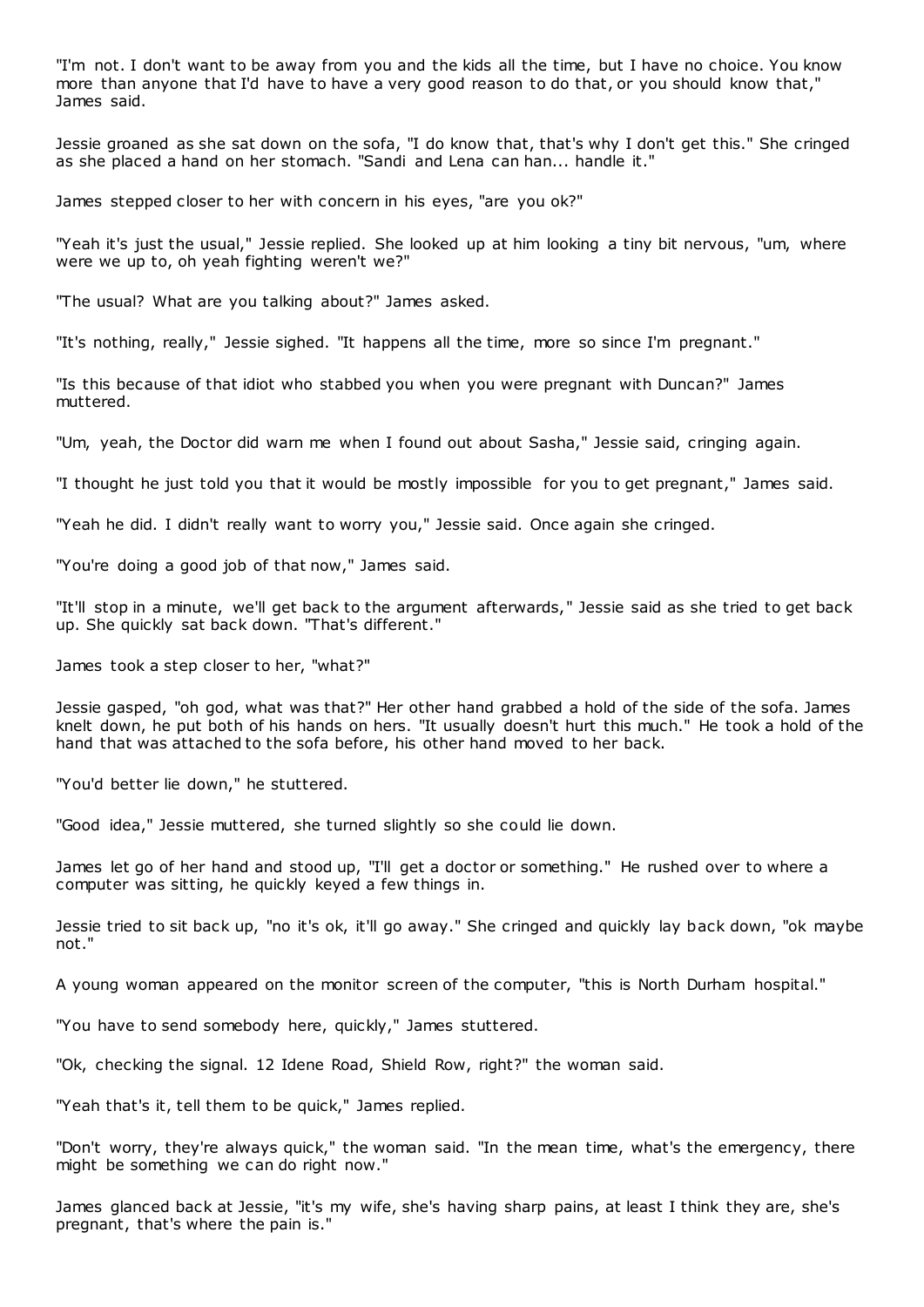"I'm not. I don't want to be away from you and the kids all the time, but I have no choice. You know more than anyone that I'd have to have a very good reason to do that, or you should know that," James said.

Jessie groaned as she sat down on the sofa, "I do know that, that's why I don't get this." She cringed as she placed a hand on her stomach. "Sandi and Lena can han... handle it."

James stepped closer to her with concern in his eyes, "are you ok?"

"Yeah it's just the usual," Jessie replied. She looked up at him looking a tiny bit nervous, "um, where were we up to, oh yeah fighting weren't we?"

"The usual? What are you talking about?" James asked.

"It's nothing, really," Jessie sighed. "It happens all the time, more so since I'm pregnant."

"Is this because of that idiot who stabbed you when you were pregnant with Duncan?" James muttered.

"Um, yeah, the Doctor did warn me when I found out about Sasha," Jessie said, cringing again.

"I thought he just told you that it would be mostly impossible for you to get pregnant," James said.

"Yeah he did. I didn't really want to worry you," Jessie said. Once again she cringed.

"You're doing a good job of that now," James said.

"It'll stop in a minute, we'll get back to the argument afterwards," Jessie said as she tried to get back up. She quickly sat back down. "That's different."

James took a step closer to her, "what?"

Jessie gasped, "oh god, what was that?" Her other hand grabbed a hold of the side of the sofa. James knelt down, he put both of his hands on hers. "It usually doesn't hurt this much." He took a hold of the hand that was attached to the sofa before, his other hand moved to her back.

"You'd better lie down," he stuttered.

"Good idea," Jessie muttered, she turned slightly so she could lie down.

James let go of her hand and stood up, "I'll get a doctor or something." He rushed over to where a computer was sitting, he quickly keyed a few things in.

Jessie tried to sit back up, "no it's ok, it'll go away." She cringed and quickly lay back down, "ok maybe not."

A young woman appeared on the monitor screen of the computer, "this is North Durham hospital."

"You have to send somebody here, quickly," James stuttered.

"Ok, checking the signal. 12 Idene Road, Shield Row, right?" the woman said.

"Yeah that's it, tell them to be quick," James replied.

"Don't worry, they're always quick," the woman said. "In the mean time, what's the emergency, there might be something we can do right now."

James glanced back at Jessie, "it's my wife, she's having sharp pains, at least I think they are, she's pregnant, that's where the pain is."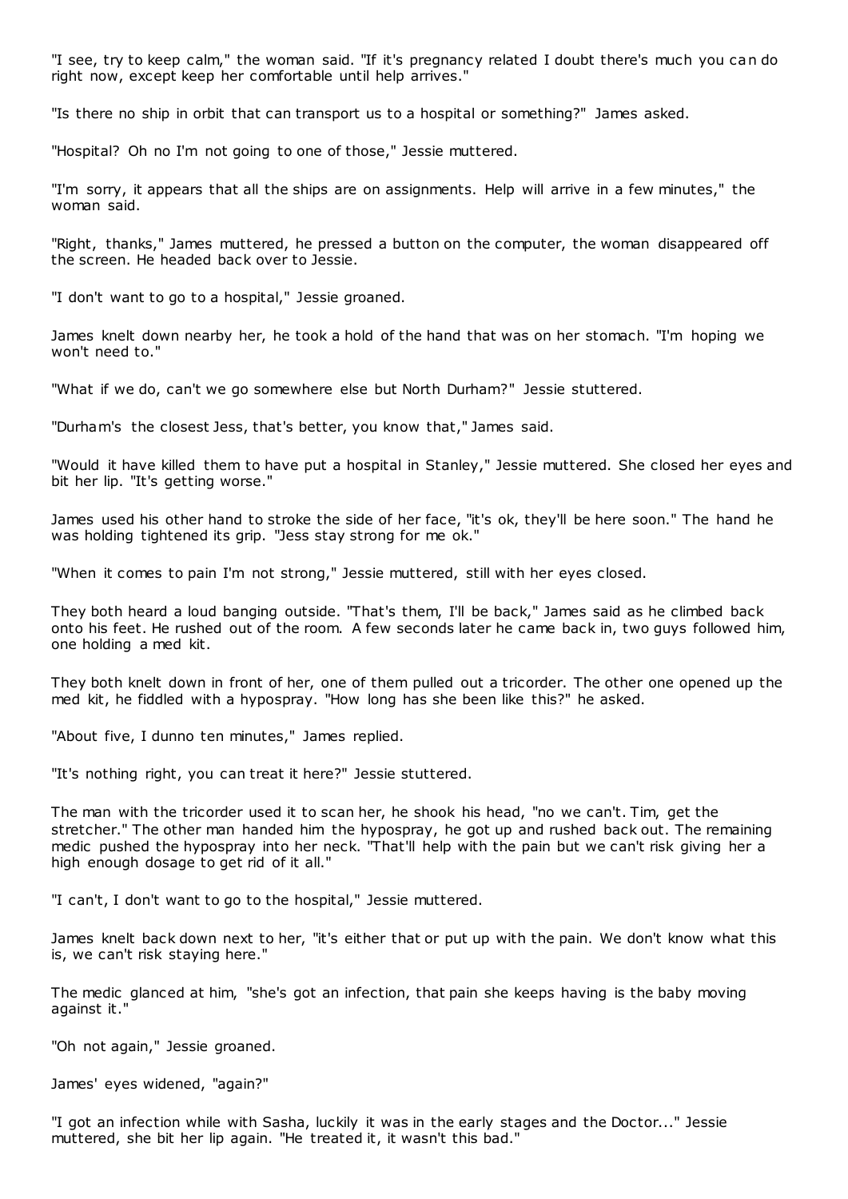"I see, try to keep calm," the woman said. "If it's pregnancy related I doubt there's much you can do right now, except keep her comfortable until help arrives."

"Is there no ship in orbit that can transport us to a hospital or something?" James asked.

"Hospital? Oh no I'm not going to one of those," Jessie muttered.

"I'm sorry, it appears that all the ships are on assignments. Help will arrive in a few minutes," the woman said.

"Right, thanks," James muttered, he pressed a button on the computer, the woman disappeared off the screen. He headed back over to Jessie.

"I don't want to go to a hospital," Jessie groaned.

James knelt down nearby her, he took a hold of the hand that was on her stomach. "I'm hoping we won't need to."

"What if we do, can't we go somewhere else but North Durham?" Jessie stuttered.

"Durham's the closest Jess, that's better, you know that," James said.

"Would it have killed them to have put a hospital in Stanley," Jessie muttered. She closed her eyes and bit her lip. "It's getting worse."

James used his other hand to stroke the side of her face, "it's ok, they'll be here soon." The hand he was holding tightened its grip. "Jess stay strong for me ok."

"When it comes to pain I'm not strong," Jessie muttered, still with her eyes closed.

They both heard a loud banging outside. "That's them, I'll be back," James said as he climbed back onto his feet. He rushed out of the room. A few seconds later he came back in, two guys followed him, one holding a med kit.

They both knelt down in front of her, one of them pulled out a tricorder. The other one opened up the med kit, he fiddled with a hypospray. "How long has she been like this?" he asked.

"About five, I dunno ten minutes," James replied.

"It's nothing right, you can treat it here?" Jessie stuttered.

The man with the tricorder used it to scan her, he shook his head, "no we can't. Tim, get the stretcher." The other man handed him the hypospray, he got up and rushed back out. The remaining medic pushed the hypospray into her neck. "That'll help with the pain but we can't risk giving her a high enough dosage to get rid of it all."

"I can't, I don't want to go to the hospital," Jessie muttered.

James knelt back down next to her, "it's either that or put up with the pain. We don't know what this is, we can't risk staying here."

The medic glanced at him, "she's got an infection, that pain she keeps having is the baby moving against it."

"Oh not again," Jessie groaned.

James' eyes widened, "again?"

"I got an infection while with Sasha, luckily it was in the early stages and the Doctor..." Jessie muttered, she bit her lip again. "He treated it, it wasn't this bad."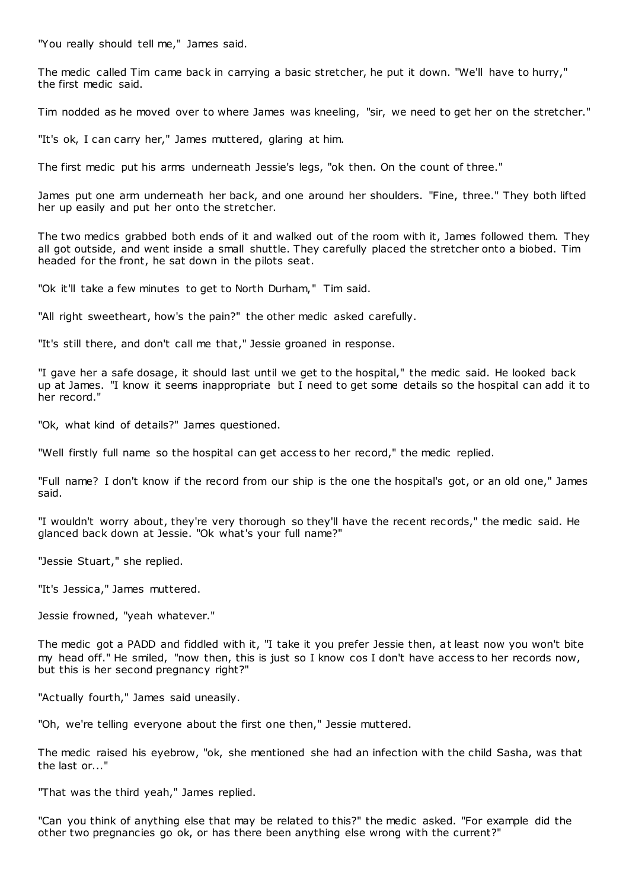"You really should tell me," James said.

The medic called Tim came back in carrying a basic stretcher, he put it down. "We'll have to hurry," the first medic said.

Tim nodded as he moved over to where James was kneeling, "sir, we need to get her on the stretcher."

"It's ok, I can carry her," James muttered, glaring at him.

The first medic put his arms underneath Jessie's legs, "ok then. On the count of three."

James put one arm underneath her back, and one around her shoulders. "Fine, three." They both lifted her up easily and put her onto the stretcher.

The two medics grabbed both ends of it and walked out of the room with it, James followed them. They all got outside, and went inside a small shuttle. They carefully placed the stretcher onto a biobed. Tim headed for the front, he sat down in the pilots seat.

"Ok it'll take a few minutes to get to North Durham," Tim said.

"All right sweetheart, how's the pain?" the other medic asked carefully.

"It's still there, and don't call me that," Jessie groaned in response.

"I gave her a safe dosage, it should last until we get to the hospital," the medic said. He looked back up at James. "I know it seems inappropriate but I need to get some details so the hospital can add it to her record."

"Ok, what kind of details?" James questioned.

"Well firstly full name so the hospital can get access to her record," the medic replied.

"Full name? I don't know if the record from our ship is the one the hospital's got, or an old one," James said.

"I wouldn't worry about, they're very thorough so they'll have the recent records," the medic said. He glanced back down at Jessie. "Ok what's your full name?"

"Jessie Stuart," she replied.

"It's Jessica," James muttered.

Jessie frowned, "yeah whatever."

The medic got a PADD and fiddled with it, "I take it you prefer Jessie then, at least now you won't bite my head off." He smiled, "now then, this is just so I know cos I don't have access to her records now, but this is her second pregnancy right?"

"Actually fourth," James said uneasily.

"Oh, we're telling everyone about the first one then," Jessie muttered.

The medic raised his eyebrow, "ok, she mentioned she had an infection with the child Sasha, was that the last or..."

"That was the third yeah," James replied.

"Can you think of anything else that may be related to this?" the medic asked. "For example did the other two pregnancies go ok, or has there been anything else wrong with the current?"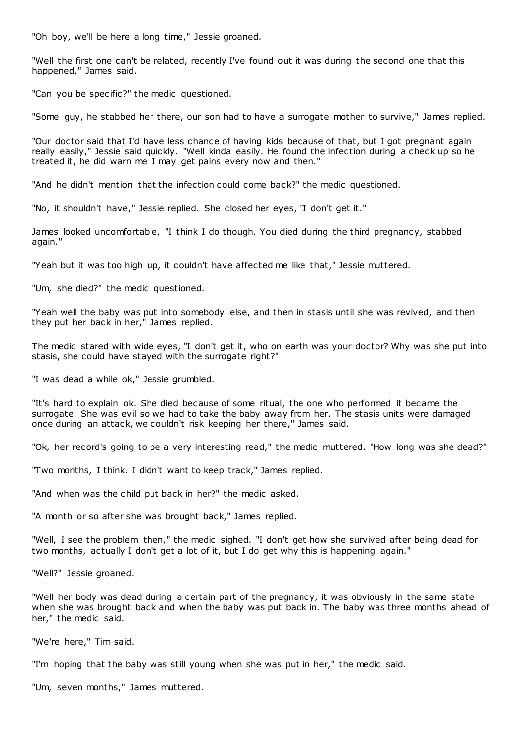"Oh boy, we'll be here a long time," Jessie groaned.

"Well the first one can't be related, recently I've found out it was during the second one that this happened," James said.

"Can you be specific?" the medic questioned.

"Some guy, he stabbed her there, our son had to have a surrogate mother to survive," James replied.

"Our doctor said that I'd have less chance of having kids because of that, but I got pregnant again really easily," Jessie said quickly. "Well kinda easily. He found the infection during a check up so he treated it, he did warn me I may get pains every now and then."

"And he didn't mention that the infection could come back?" the medic questioned.

"No, it shouldn't have," Jessie replied. She closed her eyes, "I don't get it."

James looked uncomfortable, "I think I do though. You died during the third pregnancy, stabbed again."

"Yeah but it was too high up, it couldn't have affected me like that," Jessie muttered.

"Um, she died?" the medic questioned.

"Yeah well the baby was put into somebody else, and then in stasis until she was revived, and then they put her back in her," James replied.

The medic stared with wide eyes, "I don't get it, who on earth was your doctor? Why was she put into stasis, she could have stayed with the surrogate right?"

"I was dead a while ok," Jessie grumbled.

"It's hard to explain ok. She died because of some ritual, the one who performed it became the surrogate. She was evil so we had to take the baby away from her. The stasis units were damaged once during an attack, we couldn't risk keeping her there," James said.

"Ok, her record's going to be a very interesting read," the medic muttered. "How long was she dead?"

"Two months, I think. I didn't want to keep track," James replied.

"And when was the child put back in her?" the medic asked.

"A month or so after she was brought back," James replied.

"Well, I see the problem then," the medic sighed. "I don't get how she survived after being dead for two months, actually I don't get a lot of it, but I do get why this is happening again."

"Well?" Jessie groaned.

"Well her body was dead during a certain part of the pregnancy, it was obviously in the same state when she was brought back and when the baby was put back in. The baby was three months ahead of her," the medic said.

"We're here," Tim said.

"I'm hoping that the baby was still young when she was put in her," the medic said.

"Um, seven months," James muttered.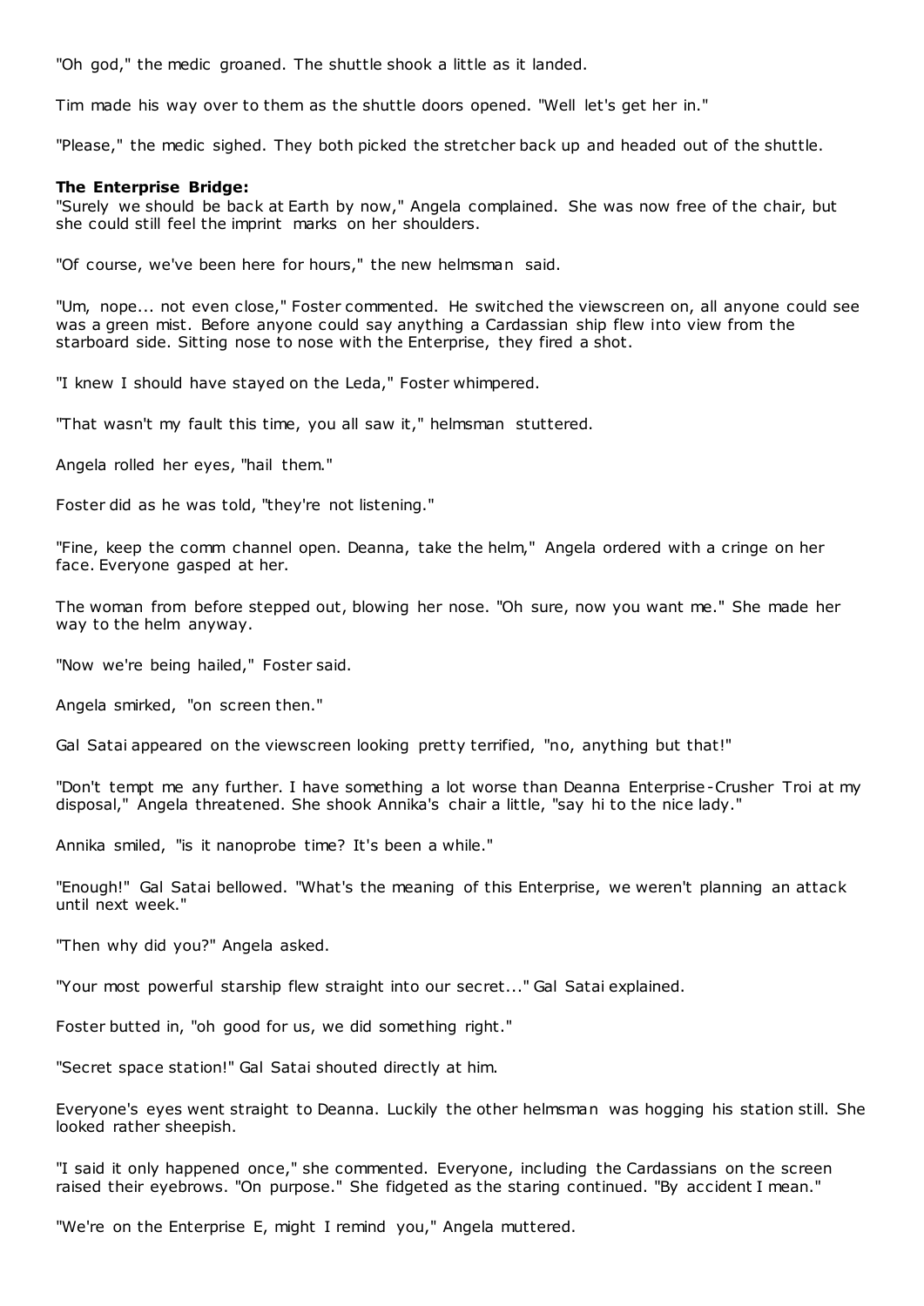"Oh god," the medic groaned. The shuttle shook a little as it landed.

Tim made his way over to them as the shuttle doors opened. "Well let's get her in."

"Please," the medic sighed. They both picked the stretcher back up and headed out of the shuttle.

**The Enterprise Bridge:**
"Surely we should be back at Earth by now," Angela complained. She was now free of the chair, but she could still feel the imprint marks on her shoulders.

"Of course, we've been here for hours," the new helmsman said.

"Um, nope... not even close," Foster commented. He switched the viewscreen on, all anyone could see was a green mist. Before anyone could say anything a Cardassian ship flew into view from the starboard side. Sitting nose to nose with the Enterprise, they fired a shot.

"I knew I should have stayed on the Leda," Foster whimpered.

"That wasn't my fault this time, you all saw it," helmsman stuttered.

Angela rolled her eyes, "hail them."

Foster did as he was told, "they're not listening."

"Fine, keep the comm channel open. Deanna, take the helm," Angela ordered with a cringe on her face. Everyone gasped at her.

The woman from before stepped out, blowing her nose. "Oh sure, now you want me." She made her way to the helm anyway.

"Now we're being hailed," Foster said.

Angela smirked, "on screen then."

Gal Satai appeared on the viewscreen looking pretty terrified, "no, anything but that!"

"Don't tempt me any further. I have something a lot worse than Deanna Enterprise-Crusher Troi at my disposal," Angela threatened. She shook Annika's chair a little, "say hi to the nice lady."

Annika smiled, "is it nanoprobe time? It's been a while."

"Enough!" Gal Satai bellowed. "What's the meaning of this Enterprise, we weren't planning an attack until next week."

"Then why did you?" Angela asked.

"Your most powerful starship flew straight into our secret..." Gal Satai explained.

Foster butted in, "oh good for us, we did something right."

"Secret space station!" Gal Satai shouted directly at him.

Everyone's eyes went straight to Deanna. Luckily the other helmsman was hogging his station still. She looked rather sheepish.

"I said it only happened once," she commented. Everyone, including the Cardassians on the screen raised their eyebrows. "On purpose." She fidgeted as the staring continued. "By accident I mean."

"We're on the Enterprise E, might I remind you," Angela muttered.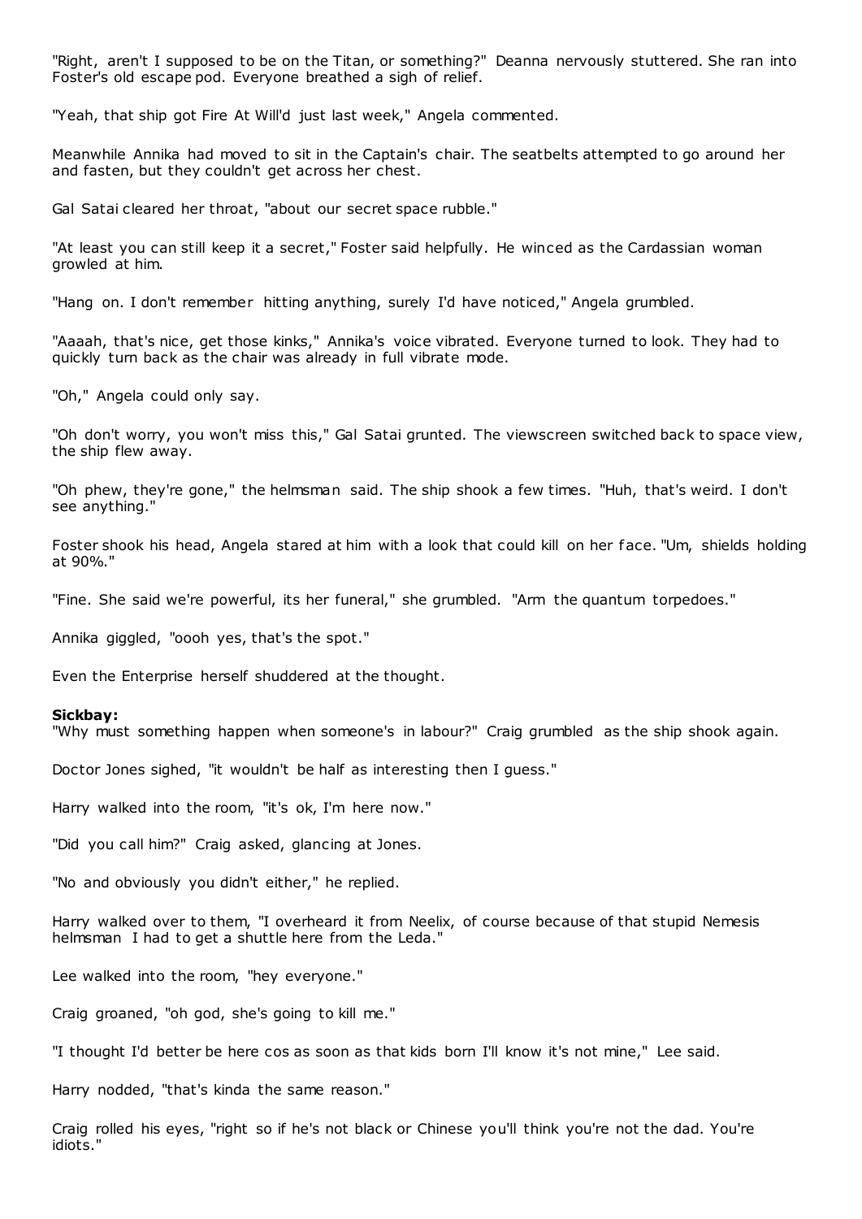"Right, aren't I supposed to be on the Titan, or something?" Deanna nervously stuttered. She ran into Foster's old escape pod. Everyone breathed a sigh of relief.

"Yeah, that ship got Fire At Will'd just last week," Angela commented.

Meanwhile Annika had moved to sit in the Captain's chair. The seatbelts attempted to go around her and fasten, but they couldn't get across her chest.

Gal Satai cleared her throat, "about our secret space rubble."

"At least you can still keep it a secret," Foster said helpfully. He winced as the Cardassian woman growled at him.

"Hang on. I don't remember hitting anything, surely I'd have noticed," Angela grumbled.

"Aaaah, that's nice, get those kinks," Annika's voice vibrated. Everyone turned to look. They had to quickly turn back as the chair was already in full vibrate mode.

"Oh," Angela could only say.

"Oh don't worry, you won't miss this," Gal Satai grunted. The viewscreen switched back to space view, the ship flew away.

"Oh phew, they're gone," the helmsman said. The ship shook a few times. "Huh, that's weird. I don't see anything."

Foster shook his head, Angela stared at him with a look that could kill on her face. "Um, shields holding at 90%."

"Fine. She said we're powerful, its her funeral," she grumbled. "Arm the quantum torpedoes."

Annika giggled, "oooh yes, that's the spot."

Even the Enterprise herself shuddered at the thought.

**Sickbay:**
"Why must something happen when someone's in labour?" Craig grumbled as the ship shook again.

Doctor Jones sighed, "it wouldn't be half as interesting then I guess."

Harry walked into the room, "it's ok, I'm here now."

"Did you call him?" Craig asked, glancing at Jones.

"No and obviously you didn't either," he replied.

Harry walked over to them, "I overheard it from Neelix, of course because of that stupid Nemesis helmsman I had to get a shuttle here from the Leda."

Lee walked into the room, "hey everyone."

Craig groaned, "oh god, she's going to kill me."

"I thought I'd better be here cos as soon as that kids born I'll know it's not mine," Lee said.

Harry nodded, "that's kinda the same reason."

Craig rolled his eyes, "right so if he's not black or Chinese you'll think you're not the dad. You're idiots."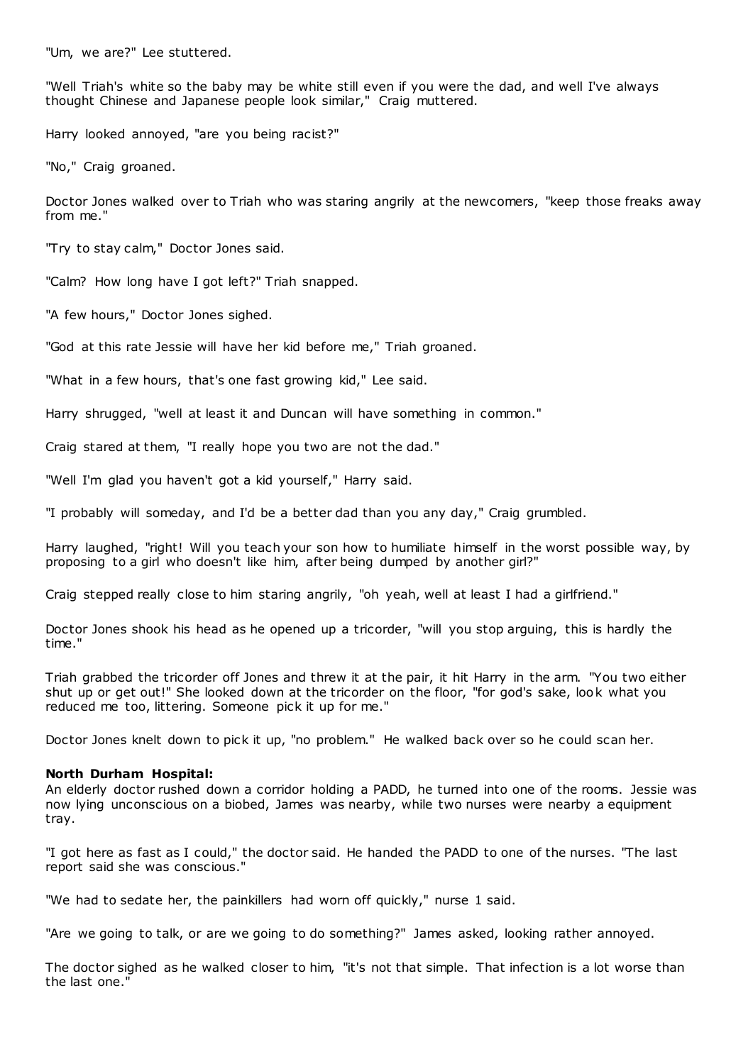"Um, we are?" Lee stuttered.

"Well Triah's white so the baby may be white still even if you were the dad, and well I've always thought Chinese and Japanese people look similar," Craig muttered.

Harry looked annoyed, "are you being racist?"

"No," Craig groaned.

Doctor Jones walked over to Triah who was staring angrily at the newcomers, "keep those freaks away from me."

"Try to stay calm," Doctor Jones said.

"Calm? How long have I got left?" Triah snapped.

"A few hours," Doctor Jones sighed.

"God at this rate Jessie will have her kid before me," Triah groaned.

"What in a few hours, that's one fast growing kid," Lee said.

Harry shrugged, "well at least it and Duncan will have something in common."

Craig stared at them, "I really hope you two are not the dad."

"Well I'm glad you haven't got a kid yourself," Harry said.

"I probably will someday, and I'd be a better dad than you any day," Craig grumbled.

Harry laughed, "right! Will you teach your son how to humiliate himself in the worst possible way, by proposing to a girl who doesn't like him, after being dumped by another girl?"

Craig stepped really close to him staring angrily, "oh yeah, well at least I had a girlfriend."

Doctor Jones shook his head as he opened up a tricorder, "will you stop arguing, this is hardly the time."

Triah grabbed the tricorder off Jones and threw it at the pair, it hit Harry in the arm. "You two either shut up or get out!" She looked down at the tricorder on the floor, "for god's sake, look what you reduced me too, littering. Someone pick it up for me."

Doctor Jones knelt down to pick it up, "no problem." He walked back over so he could scan her.

**North Durham Hospital:**
An elderly doctor rushed down a corridor holding a PADD, he turned into one of the rooms. Jessie was now lying unconscious on a biobed, James was nearby, while two nurses were nearby a equipment tray.

"I got here as fast as I could," the doctor said. He handed the PADD to one of the nurses. "The last report said she was conscious."

"We had to sedate her, the painkillers had worn off quickly," nurse 1 said.

"Are we going to talk, or are we going to do something?" James asked, looking rather annoyed.

The doctor sighed as he walked closer to him, "it's not that simple. That infection is a lot worse than the last one."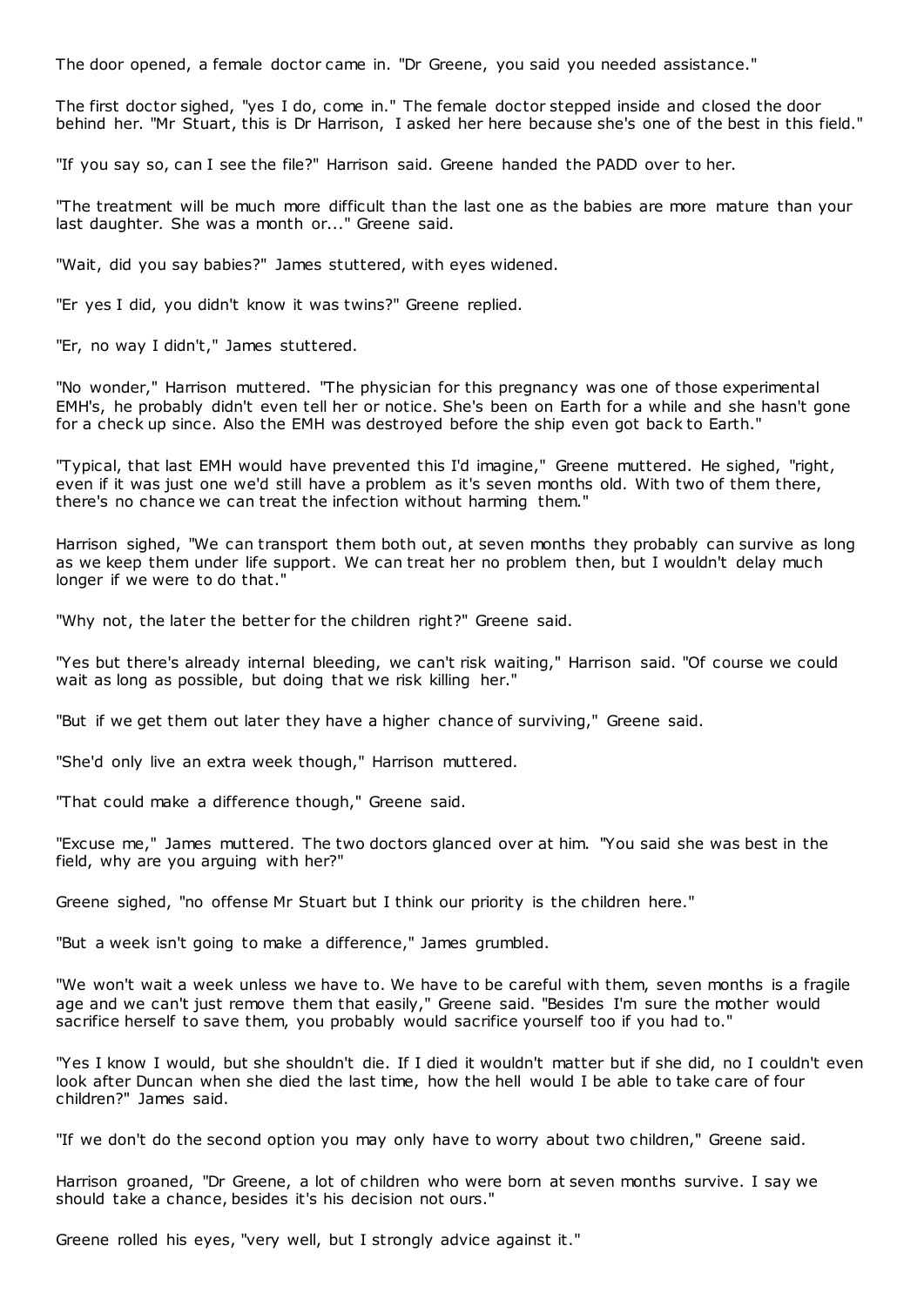The door opened, a female doctor came in. "Dr Greene, you said you needed assistance."

The first doctor sighed, "yes I do, come in." The female doctor stepped inside and closed the door behind her. "Mr Stuart, this is Dr Harrison, I asked her here because she's one of the best in this field."

"If you say so, can I see the file?" Harrison said. Greene handed the PADD over to her.

"The treatment will be much more difficult than the last one as the babies are more mature than your last daughter. She was a month or..." Greene said.

"Wait, did you say babies?" James stuttered, with eyes widened.

"Er yes I did, you didn't know it was twins?" Greene replied.

"Er, no way I didn't," James stuttered.

"No wonder," Harrison muttered. "The physician for this pregnancy was one of those experimental EMH's, he probably didn't even tell her or notice. She's been on Earth for a while and she hasn't gone for a check up since. Also the EMH was destroyed before the ship even got back to Earth."

"Typical, that last EMH would have prevented this I'd imagine," Greene muttered. He sighed, "right, even if it was just one we'd still have a problem as it's seven months old. With two of them there, there's no chance we can treat the infection without harming them."

Harrison sighed, "We can transport them both out, at seven months they probably can survive as long as we keep them under life support. We can treat her no problem then, but I wouldn't delay much longer if we were to do that."

"Why not, the later the better for the children right?" Greene said.

"Yes but there's already internal bleeding, we can't risk waiting," Harrison said. "Of course we could wait as long as possible, but doing that we risk killing her."

"But if we get them out later they have a higher chance of surviving," Greene said.

"She'd only live an extra week though," Harrison muttered.

"That could make a difference though," Greene said.

"Excuse me," James muttered. The two doctors glanced over at him. "You said she was best in the field, why are you arguing with her?"

Greene sighed, "no offense Mr Stuart but I think our priority is the children here."

"But a week isn't going to make a difference," James grumbled.

"We won't wait a week unless we have to. We have to be careful with them, seven months is a fragile age and we can't just remove them that easily," Greene said. "Besides I'm sure the mother would sacrifice herself to save them, you probably would sacrifice yourself too if you had to."

"Yes I know I would, but she shouldn't die. If I died it wouldn't matter but if she did, no I couldn't even look after Duncan when she died the last time, how the hell would I be able to take care of four children?" James said.

"If we don't do the second option you may only have to worry about two children," Greene said.

Harrison groaned, "Dr Greene, a lot of children who were born at seven months survive. I say we should take a chance, besides it's his decision not ours."

Greene rolled his eyes, "very well, but I strongly advice against it."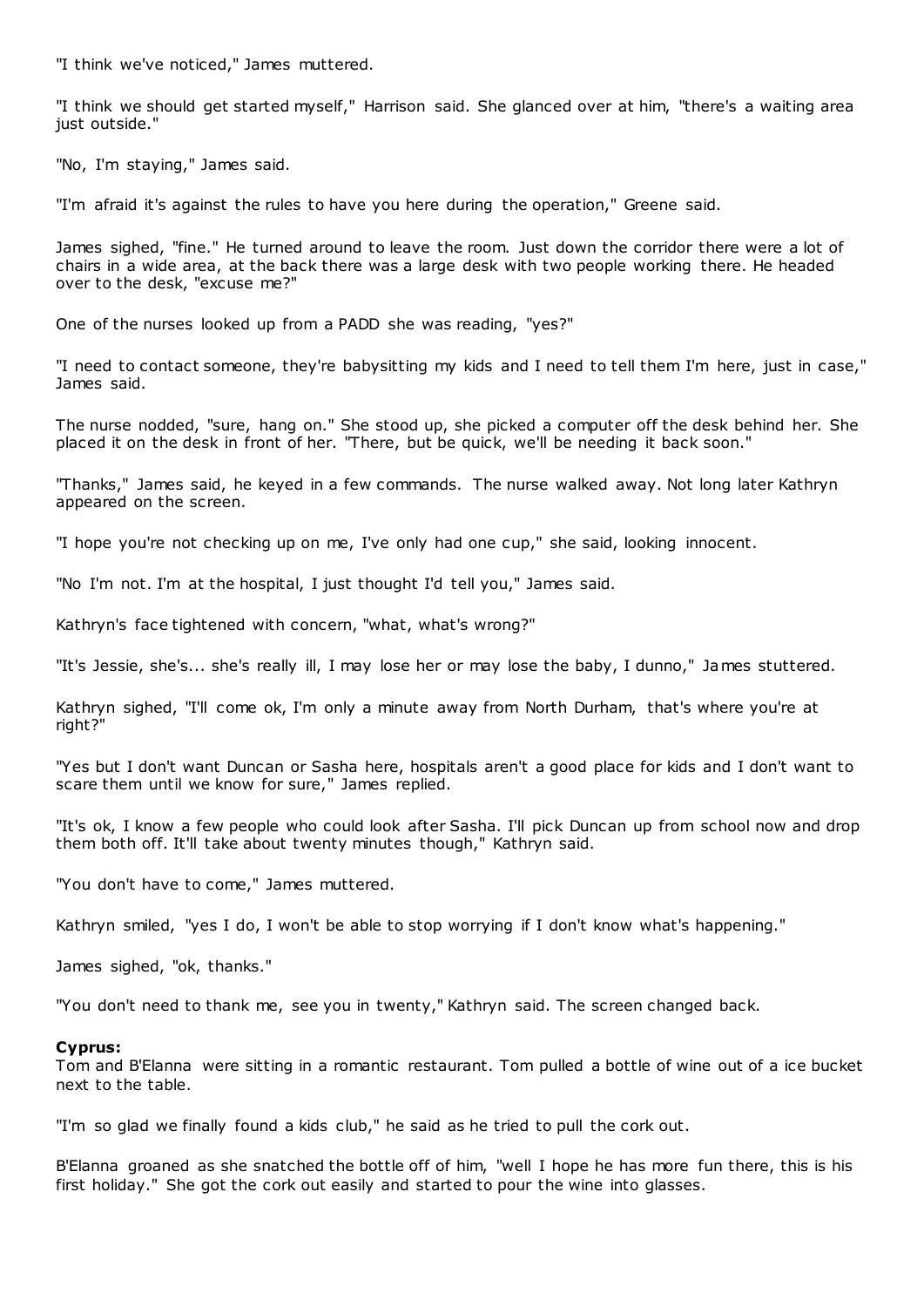"I think we've noticed," James muttered.

"I think we should get started myself," Harrison said. She glanced over at him, "there's a waiting area just outside."

"No, I'm staying," James said.

"I'm afraid it's against the rules to have you here during the operation," Greene said.

James sighed, "fine." He turned around to leave the room. Just down the corridor there were a lot of chairs in a wide area, at the back there was a large desk with two people working there. He headed over to the desk, "excuse me?"

One of the nurses looked up from a PADD she was reading, "yes?"

"I need to contact someone, they're babysitting my kids and I need to tell them I'm here, just in case," James said.

The nurse nodded, "sure, hang on." She stood up, she picked a computer off the desk behind her. She placed it on the desk in front of her. "There, but be quick, we'll be needing it back soon."

"Thanks," James said, he keyed in a few commands. The nurse walked away. Not long later Kathryn appeared on the screen.

"I hope you're not checking up on me, I've only had one cup," she said, looking innocent.

"No I'm not. I'm at the hospital, I just thought I'd tell you," James said.

Kathryn's face tightened with concern, "what, what's wrong?"

"It's Jessie, she's... she's really ill, I may lose her or may lose the baby, I dunno," James stuttered.

Kathryn sighed, "I'll come ok, I'm only a minute away from North Durham, that's where you're at right?"

"Yes but I don't want Duncan or Sasha here, hospitals aren't a good place for kids and I don't want to scare them until we know for sure," James replied.

"It's ok, I know a few people who could look after Sasha. I'll pick Duncan up from school now and drop them both off. It'll take about twenty minutes though," Kathryn said.

"You don't have to come," James muttered.

Kathryn smiled, "yes I do, I won't be able to stop worrying if I don't know what's happening."

James sighed, "ok, thanks."

"You don't need to thank me, see you in twenty," Kathryn said. The screen changed back.

**Cyprus:**
Tom and B'Elanna were sitting in a romantic restaurant. Tom pulled a bottle of wine out of a ice bucket next to the table.

"I'm so glad we finally found a kids club," he said as he tried to pull the cork out.

B'Elanna groaned as she snatched the bottle off of him, "well I hope he has more fun there, this is his first holiday." She got the cork out easily and started to pour the wine into glasses.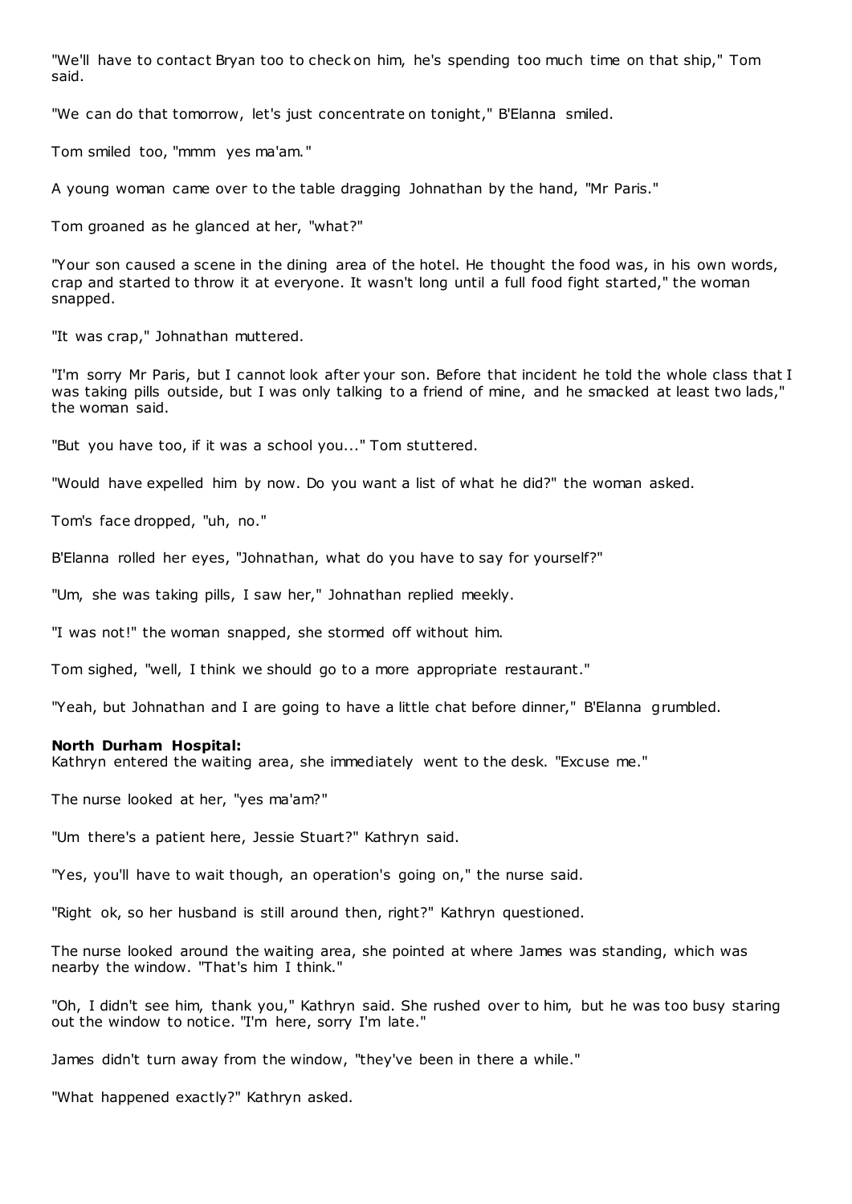"We'll have to contact Bryan too to check on him, he's spending too much time on that ship," Tom said.

"We can do that tomorrow, let's just concentrate on tonight," B'Elanna smiled.

Tom smiled too, "mmm yes ma'am."

A young woman came over to the table dragging Johnathan by the hand, "Mr Paris."

Tom groaned as he glanced at her, "what?"

"Your son caused a scene in the dining area of the hotel. He thought the food was, in his own words, crap and started to throw it at everyone. It wasn't long until a full food fight started," the woman snapped.

"It was crap," Johnathan muttered.

"I'm sorry Mr Paris, but I cannot look after your son. Before that incident he told the whole class that I was taking pills outside, but I was only talking to a friend of mine, and he smacked at least two lads," the woman said.

"But you have too, if it was a school you..." Tom stuttered.

"Would have expelled him by now. Do you want a list of what he did?" the woman asked.

Tom's face dropped, "uh, no."

B'Elanna rolled her eyes, "Johnathan, what do you have to say for yourself?"

"Um, she was taking pills, I saw her," Johnathan replied meekly.

"I was not!" the woman snapped, she stormed off without him.

Tom sighed, "well, I think we should go to a more appropriate restaurant."

"Yeah, but Johnathan and I are going to have a little chat before dinner," B'Elanna grumbled.

**North Durham Hospital:**
Kathryn entered the waiting area, she immediately went to the desk. "Excuse me."

The nurse looked at her, "yes ma'am?"

"Um there's a patient here, Jessie Stuart?" Kathryn said.

"Yes, you'll have to wait though, an operation's going on," the nurse said.

"Right ok, so her husband is still around then, right?" Kathryn questioned.

The nurse looked around the waiting area, she pointed at where James was standing, which was nearby the window. "That's him I think."

"Oh, I didn't see him, thank you," Kathryn said. She rushed over to him, but he was too busy staring out the window to notice. "I'm here, sorry I'm late."

James didn't turn away from the window, "they've been in there a while."

"What happened exactly?" Kathryn asked.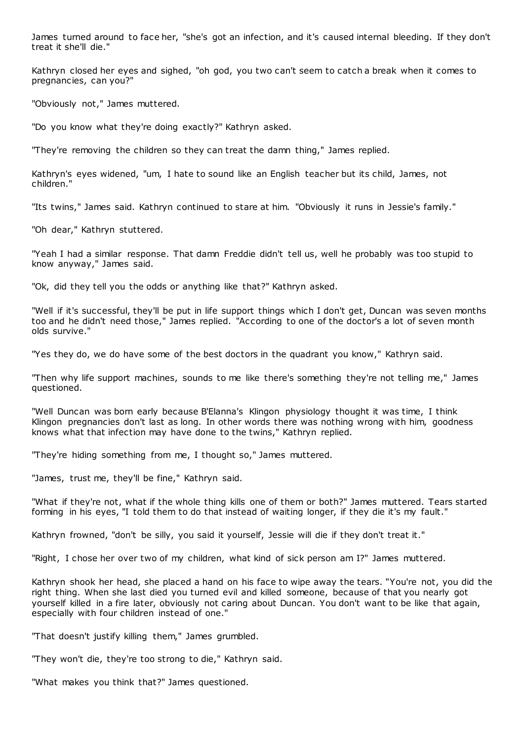James turned around to face her, "she's got an infection, and it's caused internal bleeding. If they don't treat it she'll die."

Kathryn closed her eyes and sighed, "oh god, you two can't seem to catch a break when it comes to pregnancies, can you?"

"Obviously not," James muttered.

"Do you know what they're doing exactly?" Kathryn asked.

"They're removing the children so they can treat the damn thing," James replied.

Kathryn's eyes widened, "um, I hate to sound like an English teacher but its child, James, not children."

"Its twins," James said. Kathryn continued to stare at him. "Obviously it runs in Jessie's family."

"Oh dear," Kathryn stuttered.

"Yeah I had a similar response. That damn Freddie didn't tell us, well he probably was too stupid to know anyway," James said.

"Ok, did they tell you the odds or anything like that?" Kathryn asked.

"Well if it's successful, they'll be put in life support things which I don't get, Duncan was seven months too and he didn't need those," James replied. "According to one of the doctor's a lot of seven month olds survive."

"Yes they do, we do have some of the best doctors in the quadrant you know," Kathryn said.

"Then why life support machines, sounds to me like there's something they're not telling me," James questioned.

"Well Duncan was born early because B'Elanna's Klingon physiology thought it was time, I think Klingon pregnancies don't last as long. In other words there was nothing wrong with him, goodness knows what that infection may have done to the twins," Kathryn replied.

"They're hiding something from me, I thought so," James muttered.

"James, trust me, they'll be fine," Kathryn said.

"What if they're not, what if the whole thing kills one of them or both?" James muttered. Tears started forming in his eyes, "I told them to do that instead of waiting longer, if they die it's my fault."

Kathryn frowned, "don't be silly, you said it yourself, Jessie will die if they don't treat it."

"Right, I chose her over two of my children, what kind of sick person am I?" James muttered.

Kathryn shook her head, she placed a hand on his face to wipe away the tears. "You're not, you did the right thing. When she last died you turned evil and killed someone, because of that you nearly got yourself killed in a fire later, obviously not caring about Duncan. You don't want to be like that again, especially with four children instead of one."

"That doesn't justify killing them," James grumbled.

"They won't die, they're too strong to die," Kathryn said.

"What makes you think that?" James questioned.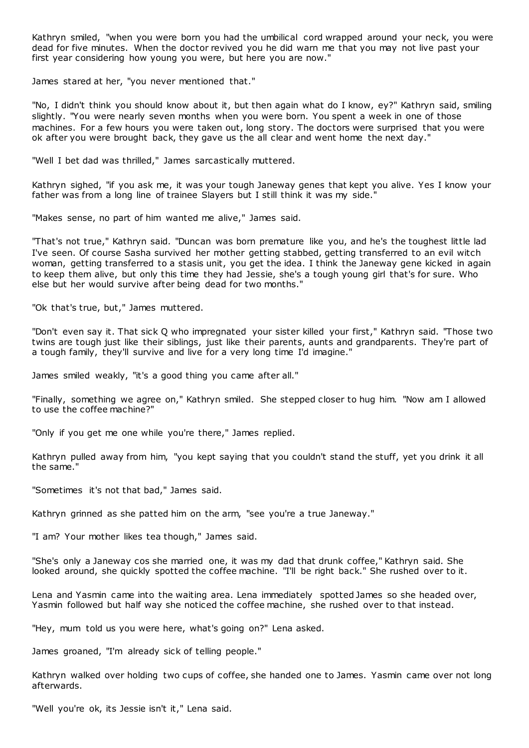Kathryn smiled, "when you were born you had the umbilical cord wrapped around your neck, you were dead for five minutes. When the doctor revived you he did warn me that you may not live past your first year considering how young you were, but here you are now."

James stared at her, "you never mentioned that."

"No, I didn't think you should know about it, but then again what do I know, ey?" Kathryn said, smiling slightly. "You were nearly seven months when you were born. You spent a week in one of those machines. For a few hours you were taken out, long story. The doctors were surprised that you were ok after you were brought back, they gave us the all clear and went home the next day."

"Well I bet dad was thrilled," James sarcastically muttered.

Kathryn sighed, "if you ask me, it was your tough Janeway genes that kept you alive. Yes I know your father was from a long line of trainee Slayers but I still think it was my side."

"Makes sense, no part of him wanted me alive," James said.

"That's not true," Kathryn said. "Duncan was born premature like you, and he's the toughest little lad I've seen. Of course Sasha survived her mother getting stabbed, getting transferred to an evil witch woman, getting transferred to a stasis unit, you get the idea. I think the Janeway gene kicked in again to keep them alive, but only this time they had Jessie, she's a tough young girl that's for sure. Who else but her would survive after being dead for two months."

"Ok that's true, but," James muttered.

"Don't even say it. That sick Q who impregnated your sister killed your first," Kathryn said. "Those two twins are tough just like their siblings, just like their parents, aunts and grandparents. They're part of a tough family, they'll survive and live for a very long time I'd imagine."

James smiled weakly, "it's a good thing you came after all."

"Finally, something we agree on," Kathryn smiled. She stepped closer to hug him. "Now am I allowed to use the coffee machine?"

"Only if you get me one while you're there," James replied.

Kathryn pulled away from him, "you kept saying that you couldn't stand the stuff, yet you drink it all the same."

"Sometimes it's not that bad," James said.

Kathryn grinned as she patted him on the arm, "see you're a true Janeway."

"I am? Your mother likes tea though," James said.

"She's only a Janeway cos she married one, it was my dad that drunk coffee," Kathryn said. She looked around, she quickly spotted the coffee machine. "I'll be right back." She rushed over to it.

Lena and Yasmin came into the waiting area. Lena immediately spotted James so she headed over, Yasmin followed but half way she noticed the coffee machine, she rushed over to that instead.

"Hey, mum told us you were here, what's going on?" Lena asked.

James groaned, "I'm already sick of telling people."

Kathryn walked over holding two cups of coffee, she handed one to James. Yasmin came over not long afterwards.

"Well you're ok, its Jessie isn't it," Lena said.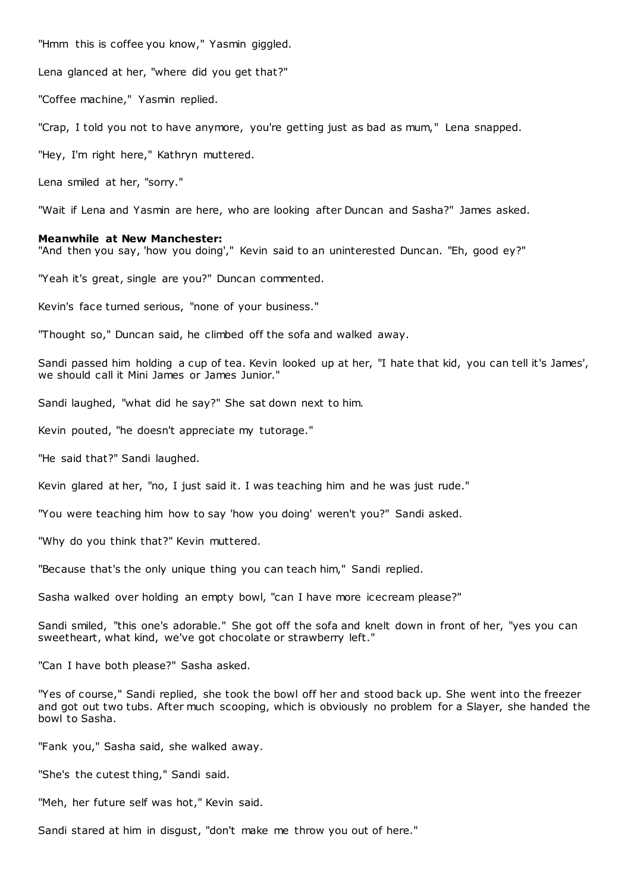"Hmm this is coffee you know," Yasmin giggled.

Lena glanced at her, "where did you get that?"

"Coffee machine," Yasmin replied.

"Crap, I told you not to have anymore, you're getting just as bad as mum," Lena snapped.

"Hey, I'm right here," Kathryn muttered.

Lena smiled at her, "sorry."

"Wait if Lena and Yasmin are here, who are looking after Duncan and Sasha?" James asked.

**Meanwhile at New Manchester:**
"And then you say, 'how you doing'," Kevin said to an uninterested Duncan. "Eh, good ey?"

"Yeah it's great, single are you?" Duncan commented.

Kevin's face turned serious, "none of your business."

"Thought so," Duncan said, he climbed off the sofa and walked away.

Sandi passed him holding a cup of tea. Kevin looked up at her, "I hate that kid, you can tell it's James', we should call it Mini James or James Junior."

Sandi laughed, "what did he say?" She sat down next to him.

Kevin pouted, "he doesn't appreciate my tutorage."

"He said that?" Sandi laughed.

Kevin glared at her, "no, I just said it. I was teaching him and he was just rude."

"You were teaching him how to say 'how you doing' weren't you?" Sandi asked.

"Why do you think that?" Kevin muttered.

"Because that's the only unique thing you can teach him," Sandi replied.

Sasha walked over holding an empty bowl, "can I have more icecream please?"

Sandi smiled, "this one's adorable." She got off the sofa and knelt down in front of her, "yes you can sweetheart, what kind, we've got chocolate or strawberry left."

"Can I have both please?" Sasha asked.

"Yes of course," Sandi replied, she took the bowl off her and stood back up. She went into the freezer and got out two tubs. After much scooping, which is obviously no problem for a Slayer, she handed the bowl to Sasha.

"Fank you," Sasha said, she walked away.

"She's the cutest thing," Sandi said.

"Meh, her future self was hot," Kevin said.

Sandi stared at him in disgust, "don't make me throw you out of here."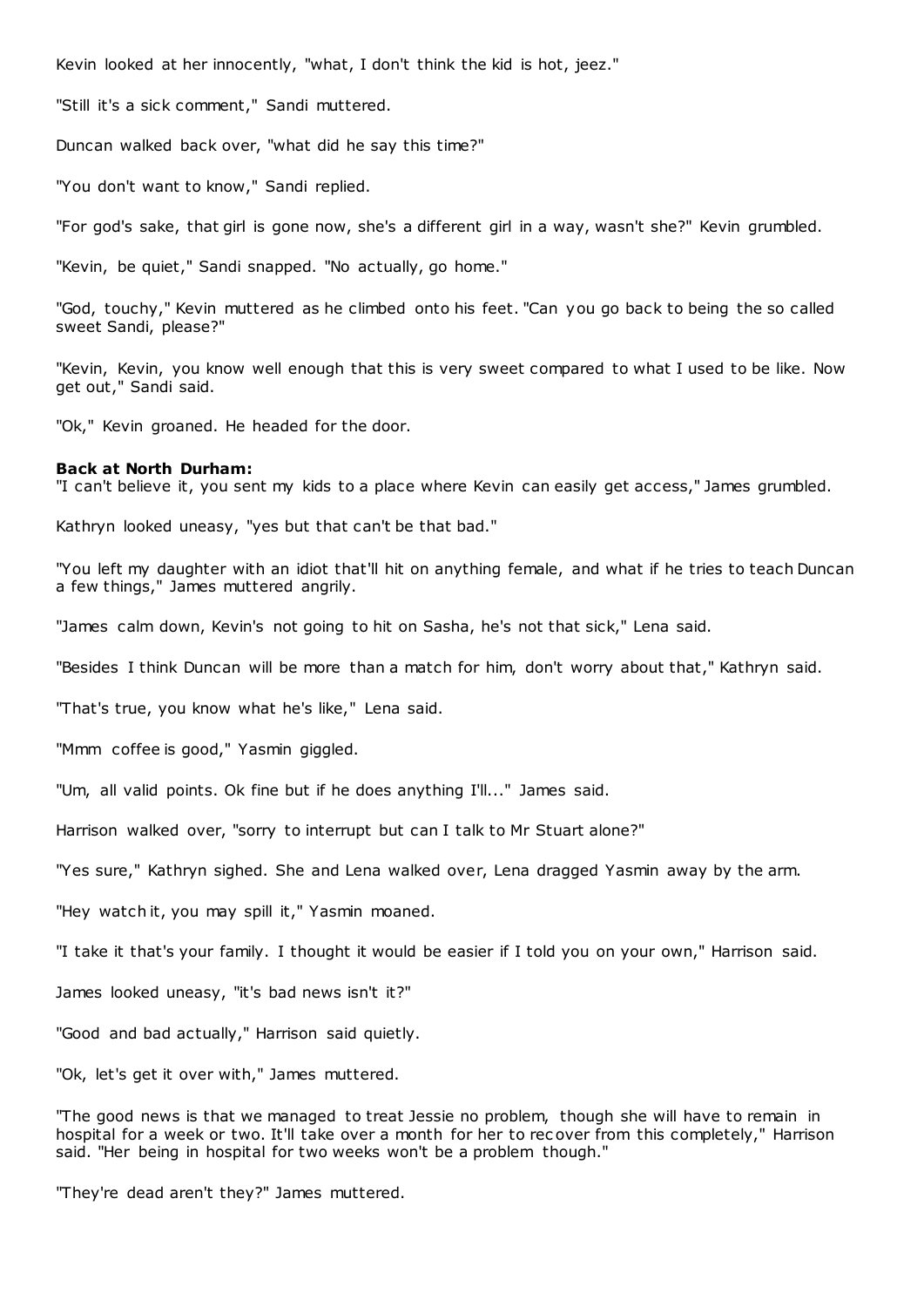Kevin looked at her innocently, "what, I don't think the kid is hot, jeez."

"Still it's a sick comment," Sandi muttered.

Duncan walked back over, "what did he say this time?"

"You don't want to know," Sandi replied.

"For god's sake, that girl is gone now, she's a different girl in a way, wasn't she?" Kevin grumbled.

"Kevin, be quiet," Sandi snapped. "No actually, go home."

"God, touchy," Kevin muttered as he climbed onto his feet. "Can you go back to being the so called sweet Sandi, please?"

"Kevin, Kevin, you know well enough that this is very sweet compared to what I used to be like. Now get out," Sandi said.

"Ok," Kevin groaned. He headed for the door.

**Back at North Durham:**

"I can't believe it, you sent my kids to a place where Kevin can easily get access," James grumbled.

Kathryn looked uneasy, "yes but that can't be that bad."

"You left my daughter with an idiot that'll hit on anything female, and what if he tries to teach Duncan a few things," James muttered angrily.

"James calm down, Kevin's not going to hit on Sasha, he's not that sick," Lena said.

"Besides I think Duncan will be more than a match for him, don't worry about that," Kathryn said.

"That's true, you know what he's like," Lena said.

"Mmm coffee is good," Yasmin giggled.

"Um, all valid points. Ok fine but if he does anything I'll..." James said.

Harrison walked over, "sorry to interrupt but can I talk to Mr Stuart alone?"

"Yes sure," Kathryn sighed. She and Lena walked over, Lena dragged Yasmin away by the arm.

"Hey watch it, you may spill it," Yasmin moaned.

"I take it that's your family. I thought it would be easier if I told you on your own," Harrison said.

James looked uneasy, "it's bad news isn't it?"

"Good and bad actually," Harrison said quietly.

"Ok, let's get it over with," James muttered.

"The good news is that we managed to treat Jessie no problem, though she will have to remain in hospital for a week or two. It'll take over a month for her to recover from this completely," Harrison said. "Her being in hospital for two weeks won't be a problem though."

"They're dead aren't they?" James muttered.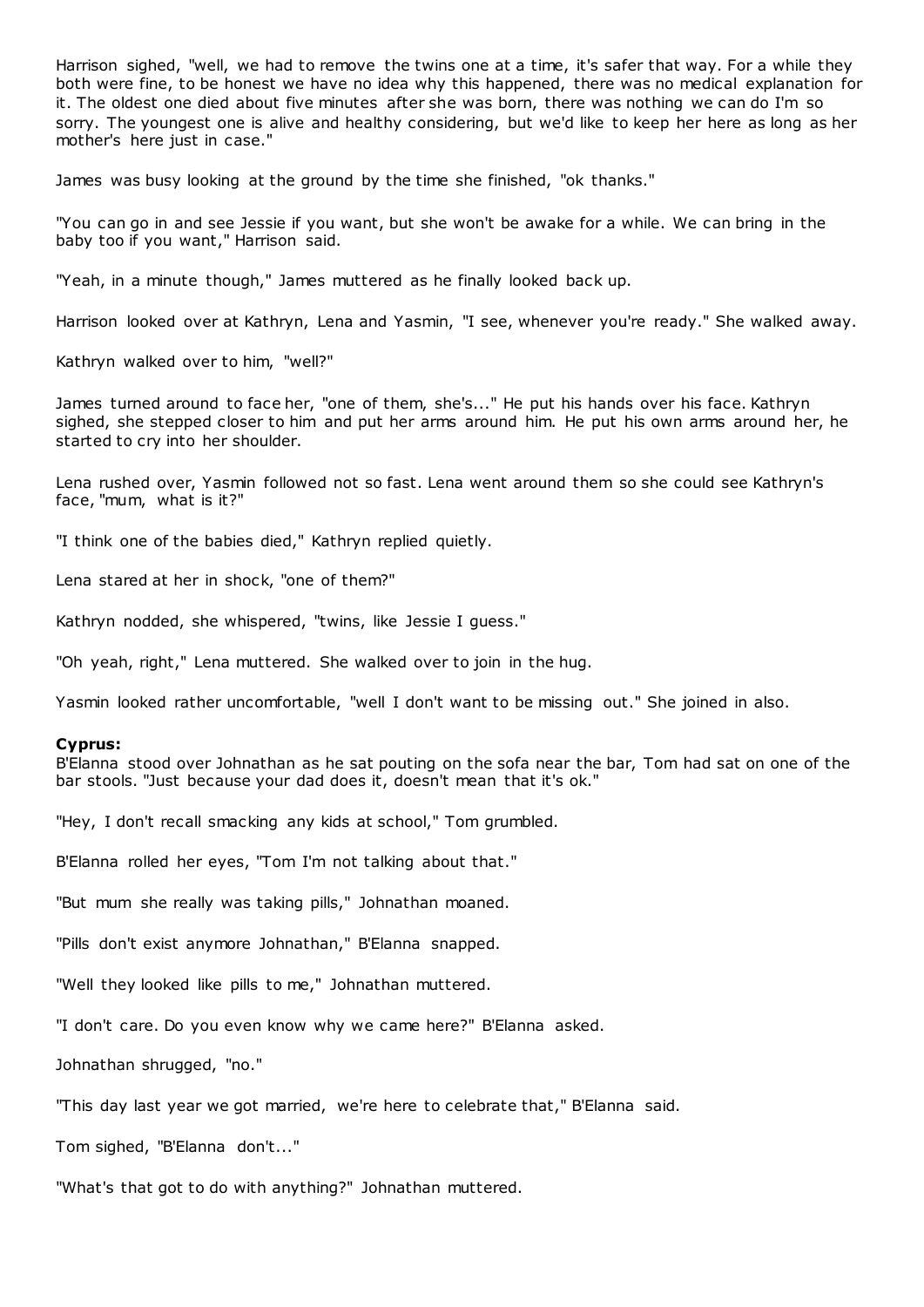Harrison sighed, "well, we had to remove the twins one at a time, it's safer that way. For a while they both were fine, to be honest we have no idea why this happened, there was no medical explanation for it. The oldest one died about five minutes after she was born, there was nothing we can do I'm so sorry. The youngest one is alive and healthy considering, but we'd like to keep her here as long as her mother's here just in case."

James was busy looking at the ground by the time she finished, "ok thanks."

"You can go in and see Jessie if you want, but she won't be awake for a while. We can bring in the baby too if you want," Harrison said.

"Yeah, in a minute though," James muttered as he finally looked back up.

Harrison looked over at Kathryn, Lena and Yasmin, "I see, whenever you're ready." She walked away.

Kathryn walked over to him, "well?"

James turned around to face her, "one of them, she's..." He put his hands over his face. Kathryn sighed, she stepped closer to him and put her arms around him. He put his own arms around her, he started to cry into her shoulder.

Lena rushed over, Yasmin followed not so fast. Lena went around them so she could see Kathryn's face, "mum, what is it?"

"I think one of the babies died," Kathryn replied quietly.

Lena stared at her in shock, "one of them?"

Kathryn nodded, she whispered, "twins, like Jessie I guess."

"Oh yeah, right," Lena muttered. She walked over to join in the hug.

Yasmin looked rather uncomfortable, "well I don't want to be missing out." She joined in also.

**Cyprus:**
B'Elanna stood over Johnathan as he sat pouting on the sofa near the bar, Tom had sat on one of the bar stools. "Just because your dad does it, doesn't mean that it's ok."

"Hey, I don't recall smacking any kids at school," Tom grumbled.

B'Elanna rolled her eyes, "Tom I'm not talking about that."

"But mum she really was taking pills," Johnathan moaned.

"Pills don't exist anymore Johnathan," B'Elanna snapped.

"Well they looked like pills to me," Johnathan muttered.

"I don't care. Do you even know why we came here?" B'Elanna asked.

Johnathan shrugged, "no."

"This day last year we got married, we're here to celebrate that," B'Elanna said.

Tom sighed, "B'Elanna don't..."

"What's that got to do with anything?" Johnathan muttered.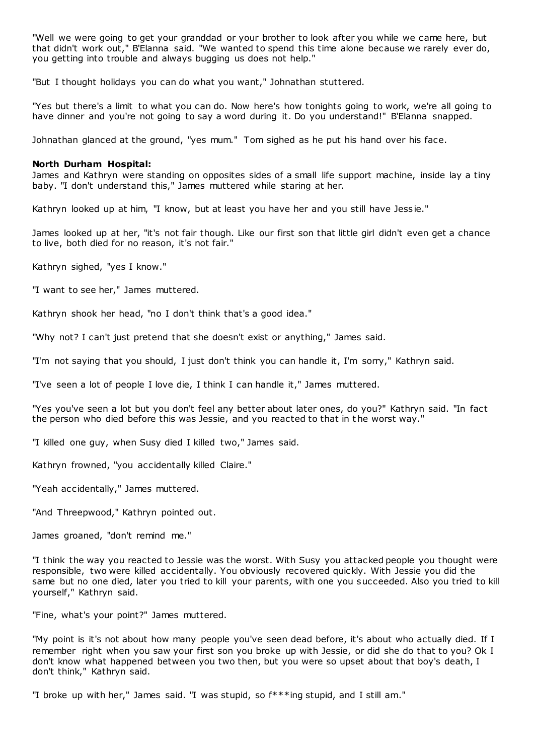"Well we were going to get your granddad or your brother to look after you while we came here, but that didn't work out," B'Elanna said. "We wanted to spend this time alone because we rarely ever do, you getting into trouble and always bugging us does not help."

"But I thought holidays you can do what you want," Johnathan stuttered.

"Yes but there's a limit to what you can do. Now here's how tonights going to work, we're all going to have dinner and you're not going to say a word during it. Do you understand!" B'Elanna snapped.

Johnathan glanced at the ground, "yes mum." Tom sighed as he put his hand over his face.

**North Durham Hospital:**
James and Kathryn were standing on opposites sides of a small life support machine, inside lay a tiny baby. "I don't understand this," James muttered while staring at her.

Kathryn looked up at him, "I know, but at least you have her and you still have Jessie."

James looked up at her, "it's not fair though. Like our first son that little girl didn't even get a chance to live, both died for no reason, it's not fair."

Kathryn sighed, "yes I know."

"I want to see her," James muttered.

Kathryn shook her head, "no I don't think that's a good idea."

"Why not? I can't just pretend that she doesn't exist or anything," James said.

"I'm not saying that you should, I just don't think you can handle it, I'm sorry," Kathryn said.

"I've seen a lot of people I love die, I think I can handle it," James muttered.

"Yes you've seen a lot but you don't feel any better about later ones, do you?" Kathryn said. "In fact the person who died before this was Jessie, and you reacted to that in the worst way."

"I killed one guy, when Susy died I killed two," James said.

Kathryn frowned, "you accidentally killed Claire."

"Yeah accidentally," James muttered.

"And Threepwood," Kathryn pointed out.

James groaned, "don't remind me."

"I think the way you reacted to Jessie was the worst. With Susy you attacked people you thought were responsible, two were killed accidentally. You obviously recovered quickly. With Jessie you did the same but no one died, later you tried to kill your parents, with one you succeeded. Also you tried to kill yourself," Kathryn said.

"Fine, what's your point?" James muttered.

"My point is it's not about how many people you've seen dead before, it's about who actually died. If I remember right when you saw your first son you broke up with Jessie, or did she do that to you? Ok I don't know what happened between you two then, but you were so upset about that boy's death, I don't think," Kathryn said.

"I broke up with her," James said. "I was stupid, so f***ing stupid, and I still am."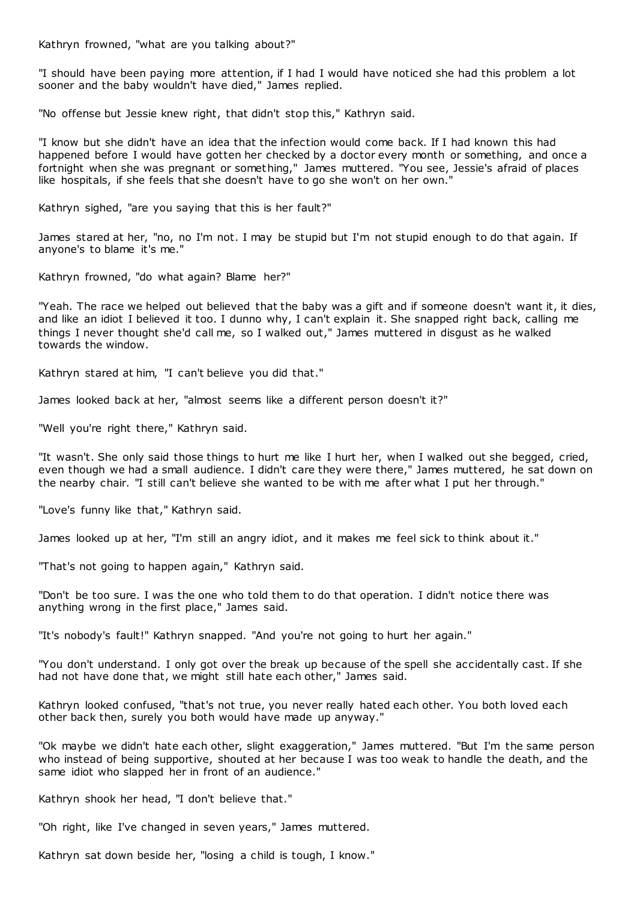Kathryn frowned, "what are you talking about?"

"I should have been paying more attention, if I had I would have noticed she had this problem a lot sooner and the baby wouldn't have died," James replied.

"No offense but Jessie knew right, that didn't stop this," Kathryn said.

"I know but she didn't have an idea that the infection would come back. If I had known this had happened before I would have gotten her checked by a doctor every month or something, and once a fortnight when she was pregnant or something," James muttered. "You see, Jessie's afraid of places like hospitals, if she feels that she doesn't have to go she won't on her own."

Kathryn sighed, "are you saying that this is her fault?"

James stared at her, "no, no I'm not. I may be stupid but I'm not stupid enough to do that again. If anyone's to blame it's me."

Kathryn frowned, "do what again? Blame her?"

"Yeah. The race we helped out believed that the baby was a gift and if someone doesn't want it, it dies, and like an idiot I believed it too. I dunno why, I can't explain it. She snapped right back, calling me things I never thought she'd call me, so I walked out," James muttered in disgust as he walked towards the window.

Kathryn stared at him, "I can't believe you did that."

James looked back at her, "almost seems like a different person doesn't it?"

"Well you're right there," Kathryn said.

"It wasn't. She only said those things to hurt me like I hurt her, when I walked out she begged, cried, even though we had a small audience. I didn't care they were there," James muttered, he sat down on the nearby chair. "I still can't believe she wanted to be with me after what I put her through."

"Love's funny like that," Kathryn said.

James looked up at her, "I'm still an angry idiot, and it makes me feel sick to think about it."

"That's not going to happen again," Kathryn said.

"Don't be too sure. I was the one who told them to do that operation. I didn't notice there was anything wrong in the first place," James said.

"It's nobody's fault!" Kathryn snapped. "And you're not going to hurt her again."

"You don't understand. I only got over the break up because of the spell she accidentally cast. If she had not have done that, we might still hate each other," James said.

Kathryn looked confused, "that's not true, you never really hated each other. You both loved each other back then, surely you both would have made up anyway."

"Ok maybe we didn't hate each other, slight exaggeration," James muttered. "But I'm the same person who instead of being supportive, shouted at her because I was too weak to handle the death, and the same idiot who slapped her in front of an audience."

Kathryn shook her head, "I don't believe that."

"Oh right, like I've changed in seven years," James muttered.

Kathryn sat down beside her, "losing a child is tough, I know."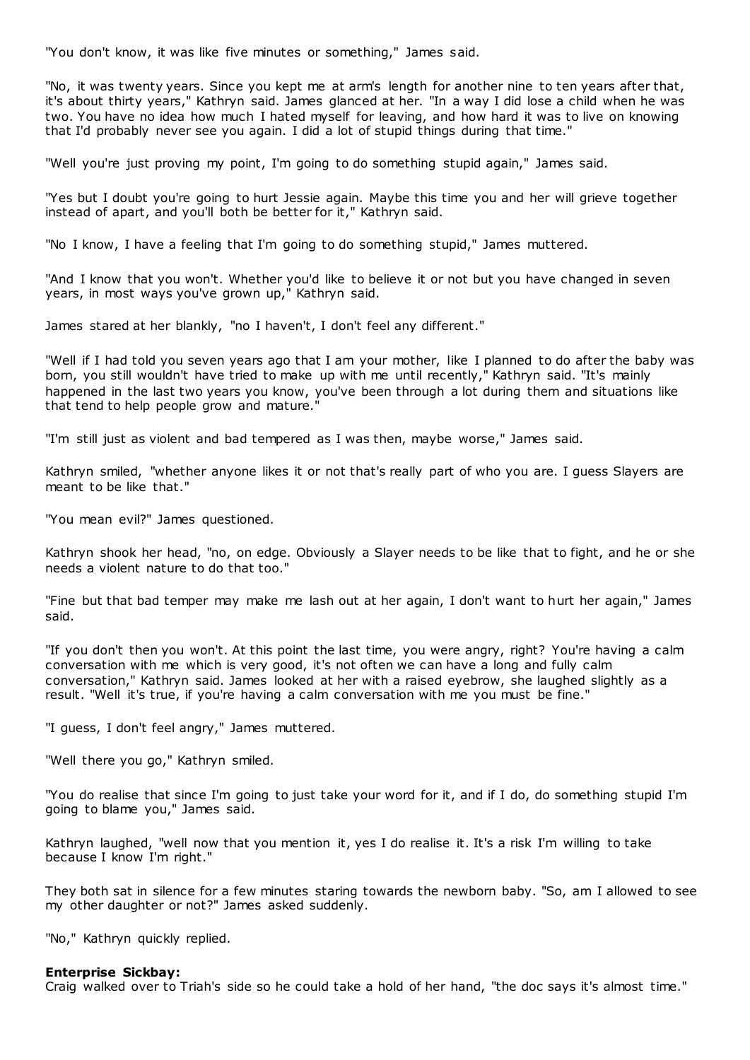"You don't know, it was like five minutes or something," James said.

"No, it was twenty years. Since you kept me at arm's length for another nine to ten years after that, it's about thirty years," Kathryn said. James glanced at her. "In a way I did lose a child when he was two. You have no idea how much I hated myself for leaving, and how hard it was to live on knowing that I'd probably never see you again. I did a lot of stupid things during that time."

"Well you're just proving my point, I'm going to do something stupid again," James said.

"Yes but I doubt you're going to hurt Jessie again. Maybe this time you and her will grieve together instead of apart, and you'll both be better for it," Kathryn said.

"No I know, I have a feeling that I'm going to do something stupid," James muttered.

"And I know that you won't. Whether you'd like to believe it or not but you have changed in seven years, in most ways you've grown up," Kathryn said.

James stared at her blankly, "no I haven't, I don't feel any different."

"Well if I had told you seven years ago that I am your mother, like I planned to do after the baby was born, you still wouldn't have tried to make up with me until recently," Kathryn said. "It's mainly happened in the last two years you know, you've been through a lot during them and situations like that tend to help people grow and mature."

"I'm still just as violent and bad tempered as I was then, maybe worse," James said.

Kathryn smiled, "whether anyone likes it or not that's really part of who you are. I guess Slayers are meant to be like that."

"You mean evil?" James questioned.

Kathryn shook her head, "no, on edge. Obviously a Slayer needs to be like that to fight, and he or she needs a violent nature to do that too."

"Fine but that bad temper may make me lash out at her again, I don't want to hurt her again," James said.

"If you don't then you won't. At this point the last time, you were angry, right? You're having a calm conversation with me which is very good, it's not often we can have a long and fully calm conversation," Kathryn said. James looked at her with a raised eyebrow, she laughed slightly as a result. "Well it's true, if you're having a calm conversation with me you must be fine."

"I guess, I don't feel angry," James muttered.

"Well there you go," Kathryn smiled.

"You do realise that since I'm going to just take your word for it, and if I do, do something stupid I'm going to blame you," James said.

Kathryn laughed, "well now that you mention it, yes I do realise it. It's a risk I'm willing to take because I know I'm right."

They both sat in silence for a few minutes staring towards the newborn baby. "So, am I allowed to see my other daughter or not?" James asked suddenly.

"No," Kathryn quickly replied.

**Enterprise Sickbay:**
Craig walked over to Triah's side so he could take a hold of her hand, "the doc says it's almost time."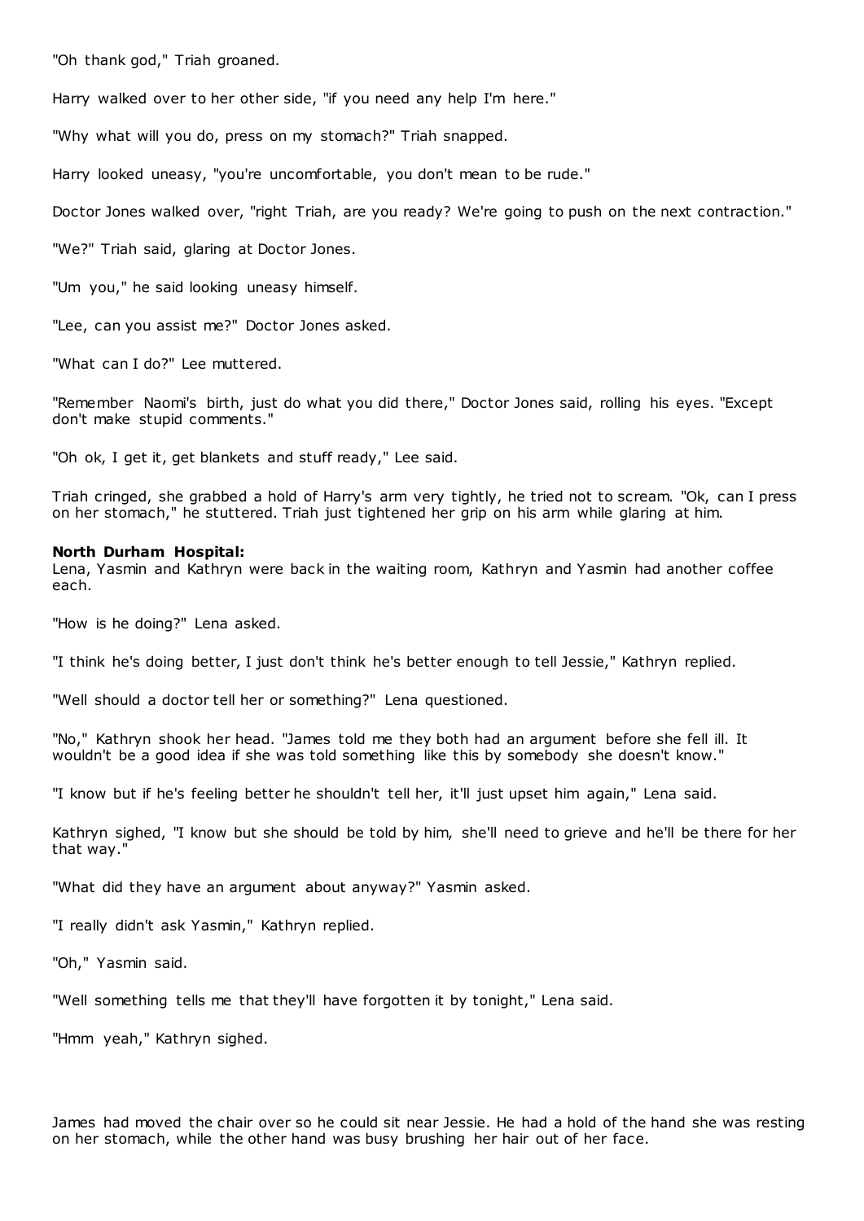"Oh thank god," Triah groaned.

Harry walked over to her other side, "if you need any help I'm here."

"Why what will you do, press on my stomach?" Triah snapped.

Harry looked uneasy, "you're uncomfortable, you don't mean to be rude."

Doctor Jones walked over, "right Triah, are you ready? We're going to push on the next contraction."

"We?" Triah said, glaring at Doctor Jones.

"Um you," he said looking uneasy himself.

"Lee, can you assist me?" Doctor Jones asked.

"What can I do?" Lee muttered.

"Remember Naomi's birth, just do what you did there," Doctor Jones said, rolling his eyes. "Except don't make stupid comments."

"Oh ok, I get it, get blankets and stuff ready," Lee said.

Triah cringed, she grabbed a hold of Harry's arm very tightly, he tried not to scream. "Ok, can I press on her stomach," he stuttered. Triah just tightened her grip on his arm while glaring at him.

**North Durham Hospital:**
Lena, Yasmin and Kathryn were back in the waiting room, Kathryn and Yasmin had another coffee each.

"How is he doing?" Lena asked.

"I think he's doing better, I just don't think he's better enough to tell Jessie," Kathryn replied.

"Well should a doctor tell her or something?" Lena questioned.

"No," Kathryn shook her head. "James told me they both had an argument before she fell ill. It wouldn't be a good idea if she was told something like this by somebody she doesn't know."

"I know but if he's feeling better he shouldn't tell her, it'll just upset him again," Lena said.

Kathryn sighed, "I know but she should be told by him, she'll need to grieve and he'll be there for her that way."

"What did they have an argument about anyway?" Yasmin asked.

"I really didn't ask Yasmin," Kathryn replied.

"Oh," Yasmin said.

"Well something tells me that they'll have forgotten it by tonight," Lena said.

"Hmm yeah," Kathryn sighed.

James had moved the chair over so he could sit near Jessie. He had a hold of the hand she was resting on her stomach, while the other hand was busy brushing her hair out of her face.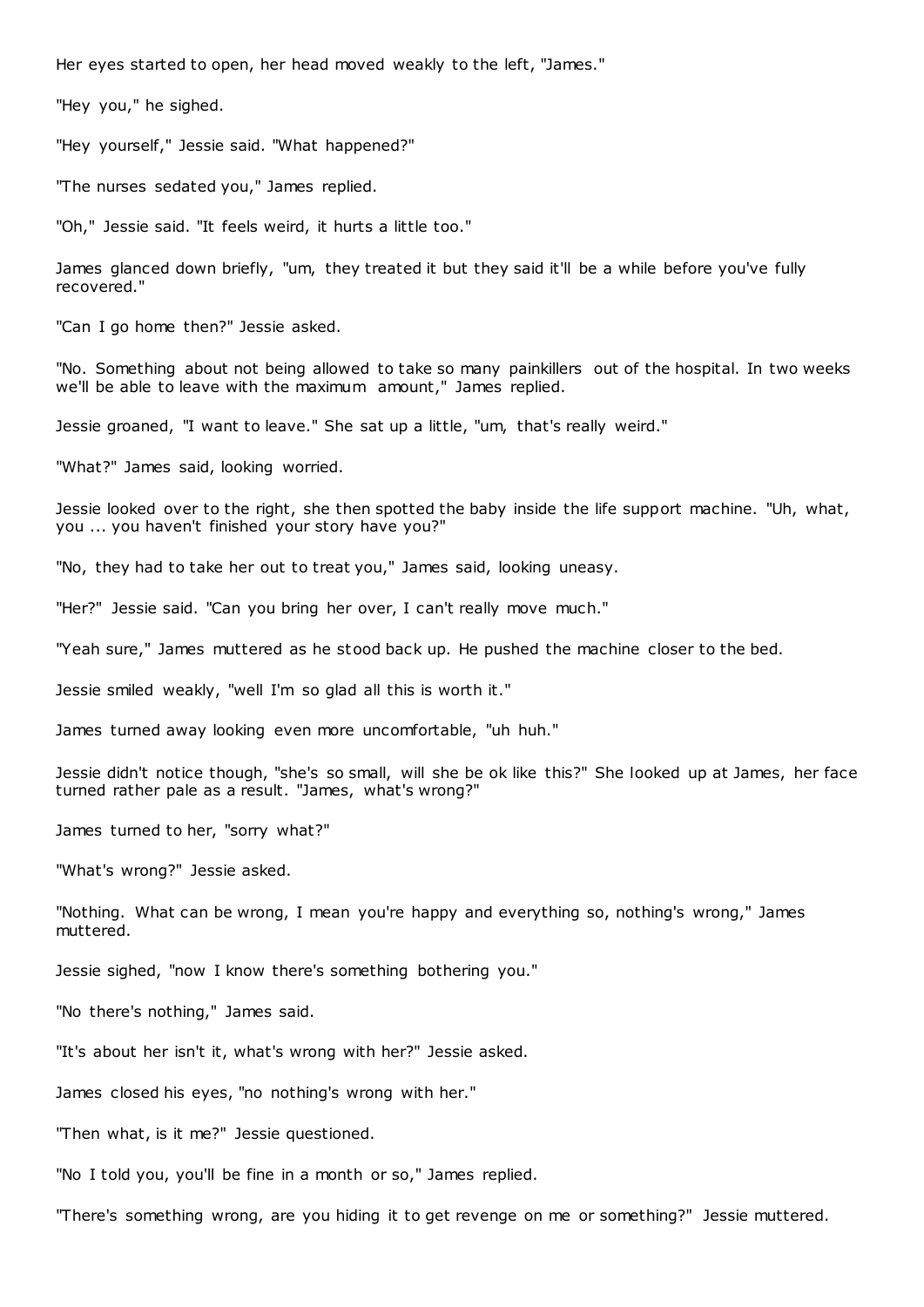Her eyes started to open, her head moved weakly to the left, "James."

"Hey you," he sighed.

"Hey yourself," Jessie said. "What happened?"

"The nurses sedated you," James replied.

"Oh," Jessie said. "It feels weird, it hurts a little too."

James glanced down briefly, "um, they treated it but they said it'll be a while before you've fully recovered."

"Can I go home then?" Jessie asked.

"No. Something about not being allowed to take so many painkillers out of the hospital. In two weeks we'll be able to leave with the maximum amount," James replied.

Jessie groaned, "I want to leave." She sat up a little, "um, that's really weird."

"What?" James said, looking worried.

Jessie looked over to the right, she then spotted the baby inside the life support machine. "Uh, what, you ... you haven't finished your story have you?"

"No, they had to take her out to treat you," James said, looking uneasy.

"Her?" Jessie said. "Can you bring her over, I can't really move much."

"Yeah sure," James muttered as he stood back up. He pushed the machine closer to the bed.

Jessie smiled weakly, "well I'm so glad all this is worth it."

James turned away looking even more uncomfortable, "uh huh."

Jessie didn't notice though, "she's so small, will she be ok like this?" She looked up at James, her face turned rather pale as a result. "James, what's wrong?"

James turned to her, "sorry what?"

"What's wrong?" Jessie asked.

"Nothing. What can be wrong, I mean you're happy and everything so, nothing's wrong," James muttered.

Jessie sighed, "now I know there's something bothering you."

"No there's nothing," James said.

"It's about her isn't it, what's wrong with her?" Jessie asked.

James closed his eyes, "no nothing's wrong with her."

"Then what, is it me?" Jessie questioned.

"No I told you, you'll be fine in a month or so," James replied.

"There's something wrong, are you hiding it to get revenge on me or something?" Jessie muttered.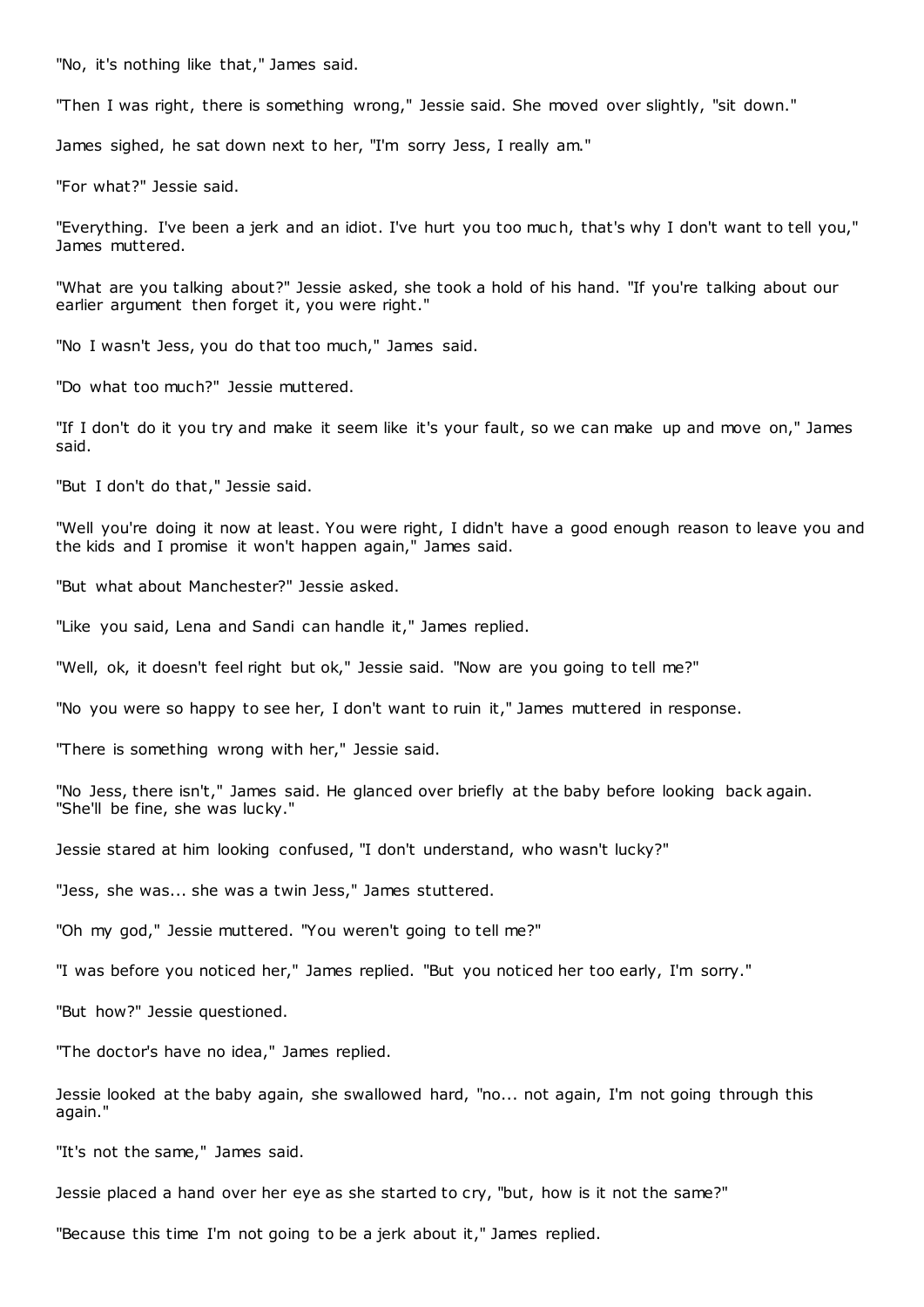"No, it's nothing like that," James said.

"Then I was right, there is something wrong," Jessie said. She moved over slightly, "sit down."

James sighed, he sat down next to her, "I'm sorry Jess, I really am."

"For what?" Jessie said.

"Everything. I've been a jerk and an idiot. I've hurt you too much, that's why I don't want to tell you," James muttered.

"What are you talking about?" Jessie asked, she took a hold of his hand. "If you're talking about our earlier argument then forget it, you were right."

"No I wasn't Jess, you do that too much," James said.

"Do what too much?" Jessie muttered.

"If I don't do it you try and make it seem like it's your fault, so we can make up and move on," James said.

"But I don't do that," Jessie said.

"Well you're doing it now at least. You were right, I didn't have a good enough reason to leave you and the kids and I promise it won't happen again," James said.

"But what about Manchester?" Jessie asked.

"Like you said, Lena and Sandi can handle it," James replied.

"Well, ok, it doesn't feel right but ok," Jessie said. "Now are you going to tell me?"

"No you were so happy to see her, I don't want to ruin it," James muttered in response.

"There is something wrong with her," Jessie said.

"No Jess, there isn't," James said. He glanced over briefly at the baby before looking back again. "She'll be fine, she was lucky."

Jessie stared at him looking confused, "I don't understand, who wasn't lucky?"

"Jess, she was... she was a twin Jess," James stuttered.

"Oh my god," Jessie muttered. "You weren't going to tell me?"

"I was before you noticed her," James replied. "But you noticed her too early, I'm sorry."

"But how?" Jessie questioned.

"The doctor's have no idea," James replied.

Jessie looked at the baby again, she swallowed hard, "no... not again, I'm not going through this again."

"It's not the same," James said.

Jessie placed a hand over her eye as she started to cry, "but, how is it not the same?"

"Because this time I'm not going to be a jerk about it," James replied.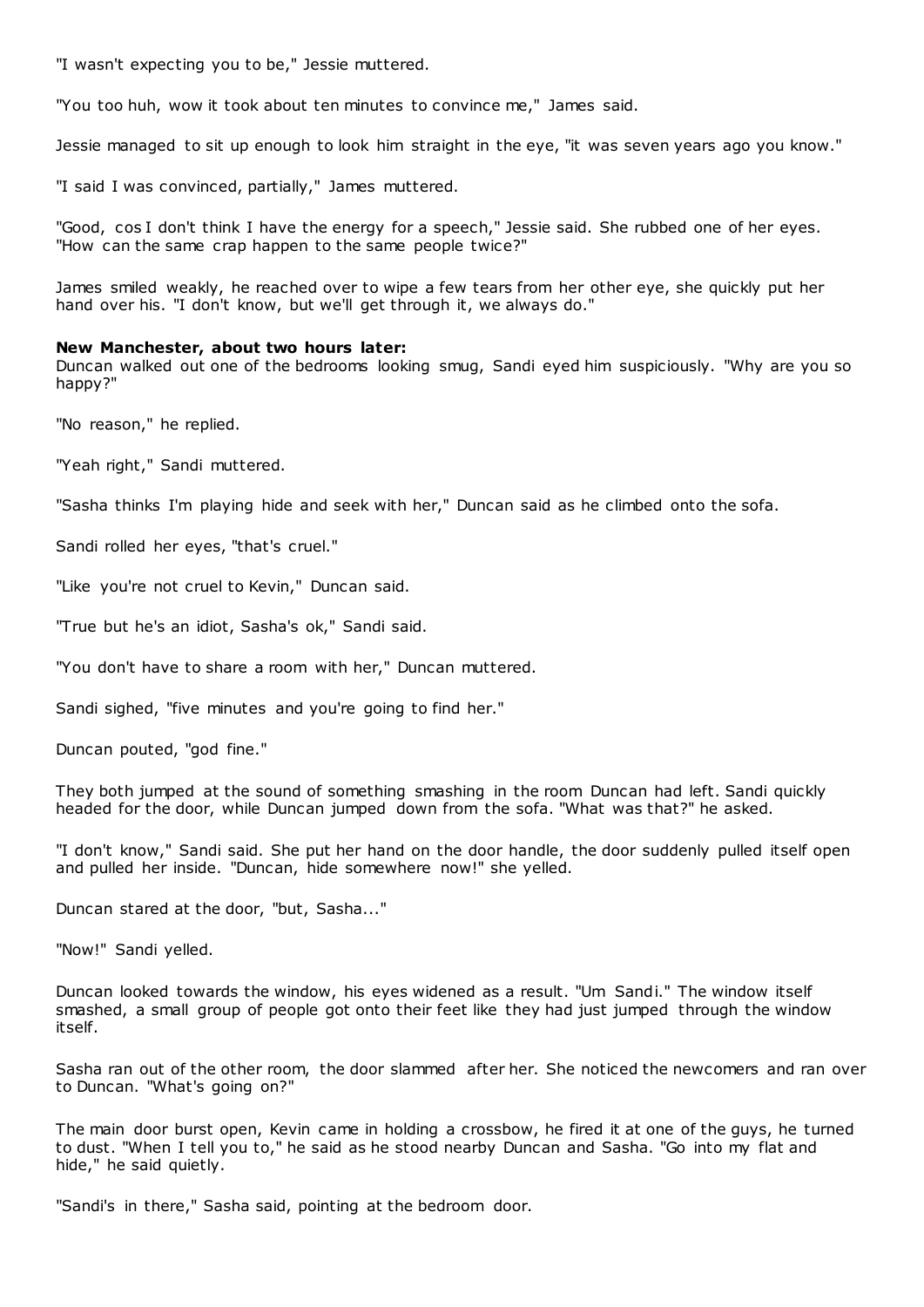"I wasn't expecting you to be," Jessie muttered.

"You too huh, wow it took about ten minutes to convince me," James said.

Jessie managed to sit up enough to look him straight in the eye, "it was seven years ago you know."

"I said I was convinced, partially," James muttered.

"Good, cos I don't think I have the energy for a speech," Jessie said. She rubbed one of her eyes. "How can the same crap happen to the same people twice?"

James smiled weakly, he reached over to wipe a few tears from her other eye, she quickly put her hand over his. "I don't know, but we'll get through it, we always do."

**New Manchester, about two hours later:**
Duncan walked out one of the bedrooms looking smug, Sandi eyed him suspiciously. "Why are you so happy?"

"No reason," he replied.

"Yeah right," Sandi muttered.

"Sasha thinks I'm playing hide and seek with her," Duncan said as he climbed onto the sofa.

Sandi rolled her eyes, "that's cruel."

"Like you're not cruel to Kevin," Duncan said.

"True but he's an idiot, Sasha's ok," Sandi said.

"You don't have to share a room with her," Duncan muttered.

Sandi sighed, "five minutes and you're going to find her."

Duncan pouted, "god fine."

They both jumped at the sound of something smashing in the room Duncan had left. Sandi quickly headed for the door, while Duncan jumped down from the sofa. "What was that?" he asked.

"I don't know," Sandi said. She put her hand on the door handle, the door suddenly pulled itself open and pulled her inside. "Duncan, hide somewhere now!" she yelled.

Duncan stared at the door, "but, Sasha..."

"Now!" Sandi yelled.

Duncan looked towards the window, his eyes widened as a result. "Um Sandi." The window itself smashed, a small group of people got onto their feet like they had just jumped through the window itself.

Sasha ran out of the other room, the door slammed after her. She noticed the newcomers and ran over to Duncan. "What's going on?"

The main door burst open, Kevin came in holding a crossbow, he fired it at one of the guys, he turned to dust. "When I tell you to," he said as he stood nearby Duncan and Sasha. "Go into my flat and hide," he said quietly.

"Sandi's in there," Sasha said, pointing at the bedroom door.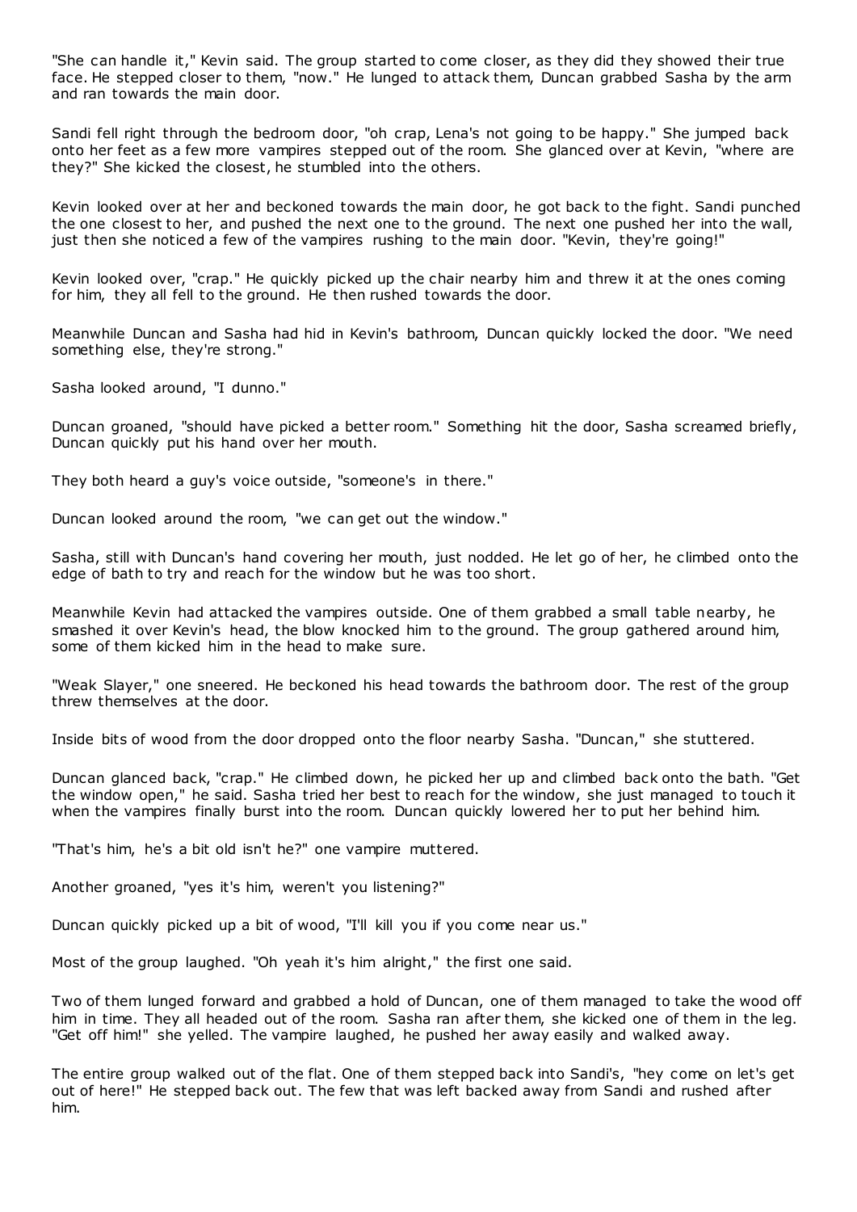"She can handle it," Kevin said. The group started to come closer, as they did they showed their true face. He stepped closer to them, "now." He lunged to attack them, Duncan grabbed Sasha by the arm and ran towards the main door.

Sandi fell right through the bedroom door, "oh crap, Lena's not going to be happy." She jumped back onto her feet as a few more vampires stepped out of the room. She glanced over at Kevin, "where are they?" She kicked the closest, he stumbled into the others.

Kevin looked over at her and beckoned towards the main door, he got back to the fight. Sandi punched the one closest to her, and pushed the next one to the ground. The next one pushed her into the wall, just then she noticed a few of the vampires rushing to the main door. "Kevin, they're going!"

Kevin looked over, "crap." He quickly picked up the chair nearby him and threw it at the ones coming for him, they all fell to the ground. He then rushed towards the door.

Meanwhile Duncan and Sasha had hid in Kevin's bathroom, Duncan quickly locked the door. "We need something else, they're strong."

Sasha looked around, "I dunno."

Duncan groaned, "should have picked a better room." Something hit the door, Sasha screamed briefly, Duncan quickly put his hand over her mouth.

They both heard a guy's voice outside, "someone's in there."

Duncan looked around the room, "we can get out the window."

Sasha, still with Duncan's hand covering her mouth, just nodded. He let go of her, he climbed onto the edge of bath to try and reach for the window but he was too short.

Meanwhile Kevin had attacked the vampires outside. One of them grabbed a small table nearby, he smashed it over Kevin's head, the blow knocked him to the ground. The group gathered around him, some of them kicked him in the head to make sure.

"Weak Slayer," one sneered. He beckoned his head towards the bathroom door. The rest of the group threw themselves at the door.

Inside bits of wood from the door dropped onto the floor nearby Sasha. "Duncan," she stuttered.

Duncan glanced back, "crap." He climbed down, he picked her up and climbed back onto the bath. "Get the window open," he said. Sasha tried her best to reach for the window, she just managed to touch it when the vampires finally burst into the room. Duncan quickly lowered her to put her behind him.

"That's him, he's a bit old isn't he?" one vampire muttered.

Another groaned, "yes it's him, weren't you listening?"

Duncan quickly picked up a bit of wood, "I'll kill you if you come near us."

Most of the group laughed. "Oh yeah it's him alright," the first one said.

Two of them lunged forward and grabbed a hold of Duncan, one of them managed to take the wood off him in time. They all headed out of the room. Sasha ran after them, she kicked one of them in the leg. "Get off him!" she yelled. The vampire laughed, he pushed her away easily and walked away.

The entire group walked out of the flat. One of them stepped back into Sandi's, "hey come on let's get out of here!" He stepped back out. The few that was left backed away from Sandi and rushed after him.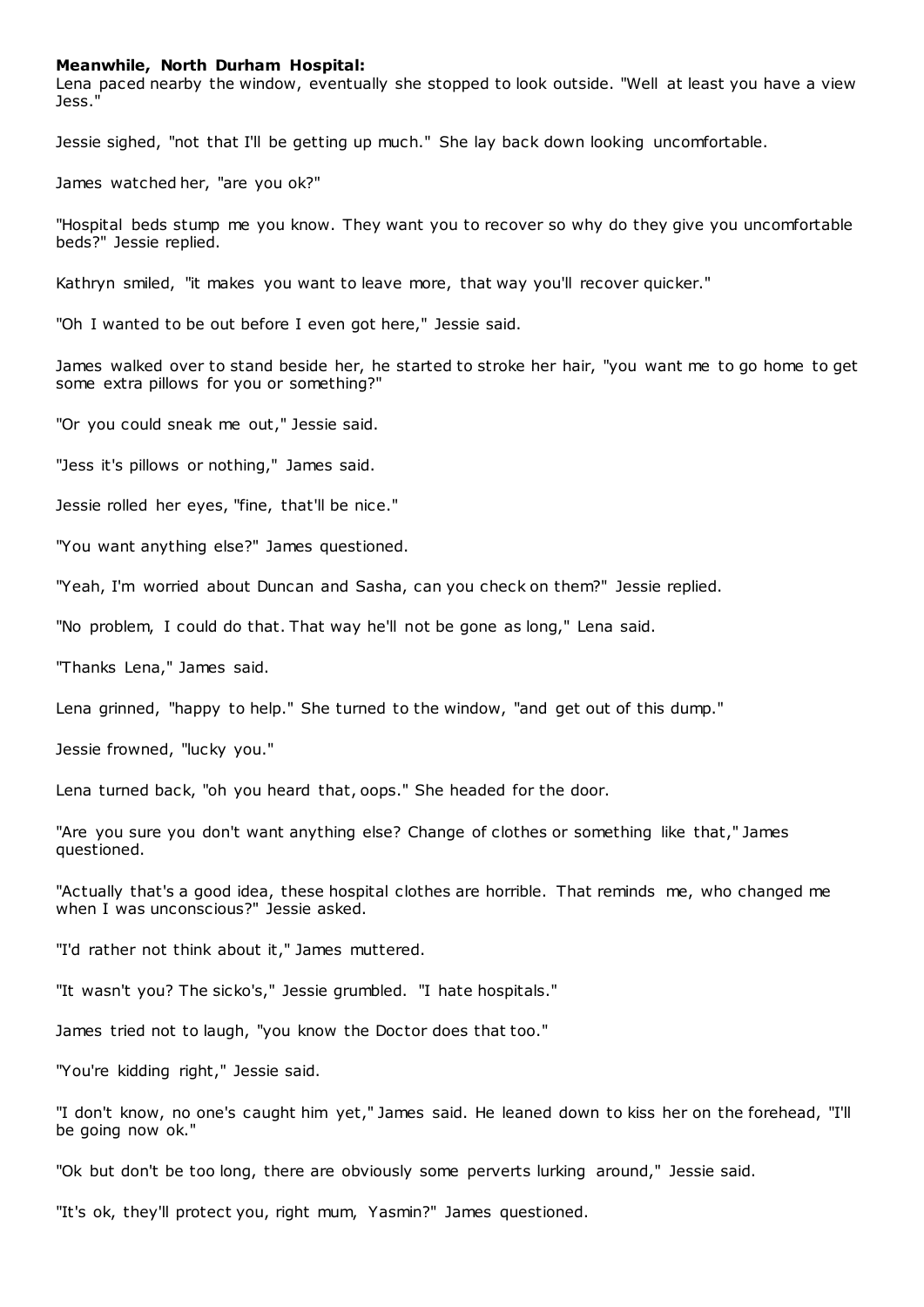**Meanwhile, North Durham Hospital:**

Lena paced nearby the window, eventually she stopped to look outside. "Well at least you have a view Jess."

Jessie sighed, "not that I'll be getting up much." She lay back down looking uncomfortable.

James watched her, "are you ok?"

"Hospital beds stump me you know. They want you to recover so why do they give you uncomfortable beds?" Jessie replied.

Kathryn smiled, "it makes you want to leave more, that way you'll recover quicker."

"Oh I wanted to be out before I even got here," Jessie said.

James walked over to stand beside her, he started to stroke her hair, "you want me to go home to get some extra pillows for you or something?"

"Or you could sneak me out," Jessie said.

"Jess it's pillows or nothing," James said.

Jessie rolled her eyes, "fine, that'll be nice."

"You want anything else?" James questioned.

"Yeah, I'm worried about Duncan and Sasha, can you check on them?" Jessie replied.

"No problem, I could do that. That way he'll not be gone as long," Lena said.

"Thanks Lena," James said.

Lena grinned, "happy to help." She turned to the window, "and get out of this dump."

Jessie frowned, "lucky you."

Lena turned back, "oh you heard that, oops." She headed for the door.

"Are you sure you don't want anything else? Change of clothes or something like that," James questioned.

"Actually that's a good idea, these hospital clothes are horrible. That reminds me, who changed me when I was unconscious?" Jessie asked.

"I'd rather not think about it," James muttered.

"It wasn't you? The sicko's," Jessie grumbled. "I hate hospitals."

James tried not to laugh, "you know the Doctor does that too."

"You're kidding right," Jessie said.

"I don't know, no one's caught him yet," James said. He leaned down to kiss her on the forehead, "I'll be going now ok."

"Ok but don't be too long, there are obviously some perverts lurking around," Jessie said.

"It's ok, they'll protect you, right mum, Yasmin?" James questioned.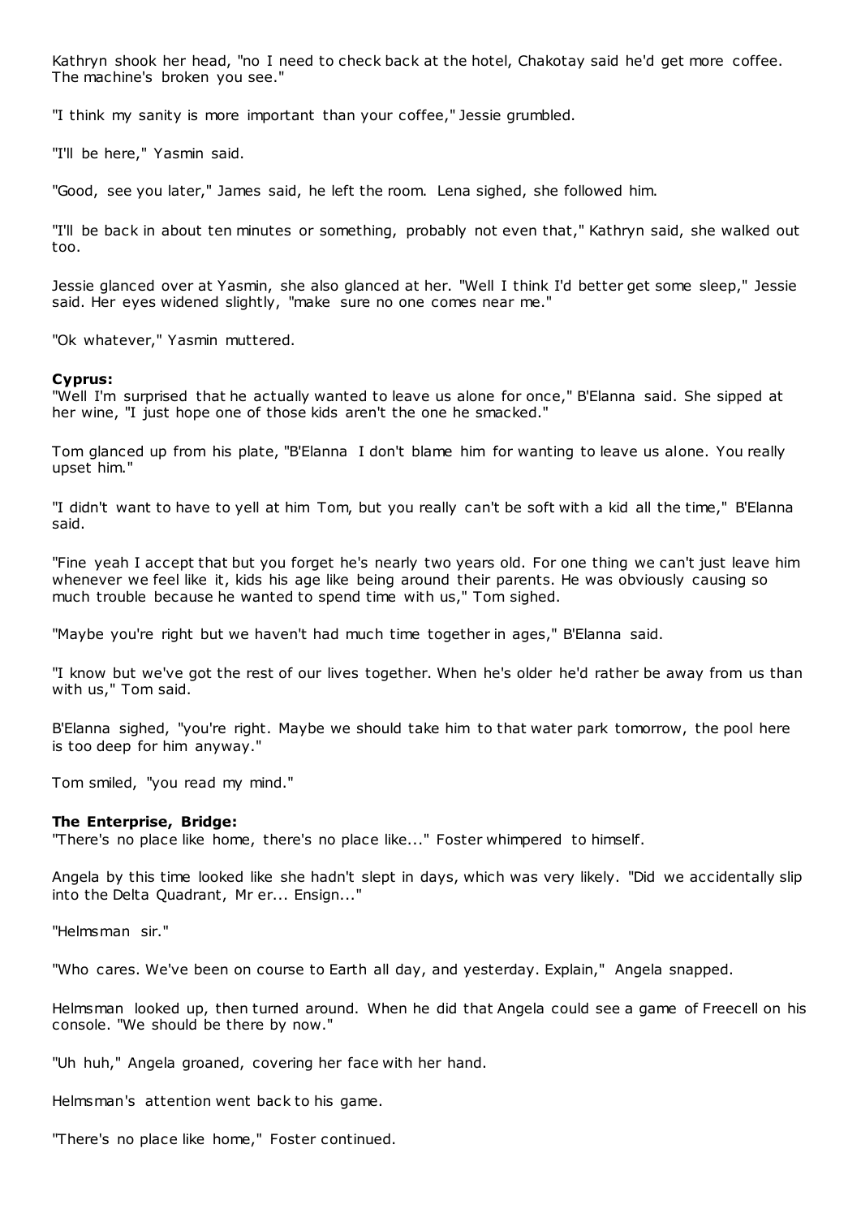Kathryn shook her head, "no I need to check back at the hotel, Chakotay said he'd get more coffee. The machine's broken you see."

"I think my sanity is more important than your coffee," Jessie grumbled.

"I'll be here," Yasmin said.

"Good, see you later," James said, he left the room. Lena sighed, she followed him.

"I'll be back in about ten minutes or something, probably not even that," Kathryn said, she walked out too.

Jessie glanced over at Yasmin, she also glanced at her. "Well I think I'd better get some sleep," Jessie said. Her eyes widened slightly, "make sure no one comes near me."

"Ok whatever," Yasmin muttered.

**Cyprus:**
"Well I'm surprised that he actually wanted to leave us alone for once," B'Elanna said. She sipped at her wine, "I just hope one of those kids aren't the one he smacked."

Tom glanced up from his plate, "B'Elanna I don't blame him for wanting to leave us alone. You really upset him."

"I didn't want to have to yell at him Tom, but you really can't be soft with a kid all the time," B'Elanna said.

"Fine yeah I accept that but you forget he's nearly two years old. For one thing we can't just leave him whenever we feel like it, kids his age like being around their parents. He was obviously causing so much trouble because he wanted to spend time with us," Tom sighed.

"Maybe you're right but we haven't had much time together in ages," B'Elanna said.

"I know but we've got the rest of our lives together. When he's older he'd rather be away from us than with us," Tom said.

B'Elanna sighed, "you're right. Maybe we should take him to that water park tomorrow, the pool here is too deep for him anyway."

Tom smiled, "you read my mind."

**The Enterprise, Bridge:**
"There's no place like home, there's no place like..." Foster whimpered to himself.

Angela by this time looked like she hadn't slept in days, which was very likely. "Did we accidentally slip into the Delta Quadrant, Mr er... Ensign..."

"Helmsman sir."

"Who cares. We've been on course to Earth all day, and yesterday. Explain," Angela snapped.

Helmsman looked up, then turned around. When he did that Angela could see a game of Freecell on his console. "We should be there by now."

"Uh huh," Angela groaned, covering her face with her hand.

Helmsman's attention went back to his game.

"There's no place like home," Foster continued.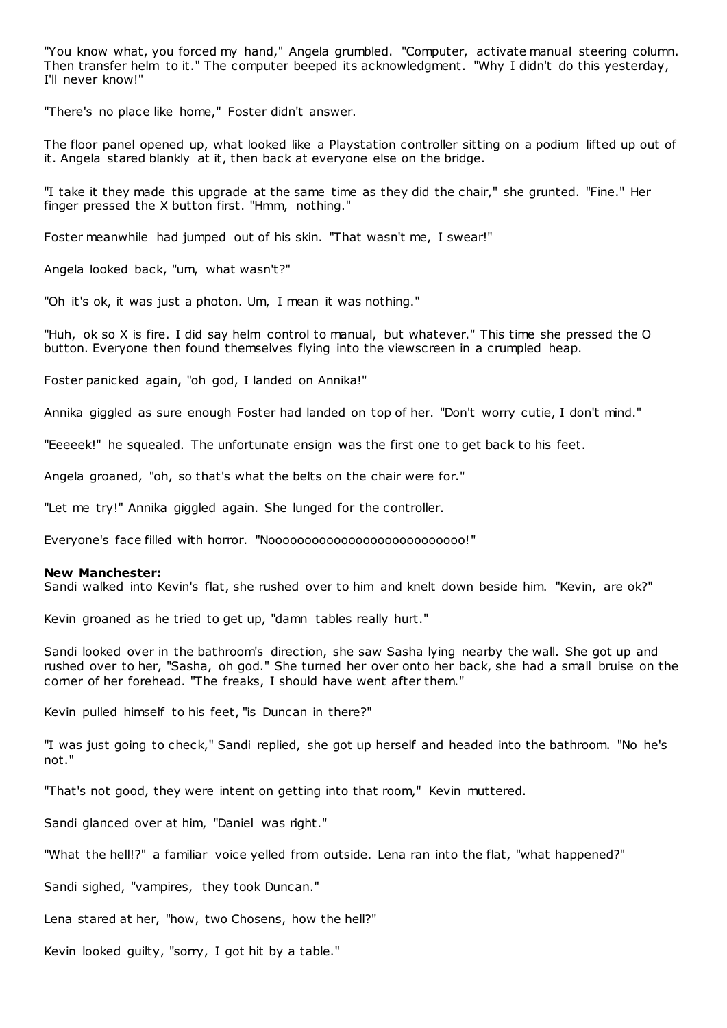"You know what, you forced my hand," Angela grumbled. "Computer, activate manual steering column. Then transfer helm to it." The computer beeped its acknowledgment. "Why I didn't do this yesterday, I'll never know!"

"There's no place like home," Foster didn't answer.

The floor panel opened up, what looked like a Playstation controller sitting on a podium lifted up out of it. Angela stared blankly at it, then back at everyone else on the bridge.

"I take it they made this upgrade at the same time as they did the chair," she grunted. "Fine." Her finger pressed the X button first. "Hmm, nothing."

Foster meanwhile had jumped out of his skin. "That wasn't me, I swear!"

Angela looked back, "um, what wasn't?"

"Oh it's ok, it was just a photon. Um, I mean it was nothing."

"Huh, ok so X is fire. I did say helm control to manual, but whatever." This time she pressed the O button. Everyone then found themselves flying into the viewscreen in a crumpled heap.

Foster panicked again, "oh god, I landed on Annika!"

Annika giggled as sure enough Foster had landed on top of her. "Don't worry cutie, I don't mind."

"Eeeeek!" he squealed. The unfortunate ensign was the first one to get back to his feet.

Angela groaned, "oh, so that's what the belts on the chair were for."

"Let me try!" Annika giggled again. She lunged for the controller.

Everyone's face filled with horror. "Nooooooooooooooooooooooooooo!"

**New Manchester:**
Sandi walked into Kevin's flat, she rushed over to him and knelt down beside him. "Kevin, are ok?"

Kevin groaned as he tried to get up, "damn tables really hurt."

Sandi looked over in the bathroom's direction, she saw Sasha lying nearby the wall. She got up and rushed over to her, "Sasha, oh god." She turned her over onto her back, she had a small bruise on the corner of her forehead. "The freaks, I should have went after them."

Kevin pulled himself to his feet, "is Duncan in there?"

"I was just going to check," Sandi replied, she got up herself and headed into the bathroom. "No he's not."

"That's not good, they were intent on getting into that room," Kevin muttered.

Sandi glanced over at him, "Daniel was right."

"What the hell!?" a familiar voice yelled from outside. Lena ran into the flat, "what happened?"

Sandi sighed, "vampires, they took Duncan."

Lena stared at her, "how, two Chosens, how the hell?"

Kevin looked guilty, "sorry, I got hit by a table."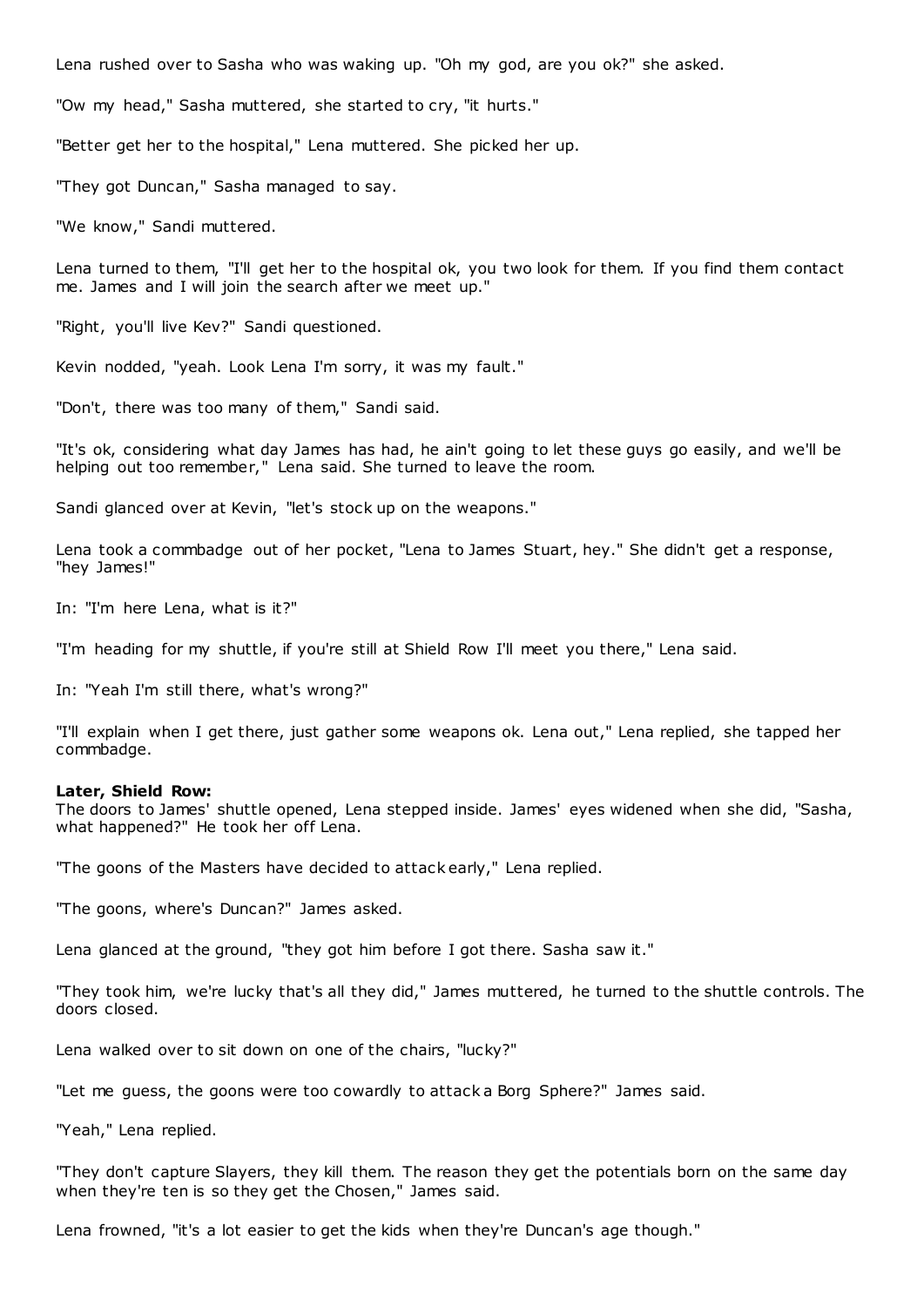Lena rushed over to Sasha who was waking up. "Oh my god, are you ok?" she asked.

"Ow my head," Sasha muttered, she started to cry, "it hurts."

"Better get her to the hospital," Lena muttered. She picked her up.

"They got Duncan," Sasha managed to say.

"We know," Sandi muttered.

Lena turned to them, "I'll get her to the hospital ok, you two look for them. If you find them contact me. James and I will join the search after we meet up."

"Right, you'll live Kev?" Sandi questioned.

Kevin nodded, "yeah. Look Lena I'm sorry, it was my fault."

"Don't, there was too many of them," Sandi said.

"It's ok, considering what day James has had, he ain't going to let these guys go easily, and we'll be helping out too remember," Lena said. She turned to leave the room.

Sandi glanced over at Kevin, "let's stock up on the weapons."

Lena took a commbadge out of her pocket, "Lena to James Stuart, hey." She didn't get a response, "hey James!"

In: "I'm here Lena, what is it?"

"I'm heading for my shuttle, if you're still at Shield Row I'll meet you there," Lena said.

In: "Yeah I'm still there, what's wrong?"

"I'll explain when I get there, just gather some weapons ok. Lena out," Lena replied, she tapped her commbadge.

**Later, Shield Row:**
The doors to James' shuttle opened, Lena stepped inside. James' eyes widened when she did, "Sasha, what happened?" He took her off Lena.

"The goons of the Masters have decided to attack early," Lena replied.

"The goons, where's Duncan?" James asked.

Lena glanced at the ground, "they got him before I got there. Sasha saw it."

"They took him, we're lucky that's all they did," James muttered, he turned to the shuttle controls. The doors closed.

Lena walked over to sit down on one of the chairs, "lucky?"

"Let me guess, the goons were too cowardly to attack a Borg Sphere?" James said.

"Yeah," Lena replied.

"They don't capture Slayers, they kill them. The reason they get the potentials born on the same day when they're ten is so they get the Chosen," James said.

Lena frowned, "it's a lot easier to get the kids when they're Duncan's age though."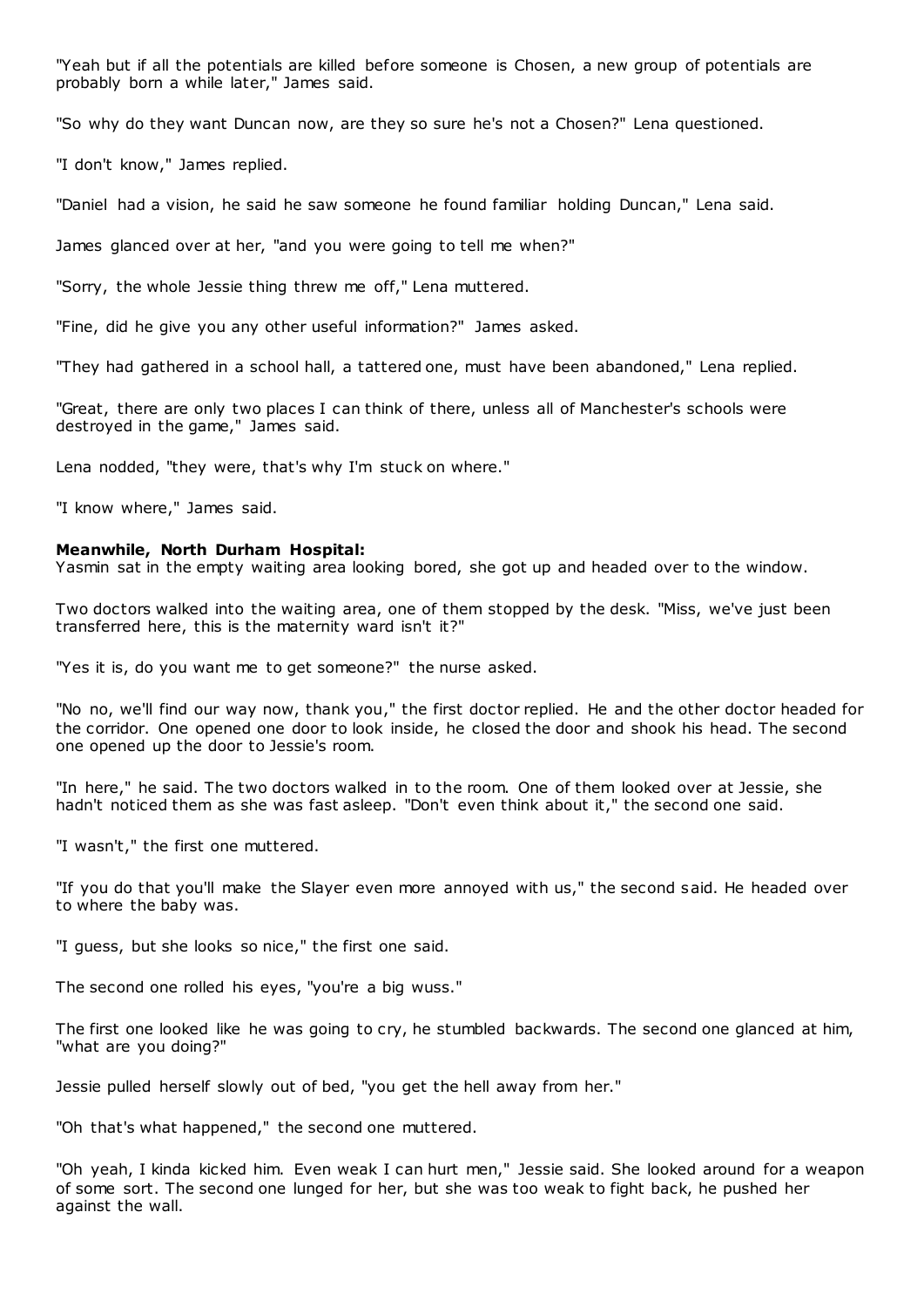"Yeah but if all the potentials are killed before someone is Chosen, a new group of potentials are probably born a while later," James said.

"So why do they want Duncan now, are they so sure he's not a Chosen?" Lena questioned.

"I don't know," James replied.

"Daniel had a vision, he said he saw someone he found familiar holding Duncan," Lena said.

James glanced over at her, "and you were going to tell me when?"

"Sorry, the whole Jessie thing threw me off," Lena muttered.

"Fine, did he give you any other useful information?" James asked.

"They had gathered in a school hall, a tattered one, must have been abandoned," Lena replied.

"Great, there are only two places I can think of there, unless all of Manchester's schools were destroyed in the game," James said.

Lena nodded, "they were, that's why I'm stuck on where."

"I know where," James said.

**Meanwhile, North Durham Hospital:**
Yasmin sat in the empty waiting area looking bored, she got up and headed over to the window.

Two doctors walked into the waiting area, one of them stopped by the desk. "Miss, we've just been transferred here, this is the maternity ward isn't it?"

"Yes it is, do you want me to get someone?" the nurse asked.

"No no, we'll find our way now, thank you," the first doctor replied. He and the other doctor headed for the corridor. One opened one door to look inside, he closed the door and shook his head. The second one opened up the door to Jessie's room.

"In here," he said. The two doctors walked in to the room. One of them looked over at Jessie, she hadn't noticed them as she was fast asleep. "Don't even think about it," the second one said.

"I wasn't," the first one muttered.

"If you do that you'll make the Slayer even more annoyed with us," the second said. He headed over to where the baby was.

"I guess, but she looks so nice," the first one said.

The second one rolled his eyes, "you're a big wuss."

The first one looked like he was going to cry, he stumbled backwards. The second one glanced at him, "what are you doing?"

Jessie pulled herself slowly out of bed, "you get the hell away from her."

"Oh that's what happened," the second one muttered.

"Oh yeah, I kinda kicked him. Even weak I can hurt men," Jessie said. She looked around for a weapon of some sort. The second one lunged for her, but she was too weak to fight back, he pushed her against the wall.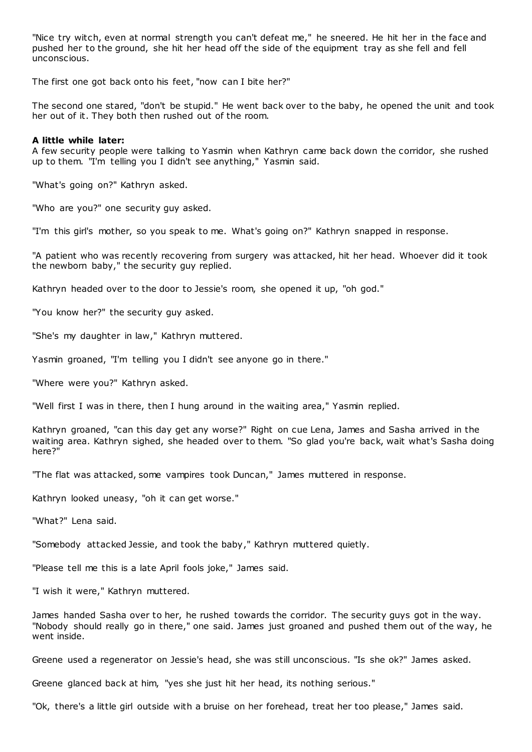"Nice try witch, even at normal strength you can't defeat me," he sneered. He hit her in the face and pushed her to the ground, she hit her head off the side of the equipment tray as she fell and fell unconscious.

The first one got back onto his feet, "now can I bite her?"

The second one stared, "don't be stupid." He went back over to the baby, he opened the unit and took her out of it. They both then rushed out of the room.

**A little while later:**
A few security people were talking to Yasmin when Kathryn came back down the corridor, she rushed up to them. "I'm telling you I didn't see anything," Yasmin said.

"What's going on?" Kathryn asked.

"Who are you?" one security guy asked.

"I'm this girl's mother, so you speak to me. What's going on?" Kathryn snapped in response.

"A patient who was recently recovering from surgery was attacked, hit her head. Whoever did it took the newborn baby," the security guy replied.

Kathryn headed over to the door to Jessie's room, she opened it up, "oh god."

"You know her?" the security guy asked.

"She's my daughter in law," Kathryn muttered.

Yasmin groaned, "I'm telling you I didn't see anyone go in there."

"Where were you?" Kathryn asked.

"Well first I was in there, then I hung around in the waiting area," Yasmin replied.

Kathryn groaned, "can this day get any worse?" Right on cue Lena, James and Sasha arrived in the waiting area. Kathryn sighed, she headed over to them. "So glad you're back, wait what's Sasha doing here?"

"The flat was attacked, some vampires took Duncan," James muttered in response.

Kathryn looked uneasy, "oh it can get worse."

"What?" Lena said.

"Somebody attacked Jessie, and took the baby," Kathryn muttered quietly.

"Please tell me this is a late April fools joke," James said.

"I wish it were," Kathryn muttered.

James handed Sasha over to her, he rushed towards the corridor. The security guys got in the way. "Nobody should really go in there," one said. James just groaned and pushed them out of the way, he went inside.

Greene used a regenerator on Jessie's head, she was still unconscious. "Is she ok?" James asked.

Greene glanced back at him, "yes she just hit her head, its nothing serious."

"Ok, there's a little girl outside with a bruise on her forehead, treat her too please," James said.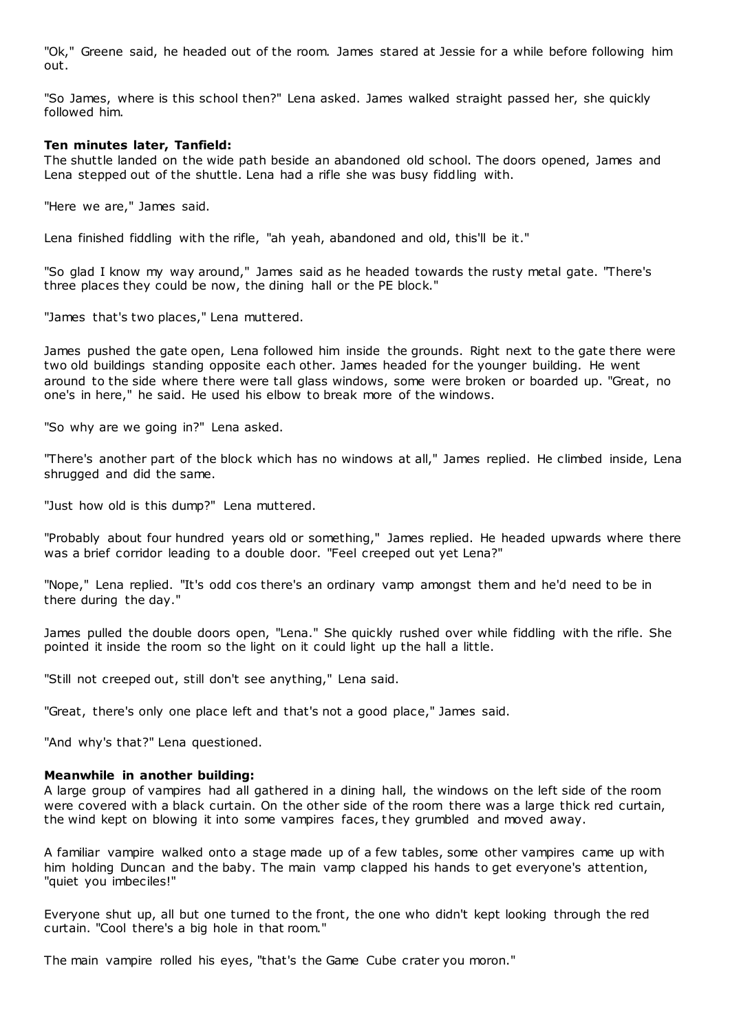"Ok," Greene said, he headed out of the room. James stared at Jessie for a while before following him out.

"So James, where is this school then?" Lena asked. James walked straight passed her, she quickly followed him.

**Ten minutes later, Tanfield:**
The shuttle landed on the wide path beside an abandoned old school. The doors opened, James and Lena stepped out of the shuttle. Lena had a rifle she was busy fiddling with.

"Here we are," James said.

Lena finished fiddling with the rifle, "ah yeah, abandoned and old, this'll be it."

"So glad I know my way around," James said as he headed towards the rusty metal gate. "There's three places they could be now, the dining hall or the PE block."

"James that's two places," Lena muttered.

James pushed the gate open, Lena followed him inside the grounds. Right next to the gate there were two old buildings standing opposite each other. James headed for the younger building. He went around to the side where there were tall glass windows, some were broken or boarded up. "Great, no one's in here," he said. He used his elbow to break more of the windows.

"So why are we going in?" Lena asked.

"There's another part of the block which has no windows at all," James replied. He climbed inside, Lena shrugged and did the same.

"Just how old is this dump?" Lena muttered.

"Probably about four hundred years old or something," James replied. He headed upwards where there was a brief corridor leading to a double door. "Feel creeped out yet Lena?"

"Nope," Lena replied. "It's odd cos there's an ordinary vamp amongst them and he'd need to be in there during the day."

James pulled the double doors open, "Lena." She quickly rushed over while fiddling with the rifle. She pointed it inside the room so the light on it could light up the hall a little.

"Still not creeped out, still don't see anything," Lena said.

"Great, there's only one place left and that's not a good place," James said.

"And why's that?" Lena questioned.

**Meanwhile in another building:**
A large group of vampires had all gathered in a dining hall, the windows on the left side of the room were covered with a black curtain. On the other side of the room there was a large thick red curtain, the wind kept on blowing it into some vampires faces, they grumbled and moved away.

A familiar vampire walked onto a stage made up of a few tables, some other vampires came up with him holding Duncan and the baby. The main vamp clapped his hands to get everyone's attention, "quiet you imbeciles!"

Everyone shut up, all but one turned to the front, the one who didn't kept looking through the red curtain. "Cool there's a big hole in that room."

The main vampire rolled his eyes, "that's the Game Cube crater you moron."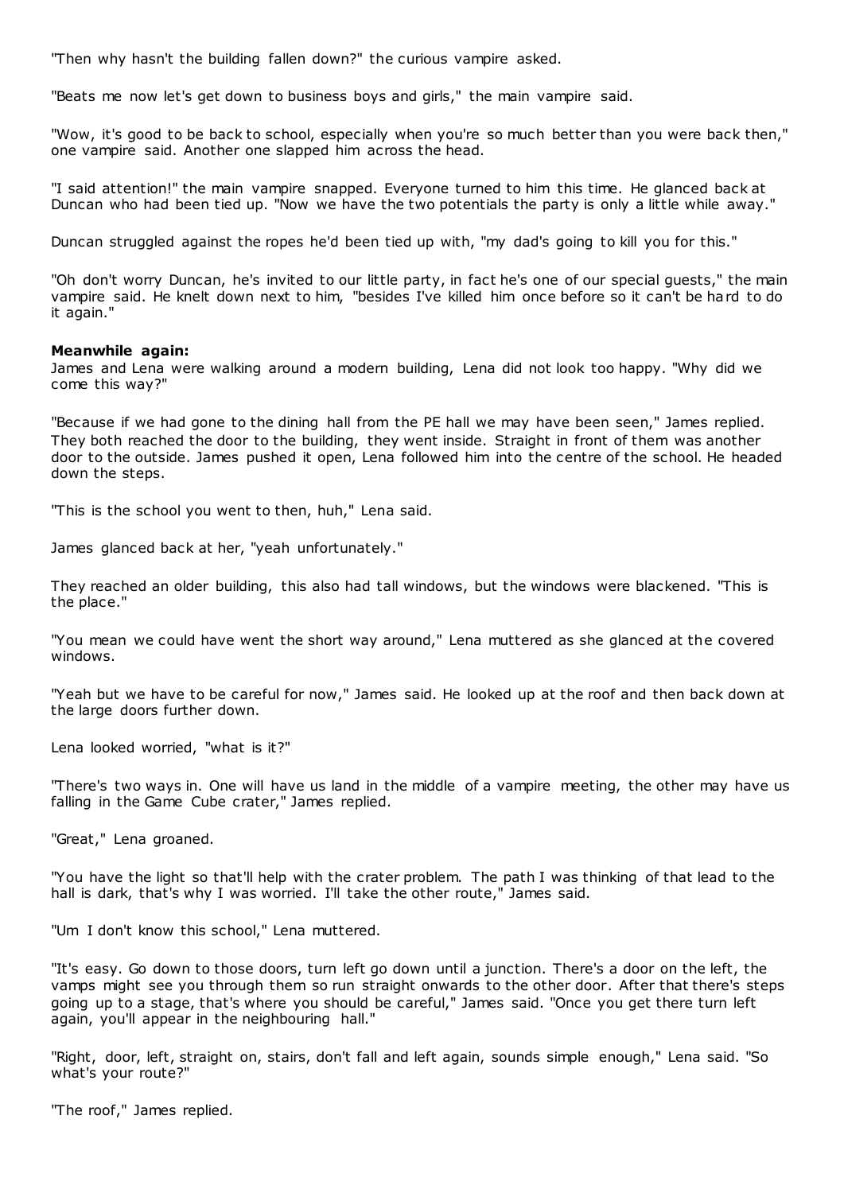"Then why hasn't the building fallen down?" the curious vampire asked.

"Beats me now let's get down to business boys and girls," the main vampire said.

"Wow, it's good to be back to school, especially when you're so much better than you were back then," one vampire said. Another one slapped him across the head.

"I said attention!" the main vampire snapped. Everyone turned to him this time. He glanced back at Duncan who had been tied up. "Now we have the two potentials the party is only a little while away."

Duncan struggled against the ropes he'd been tied up with, "my dad's going to kill you for this."

"Oh don't worry Duncan, he's invited to our little party, in fact he's one of our special guests," the main vampire said. He knelt down next to him, "besides I've killed him once before so it can't be hard to do it again."

**Meanwhile again:**
James and Lena were walking around a modern building, Lena did not look too happy. "Why did we come this way?"

"Because if we had gone to the dining hall from the PE hall we may have been seen," James replied. They both reached the door to the building, they went inside. Straight in front of them was another door to the outside. James pushed it open, Lena followed him into the centre of the school. He headed down the steps.

"This is the school you went to then, huh," Lena said.

James glanced back at her, "yeah unfortunately."

They reached an older building, this also had tall windows, but the windows were blackened. "This is the place."

"You mean we could have went the short way around," Lena muttered as she glanced at the covered windows.

"Yeah but we have to be careful for now," James said. He looked up at the roof and then back down at the large doors further down.

Lena looked worried, "what is it?"

"There's two ways in. One will have us land in the middle of a vampire meeting, the other may have us falling in the Game Cube crater," James replied.

"Great," Lena groaned.

"You have the light so that'll help with the crater problem. The path I was thinking of that lead to the hall is dark, that's why I was worried. I'll take the other route," James said.

"Um I don't know this school," Lena muttered.

"It's easy. Go down to those doors, turn left go down until a junction. There's a door on the left, the vamps might see you through them so run straight onwards to the other door. After that there's steps going up to a stage, that's where you should be careful," James said. "Once you get there turn left again, you'll appear in the neighbouring hall."

"Right, door, left, straight on, stairs, don't fall and left again, sounds simple enough," Lena said. "So what's your route?"

"The roof," James replied.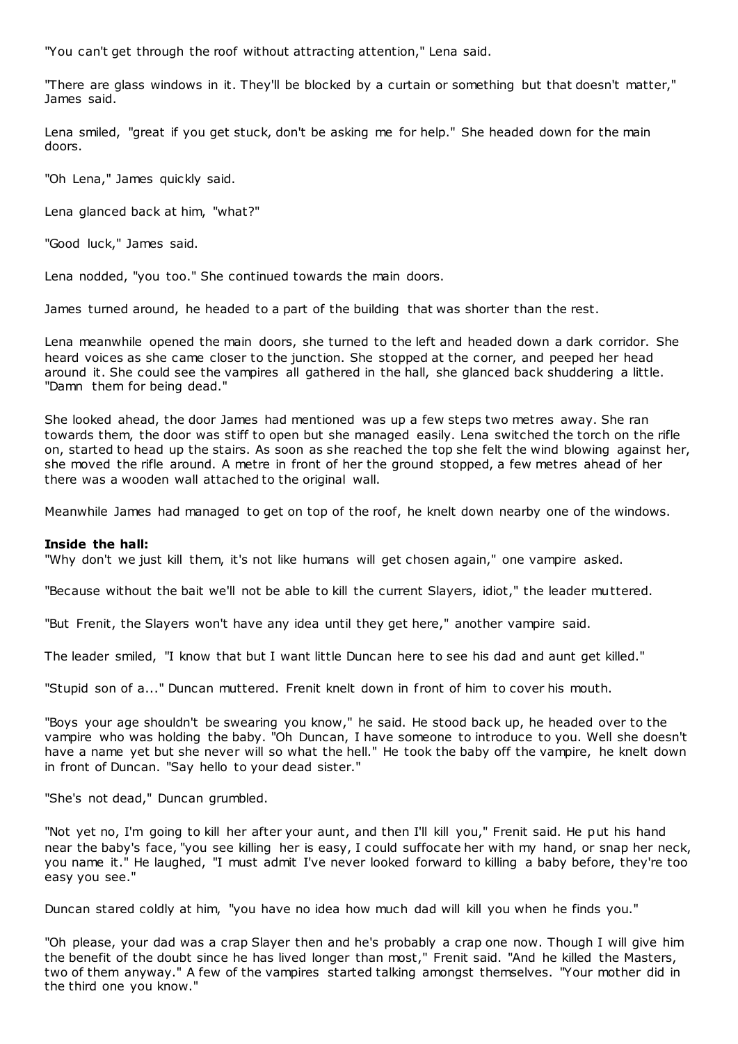"You can't get through the roof without attracting attention," Lena said.

"There are glass windows in it. They'll be blocked by a curtain or something but that doesn't matter," James said.

Lena smiled, "great if you get stuck, don't be asking me for help." She headed down for the main doors.

"Oh Lena," James quickly said.

Lena glanced back at him, "what?"

"Good luck," James said.

Lena nodded, "you too." She continued towards the main doors.

James turned around, he headed to a part of the building that was shorter than the rest.

Lena meanwhile opened the main doors, she turned to the left and headed down a dark corridor. She heard voices as she came closer to the junction. She stopped at the corner, and peeped her head around it. She could see the vampires all gathered in the hall, she glanced back shuddering a little. "Damn them for being dead."

She looked ahead, the door James had mentioned was up a few steps two metres away. She ran towards them, the door was stiff to open but she managed easily. Lena switched the torch on the rifle on, started to head up the stairs. As soon as she reached the top she felt the wind blowing against her, she moved the rifle around. A metre in front of her the ground stopped, a few metres ahead of her there was a wooden wall attached to the original wall.

Meanwhile James had managed to get on top of the roof, he knelt down nearby one of the windows.

**Inside the hall:**

"Why don't we just kill them, it's not like humans will get chosen again," one vampire asked.

"Because without the bait we'll not be able to kill the current Slayers, idiot," the leader muttered.

"But Frenit, the Slayers won't have any idea until they get here," another vampire said.

The leader smiled, "I know that but I want little Duncan here to see his dad and aunt get killed."

"Stupid son of a..." Duncan muttered. Frenit knelt down in front of him to cover his mouth.

"Boys your age shouldn't be swearing you know," he said. He stood back up, he headed over to the vampire who was holding the baby. "Oh Duncan, I have someone to introduce to you. Well she doesn't have a name yet but she never will so what the hell." He took the baby off the vampire, he knelt down in front of Duncan. "Say hello to your dead sister."

"She's not dead," Duncan grumbled.

"Not yet no, I'm going to kill her after your aunt, and then I'll kill you," Frenit said. He put his hand near the baby's face, "you see killing her is easy, I could suffocate her with my hand, or snap her neck, you name it." He laughed, "I must admit I've never looked forward to killing a baby before, they're too easy you see."

Duncan stared coldly at him, "you have no idea how much dad will kill you when he finds you."

"Oh please, your dad was a crap Slayer then and he's probably a crap one now. Though I will give him the benefit of the doubt since he has lived longer than most," Frenit said. "And he killed the Masters, two of them anyway." A few of the vampires started talking amongst themselves. "Your mother did in the third one you know."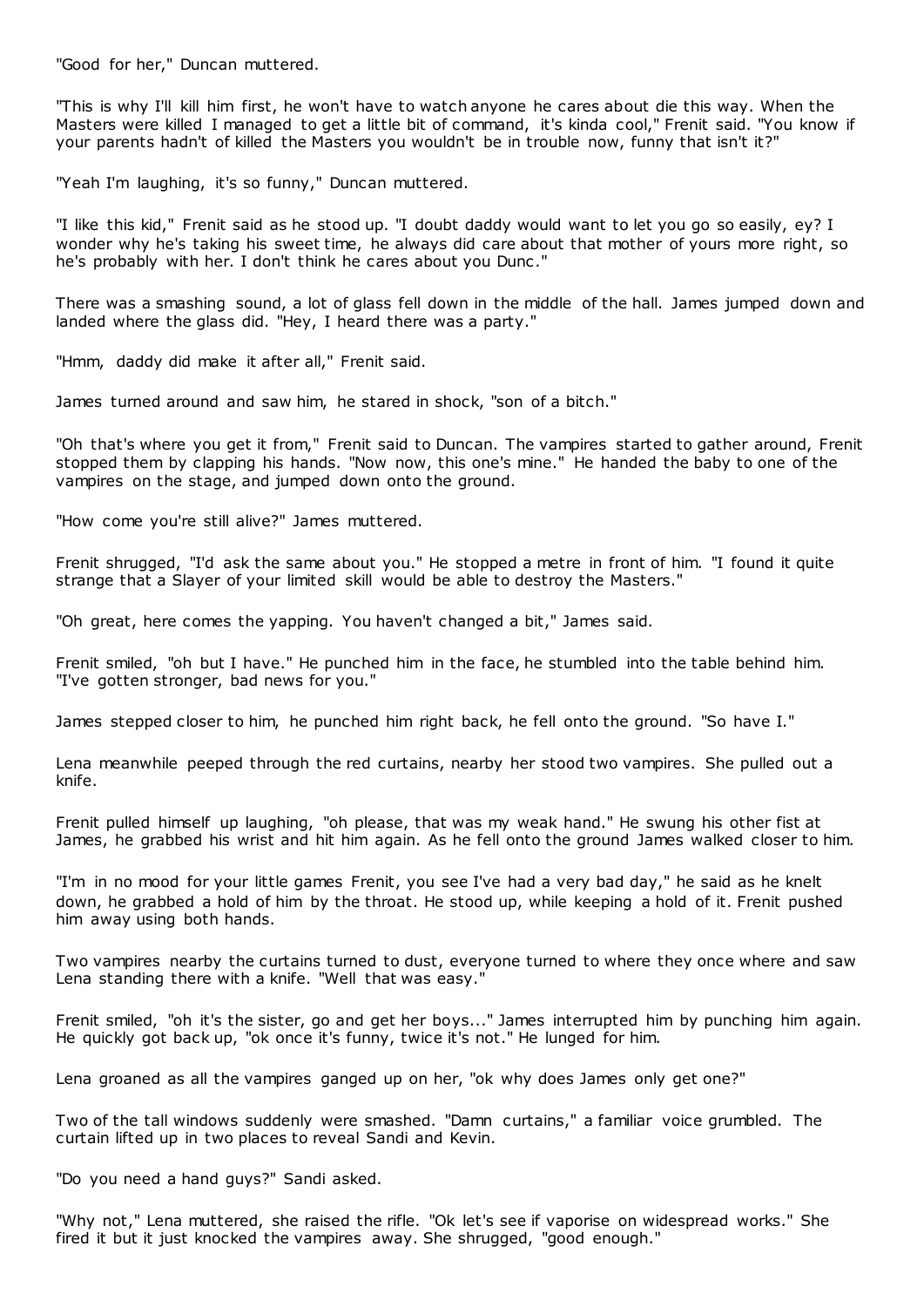"Good for her," Duncan muttered.

"This is why I'll kill him first, he won't have to watch anyone he cares about die this way. When the Masters were killed I managed to get a little bit of command, it's kinda cool," Frenit said. "You know if your parents hadn't of killed the Masters you wouldn't be in trouble now, funny that isn't it?"

"Yeah I'm laughing, it's so funny," Duncan muttered.

"I like this kid," Frenit said as he stood up. "I doubt daddy would want to let you go so easily, ey? I wonder why he's taking his sweet time, he always did care about that mother of yours more right, so he's probably with her. I don't think he cares about you Dunc."

There was a smashing sound, a lot of glass fell down in the middle of the hall. James jumped down and landed where the glass did. "Hey, I heard there was a party."

"Hmm, daddy did make it after all," Frenit said.

James turned around and saw him, he stared in shock, "son of a bitch."

"Oh that's where you get it from," Frenit said to Duncan. The vampires started to gather around, Frenit stopped them by clapping his hands. "Now now, this one's mine." He handed the baby to one of the vampires on the stage, and jumped down onto the ground.

"How come you're still alive?" James muttered.

Frenit shrugged, "I'd ask the same about you." He stopped a metre in front of him. "I found it quite strange that a Slayer of your limited skill would be able to destroy the Masters."

"Oh great, here comes the yapping. You haven't changed a bit," James said.

Frenit smiled, "oh but I have." He punched him in the face, he stumbled into the table behind him. "I've gotten stronger, bad news for you."

James stepped closer to him, he punched him right back, he fell onto the ground. "So have I."

Lena meanwhile peeped through the red curtains, nearby her stood two vampires. She pulled out a knife.

Frenit pulled himself up laughing, "oh please, that was my weak hand." He swung his other fist at James, he grabbed his wrist and hit him again. As he fell onto the ground James walked closer to him.

"I'm in no mood for your little games Frenit, you see I've had a very bad day," he said as he knelt down, he grabbed a hold of him by the throat. He stood up, while keeping a hold of it. Frenit pushed him away using both hands.

Two vampires nearby the curtains turned to dust, everyone turned to where they once where and saw Lena standing there with a knife. "Well that was easy."

Frenit smiled, "oh it's the sister, go and get her boys..." James interrupted him by punching him again. He quickly got back up, "ok once it's funny, twice it's not." He lunged for him.

Lena groaned as all the vampires ganged up on her, "ok why does James only get one?"

Two of the tall windows suddenly were smashed. "Damn curtains," a familiar voice grumbled. The curtain lifted up in two places to reveal Sandi and Kevin.

"Do you need a hand guys?" Sandi asked.

"Why not," Lena muttered, she raised the rifle. "Ok let's see if vaporise on widespread works." She fired it but it just knocked the vampires away. She shrugged, "good enough."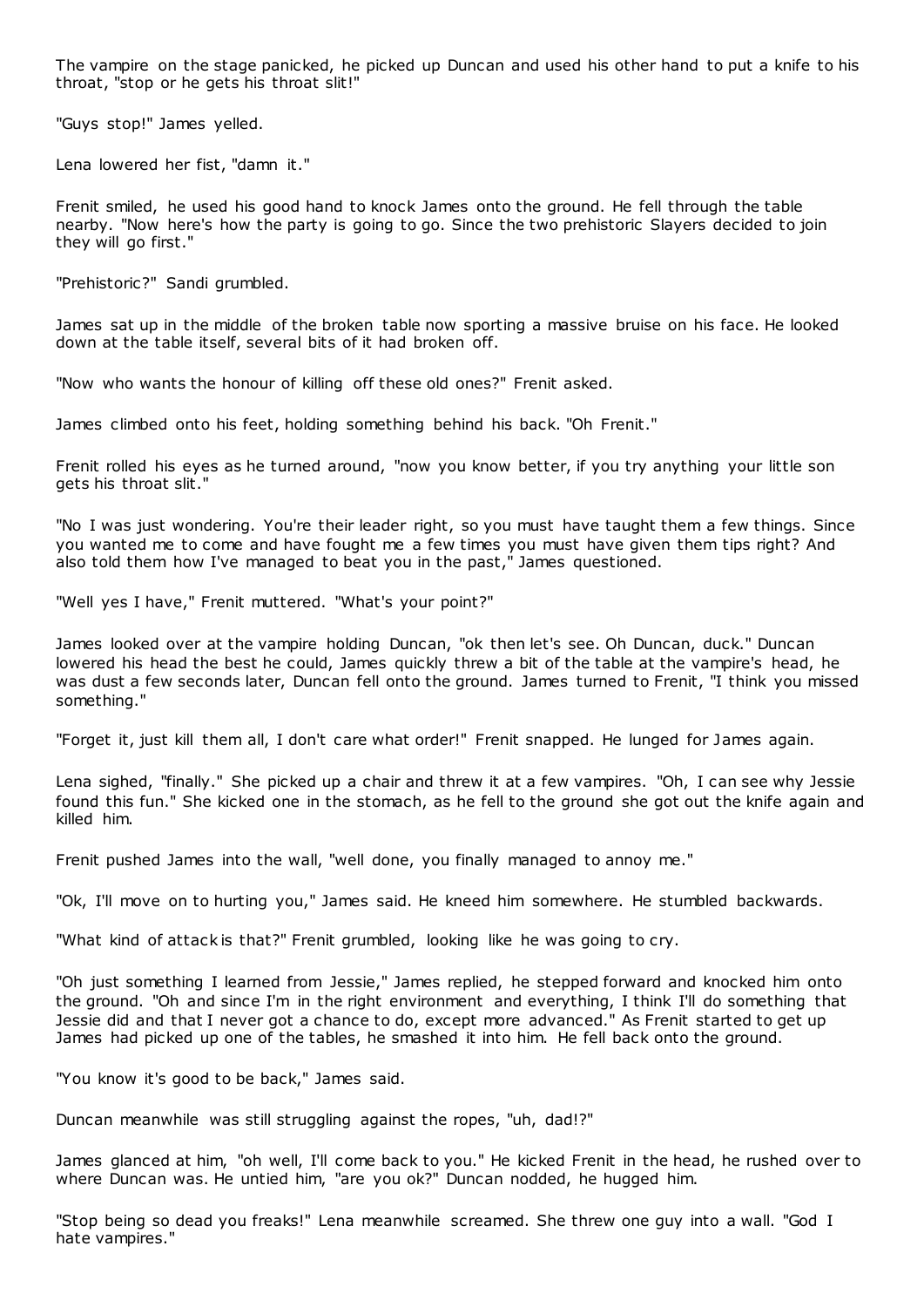The vampire on the stage panicked, he picked up Duncan and used his other hand to put a knife to his throat, "stop or he gets his throat slit!"

"Guys stop!" James yelled.

Lena lowered her fist, "damn it."

Frenit smiled, he used his good hand to knock James onto the ground. He fell through the table nearby. "Now here's how the party is going to go. Since the two prehistoric Slayers decided to join they will go first."

"Prehistoric?" Sandi grumbled.

James sat up in the middle of the broken table now sporting a massive bruise on his face. He looked down at the table itself, several bits of it had broken off.

"Now who wants the honour of killing off these old ones?" Frenit asked.

James climbed onto his feet, holding something behind his back. "Oh Frenit."

Frenit rolled his eyes as he turned around, "now you know better, if you try anything your little son gets his throat slit."

"No I was just wondering. You're their leader right, so you must have taught them a few things. Since you wanted me to come and have fought me a few times you must have given them tips right? And also told them how I've managed to beat you in the past," James questioned.

"Well yes I have," Frenit muttered. "What's your point?"

James looked over at the vampire holding Duncan, "ok then let's see. Oh Duncan, duck." Duncan lowered his head the best he could, James quickly threw a bit of the table at the vampire's head, he was dust a few seconds later, Duncan fell onto the ground. James turned to Frenit, "I think you missed something."

"Forget it, just kill them all, I don't care what order!" Frenit snapped. He lunged for James again.

Lena sighed, "finally." She picked up a chair and threw it at a few vampires. "Oh, I can see why Jessie found this fun." She kicked one in the stomach, as he fell to the ground she got out the knife again and killed him.

Frenit pushed James into the wall, "well done, you finally managed to annoy me."

"Ok, I'll move on to hurting you," James said. He kneed him somewhere. He stumbled backwards.

"What kind of attack is that?" Frenit grumbled, looking like he was going to cry.

"Oh just something I learned from Jessie," James replied, he stepped forward and knocked him onto the ground. "Oh and since I'm in the right environment and everything, I think I'll do something that Jessie did and that I never got a chance to do, except more advanced." As Frenit started to get up James had picked up one of the tables, he smashed it into him. He fell back onto the ground.

"You know it's good to be back," James said.

Duncan meanwhile was still struggling against the ropes, "uh, dad!?"

James glanced at him, "oh well, I'll come back to you." He kicked Frenit in the head, he rushed over to where Duncan was. He untied him, "are you ok?" Duncan nodded, he hugged him.

"Stop being so dead you freaks!" Lena meanwhile screamed. She threw one guy into a wall. "God I hate vampires."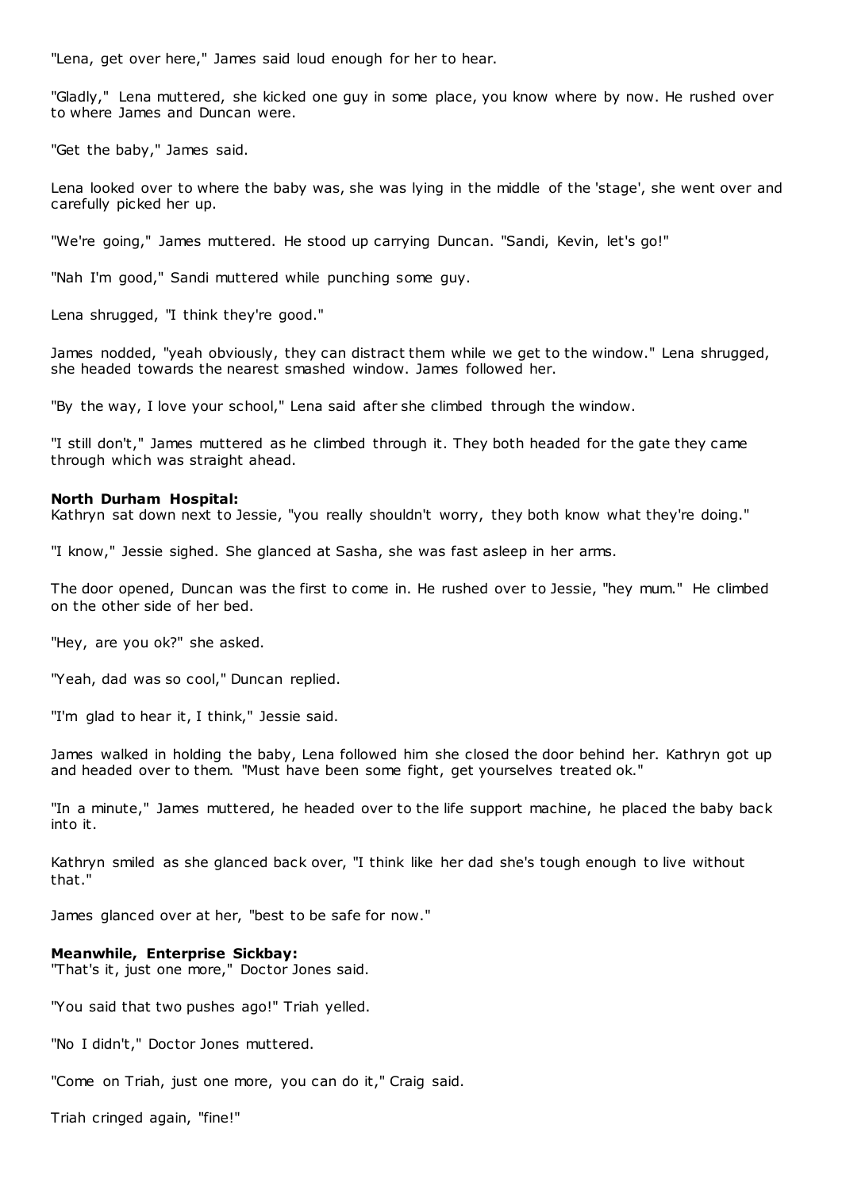"Lena, get over here," James said loud enough for her to hear.

"Gladly," Lena muttered, she kicked one guy in some place, you know where by now. He rushed over to where James and Duncan were.

"Get the baby," James said.

Lena looked over to where the baby was, she was lying in the middle of the 'stage', she went over and carefully picked her up.

"We're going," James muttered. He stood up carrying Duncan. "Sandi, Kevin, let's go!"

"Nah I'm good," Sandi muttered while punching some guy.

Lena shrugged, "I think they're good."

James nodded, "yeah obviously, they can distract them while we get to the window." Lena shrugged, she headed towards the nearest smashed window. James followed her.

"By the way, I love your school," Lena said after she climbed through the window.

"I still don't," James muttered as he climbed through it. They both headed for the gate they came through which was straight ahead.

**North Durham Hospital:**
Kathryn sat down next to Jessie, "you really shouldn't worry, they both know what they're doing."

"I know," Jessie sighed. She glanced at Sasha, she was fast asleep in her arms.

The door opened, Duncan was the first to come in. He rushed over to Jessie, "hey mum." He climbed on the other side of her bed.

"Hey, are you ok?" she asked.

"Yeah, dad was so cool," Duncan replied.

"I'm glad to hear it, I think," Jessie said.

James walked in holding the baby, Lena followed him she closed the door behind her. Kathryn got up and headed over to them. "Must have been some fight, get yourselves treated ok."

"In a minute," James muttered, he headed over to the life support machine, he placed the baby back into it.

Kathryn smiled as she glanced back over, "I think like her dad she's tough enough to live without that."

James glanced over at her, "best to be safe for now."

**Meanwhile, Enterprise Sickbay:**
"That's it, just one more," Doctor Jones said.

"You said that two pushes ago!" Triah yelled.

"No I didn't," Doctor Jones muttered.

"Come on Triah, just one more, you can do it," Craig said.

Triah cringed again, "fine!"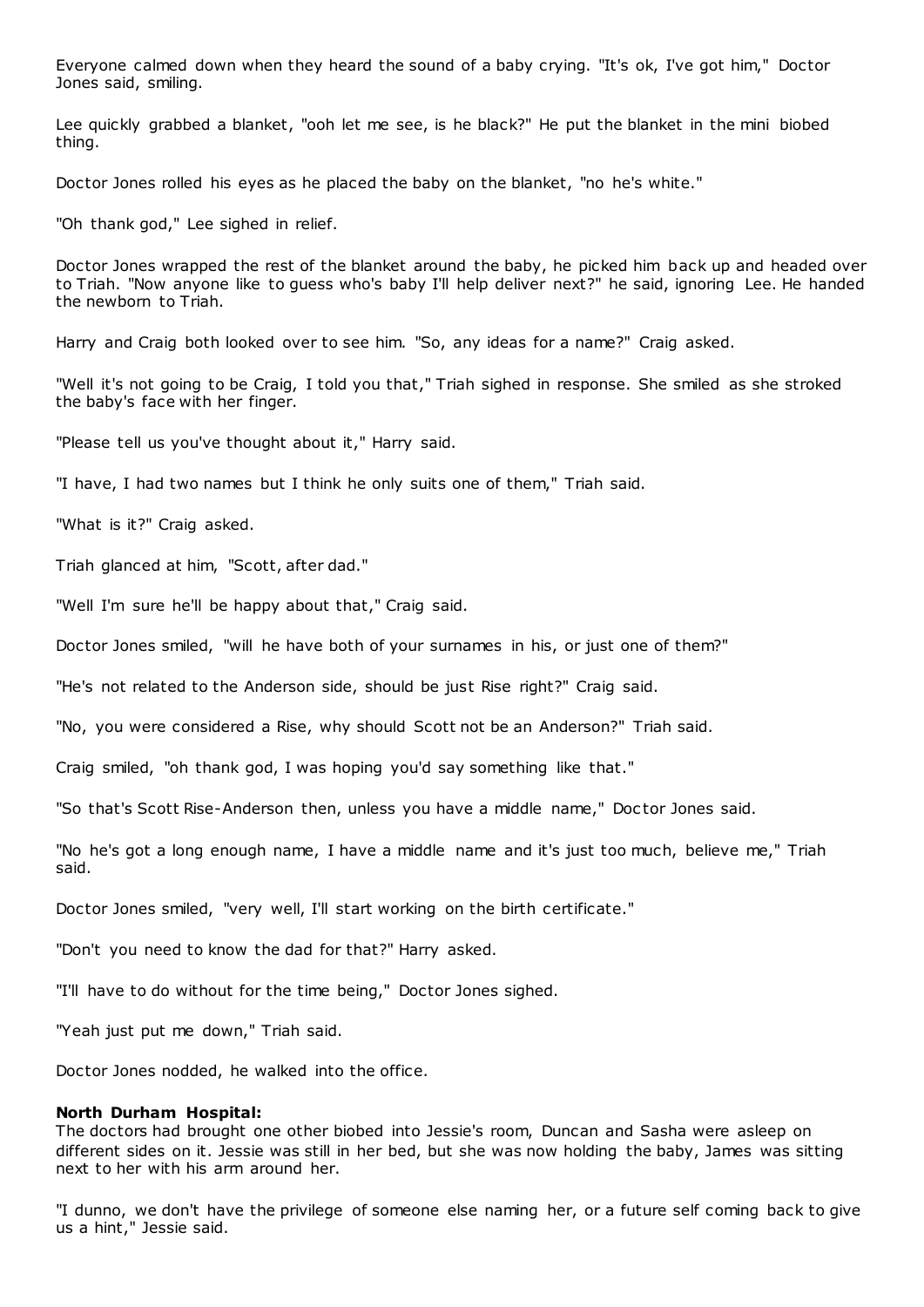Everyone calmed down when they heard the sound of a baby crying. "It's ok, I've got him," Doctor Jones said, smiling.

Lee quickly grabbed a blanket, "ooh let me see, is he black?" He put the blanket in the mini biobed thing.

Doctor Jones rolled his eyes as he placed the baby on the blanket, "no he's white."

"Oh thank god," Lee sighed in relief.

Doctor Jones wrapped the rest of the blanket around the baby, he picked him back up and headed over to Triah. "Now anyone like to guess who's baby I'll help deliver next?" he said, ignoring Lee. He handed the newborn to Triah.

Harry and Craig both looked over to see him. "So, any ideas for a name?" Craig asked.

"Well it's not going to be Craig, I told you that," Triah sighed in response. She smiled as she stroked the baby's face with her finger.

"Please tell us you've thought about it," Harry said.

"I have, I had two names but I think he only suits one of them," Triah said.

"What is it?" Craig asked.

Triah glanced at him, "Scott, after dad."

"Well I'm sure he'll be happy about that," Craig said.

Doctor Jones smiled, "will he have both of your surnames in his, or just one of them?"

"He's not related to the Anderson side, should be just Rise right?" Craig said.

"No, you were considered a Rise, why should Scott not be an Anderson?" Triah said.

Craig smiled, "oh thank god, I was hoping you'd say something like that."

"So that's Scott Rise-Anderson then, unless you have a middle name," Doctor Jones said.

"No he's got a long enough name, I have a middle name and it's just too much, believe me," Triah said.

Doctor Jones smiled, "very well, I'll start working on the birth certificate."

"Don't you need to know the dad for that?" Harry asked.

"I'll have to do without for the time being," Doctor Jones sighed.

"Yeah just put me down," Triah said.

Doctor Jones nodded, he walked into the office.

**North Durham Hospital:**
The doctors had brought one other biobed into Jessie's room, Duncan and Sasha were asleep on different sides on it. Jessie was still in her bed, but she was now holding the baby, James was sitting next to her with his arm around her.

"I dunno, we don't have the privilege of someone else naming her, or a future self coming back to give us a hint," Jessie said.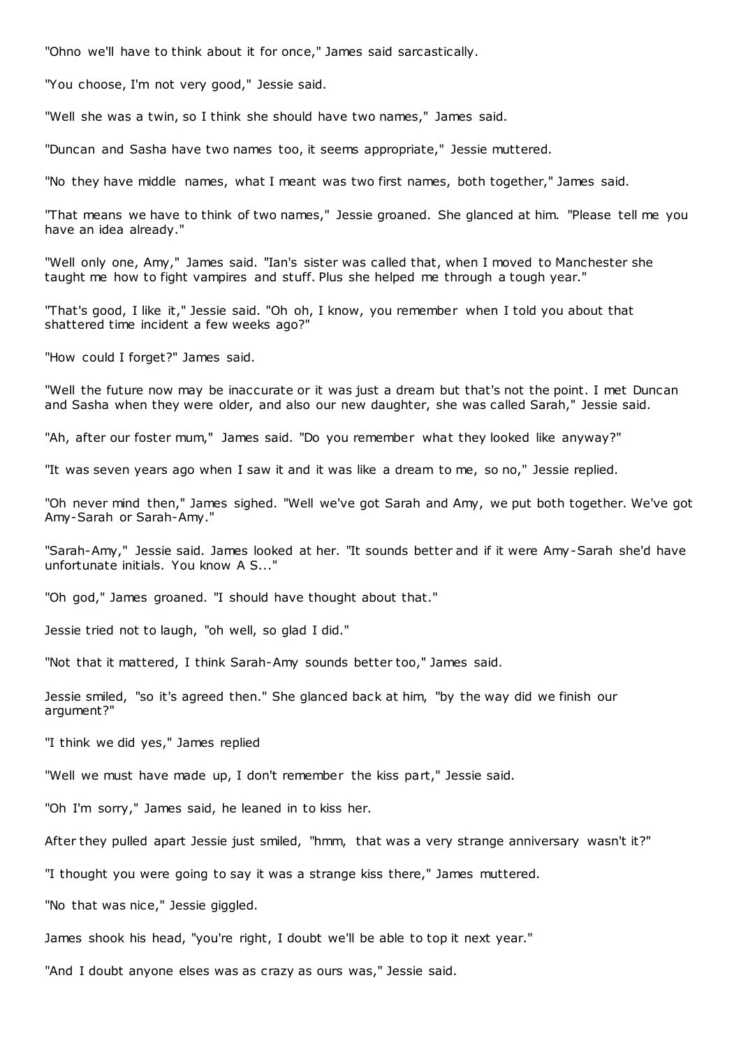"Ohno we'll have to think about it for once," James said sarcastically.

"You choose, I'm not very good," Jessie said.

"Well she was a twin, so I think she should have two names," James said.

"Duncan and Sasha have two names too, it seems appropriate," Jessie muttered.

"No they have middle names, what I meant was two first names, both together," James said.

"That means we have to think of two names," Jessie groaned. She glanced at him. "Please tell me you have an idea already."

"Well only one, Amy," James said. "Ian's sister was called that, when I moved to Manchester she taught me how to fight vampires and stuff. Plus she helped me through a tough year."

"That's good, I like it," Jessie said. "Oh oh, I know, you remember when I told you about that shattered time incident a few weeks ago?"

"How could I forget?" James said.

"Well the future now may be inaccurate or it was just a dream but that's not the point. I met Duncan and Sasha when they were older, and also our new daughter, she was called Sarah," Jessie said.

"Ah, after our foster mum," James said. "Do you remember what they looked like anyway?"

"It was seven years ago when I saw it and it was like a dream to me, so no," Jessie replied.

"Oh never mind then," James sighed. "Well we've got Sarah and Amy, we put both together. We've got Amy-Sarah or Sarah-Amy."

"Sarah-Amy," Jessie said. James looked at her. "It sounds better and if it were Amy-Sarah she'd have unfortunate initials. You know A S..."

"Oh god," James groaned. "I should have thought about that."

Jessie tried not to laugh, "oh well, so glad I did."

"Not that it mattered, I think Sarah-Amy sounds better too," James said.

Jessie smiled, "so it's agreed then." She glanced back at him, "by the way did we finish our argument?"

"I think we did yes," James replied

"Well we must have made up, I don't remember the kiss part," Jessie said.

"Oh I'm sorry," James said, he leaned in to kiss her.

After they pulled apart Jessie just smiled, "hmm, that was a very strange anniversary wasn't it?"

"I thought you were going to say it was a strange kiss there," James muttered.

"No that was nice," Jessie giggled.

James shook his head, "you're right, I doubt we'll be able to top it next year."

"And I doubt anyone elses was as crazy as ours was," Jessie said.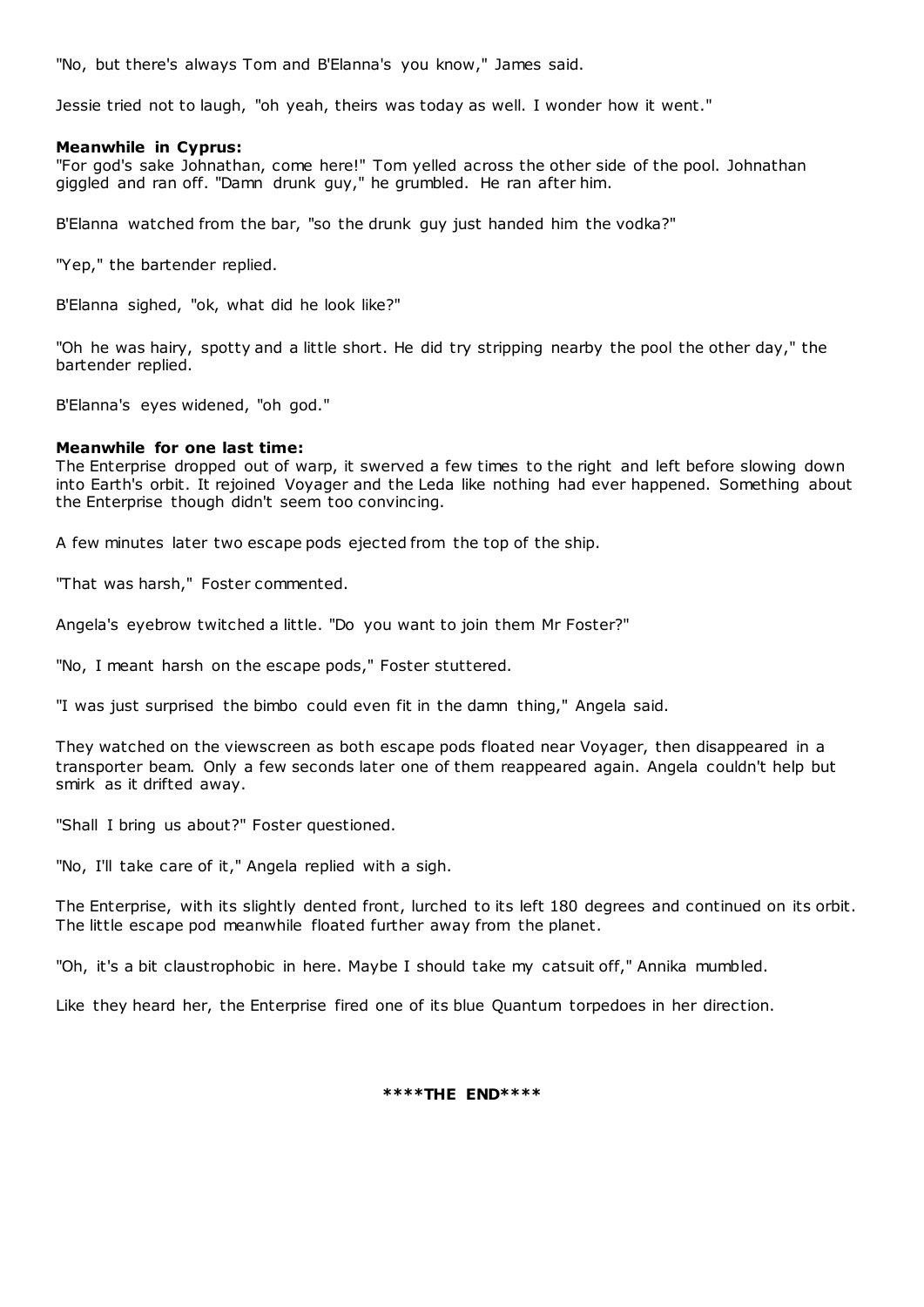"No, but there's always Tom and B'Elanna's you know," James said.

Jessie tried not to laugh, "oh yeah, theirs was today as well. I wonder how it went."

**Meanwhile in Cyprus:**
"For god's sake Johnathan, come here!" Tom yelled across the other side of the pool. Johnathan giggled and ran off. "Damn drunk guy," he grumbled. He ran after him.

B'Elanna watched from the bar, "so the drunk guy just handed him the vodka?"

"Yep," the bartender replied.

B'Elanna sighed, "ok, what did he look like?"

"Oh he was hairy, spotty and a little short. He did try stripping nearby the pool the other day," the bartender replied.

B'Elanna's eyes widened, "oh god."

**Meanwhile for one last time:**
The Enterprise dropped out of warp, it swerved a few times to the right and left before slowing down into Earth's orbit. It rejoined Voyager and the Leda like nothing had ever happened. Something about the Enterprise though didn't seem too convincing.

A few minutes later two escape pods ejected from the top of the ship.

"That was harsh," Foster commented.

Angela's eyebrow twitched a little. "Do you want to join them Mr Foster?"

"No, I meant harsh on the escape pods," Foster stuttered.

"I was just surprised the bimbo could even fit in the damn thing," Angela said.

They watched on the viewscreen as both escape pods floated near Voyager, then disappeared in a transporter beam. Only a few seconds later one of them reappeared again. Angela couldn't help but smirk as it drifted away.

"Shall I bring us about?" Foster questioned.

"No, I'll take care of it," Angela replied with a sigh.

The Enterprise, with its slightly dented front, lurched to its left 180 degrees and continued on its orbit. The little escape pod meanwhile floated further away from the planet.

"Oh, it's a bit claustrophobic in here. Maybe I should take my catsuit off," Annika mumbled.

Like they heard her, the Enterprise fired one of its blue Quantum torpedoes in her direction.

**\*\*\*\*THE END\*\*\*\***